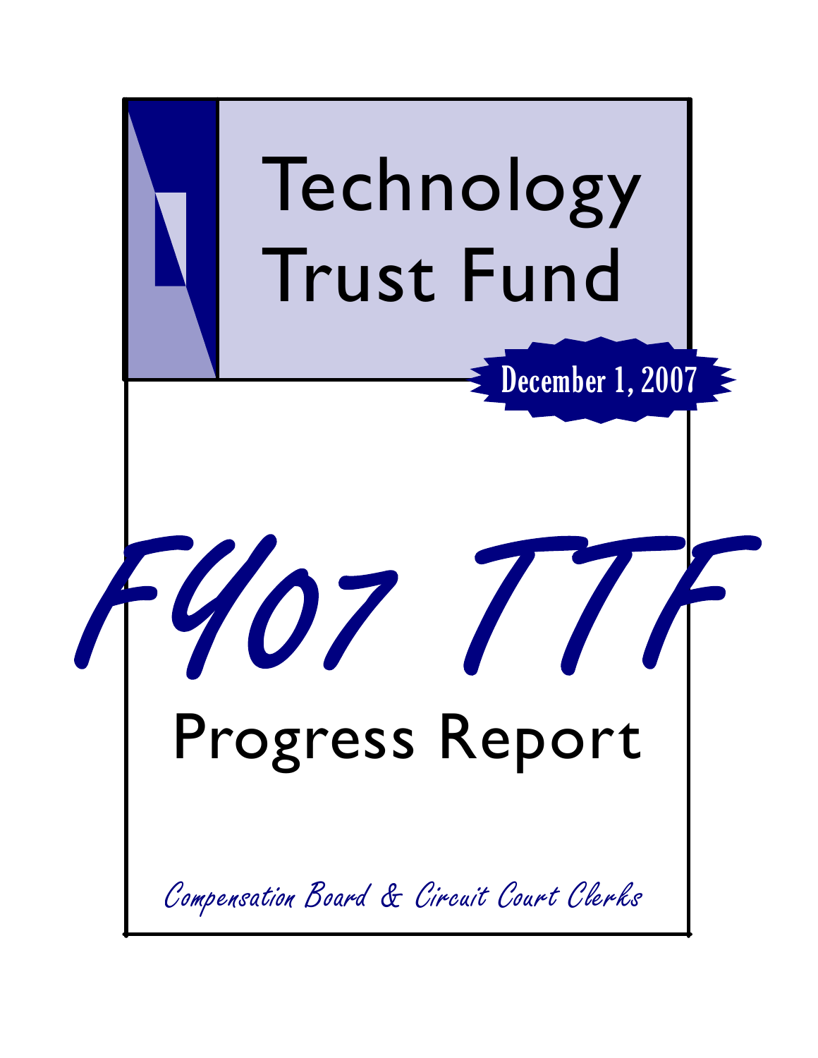# Technology Trust Fund

December 1, 2007

# FY07 TTF

## Progress Report

*Compensation Board & Circuit Court Clerks*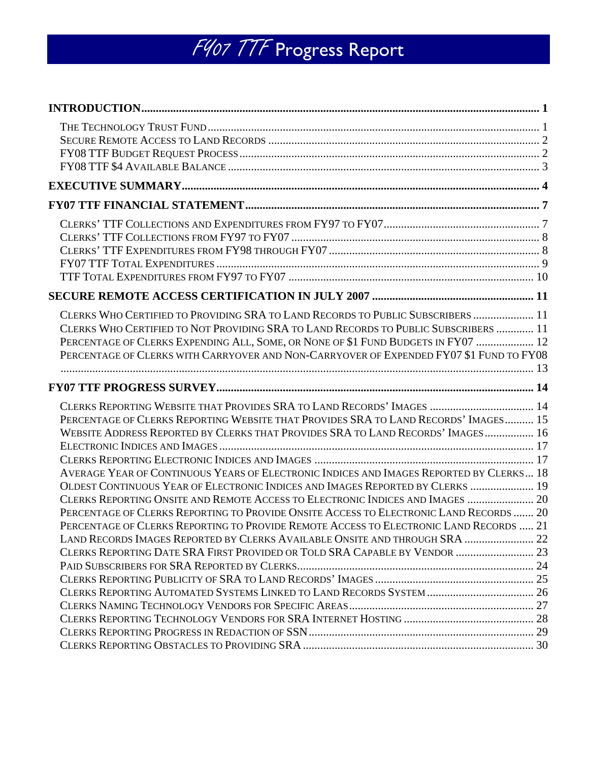# *FY07 TTF* Progress Report

**INTRODUCTION** ..... 1

- THE TECHNOLOGY TRUST FUND ..... 1
- SECURE REMOTE ACCESS TO LAND RECORDS ..... 2
- FY08 TTF BUDGET REQUEST PROCESS ..... 2
- FY08 TTF $4 AVAILABLE BALANCE ..... 3

**EXECUTIVE SUMMARY** ..... 4

**FY07 TTF FINANCIAL STATEMENT** ..... 7

- CLERKS' TTF COLLECTIONS AND EXPENDITURES FROM FY97 TO FY07 ..... 7
- CLERKS' TTF COLLECTIONS FROM FY97 TO FY07 ..... 8
- CLERKS' TTF EXPENDITURES FROM FY98 THROUGH FY07 ..... 8
- FY07 TTF TOTAL EXPENDITURES ..... 9
- TTF TOTAL EXPENDITURES FROM FY97 TO FY07 ..... 10

**SECURE REMOTE ACCESS CERTIFICATION IN JULY 2007** ..... 11

- CLERKS WHO CERTIFIED TO PROVIDING SRA TO LAND RECORDS TO PUBLIC SUBSCRIBERS ..... 11
- CLERKS WHO CERTIFIED TO NOT PROVIDING SRA TO LAND RECORDS TO PUBLIC SUBSCRIBERS ..... 11
- PERCENTAGE OF CLERKS EXPENDING ALL, SOME, OR NONE OF $1 FUND BUDGETS IN FY07 ..... 12
- PERCENTAGE OF CLERKS WITH CARRYOVER AND NON-CARRYOVER OF EXPENDED FY07 $1 FUND TO FY08 ..... 13

**FY07 TTF PROGRESS SURVEY** ..... 14

- CLERKS REPORTING WEBSITE THAT PROVIDES SRA TO LAND RECORDS' IMAGES ..... 14
- PERCENTAGE OF CLERKS REPORTING WEBSITE THAT PROVIDES SRA TO LAND RECORDS' IMAGES ..... 15
- WEBSITE ADDRESS REPORTED BY CLERKS THAT PROVIDES SRA TO LAND RECORDS' IMAGES ..... 16
- ELECTRONIC INDICES AND IMAGES ..... 17
- CLERKS REPORTING ELECTRONIC INDICES AND IMAGES ..... 17
- AVERAGE YEAR OF CONTINUOUS YEARS OF ELECTRONIC INDICES AND IMAGES REPORTED BY CLERKS ..... 18
- OLDEST CONTINUOUS YEAR OF ELECTRONIC INDICES AND IMAGES REPORTED BY CLERKS ..... 19
- CLERKS REPORTING ONSITE AND REMOTE ACCESS TO ELECTRONIC INDICES AND IMAGES ..... 20
- PERCENTAGE OF CLERKS REPORTING TO PROVIDE ONSITE ACCESS TO ELECTRONIC LAND RECORDS ..... 20
- PERCENTAGE OF CLERKS REPORTING TO PROVIDE REMOTE ACCESS TO ELECTRONIC LAND RECORDS ..... 21
- LAND RECORDS IMAGES REPORTED BY CLERKS AVAILABLE ONSITE AND THROUGH SRA ..... 22
- CLERKS REPORTING DATE SRA FIRST PROVIDED OR TOLD SRA CAPABLE BY VENDOR ..... 23
- PAID SUBSCRIBERS FOR SRA REPORTED BY CLERKS ..... 24
- CLERKS REPORTING PUBLICITY OF SRA TO LAND RECORDS' IMAGES ..... 25
- CLERKS REPORTING AUTOMATED SYSTEMS LINKED TO LAND RECORDS SYSTEM ..... 26
- CLERKS NAMING TECHNOLOGY VENDORS FOR SPECIFIC AREAS ..... 27
- CLERKS REPORTING TECHNOLOGY VENDORS FOR SRA INTERNET HOSTING ..... 28
- CLERKS REPORTING PROGRESS IN REDACTION OF SSN ..... 29
- CLERKS REPORTING OBSTACLES TO PROVIDING SRA ..... 30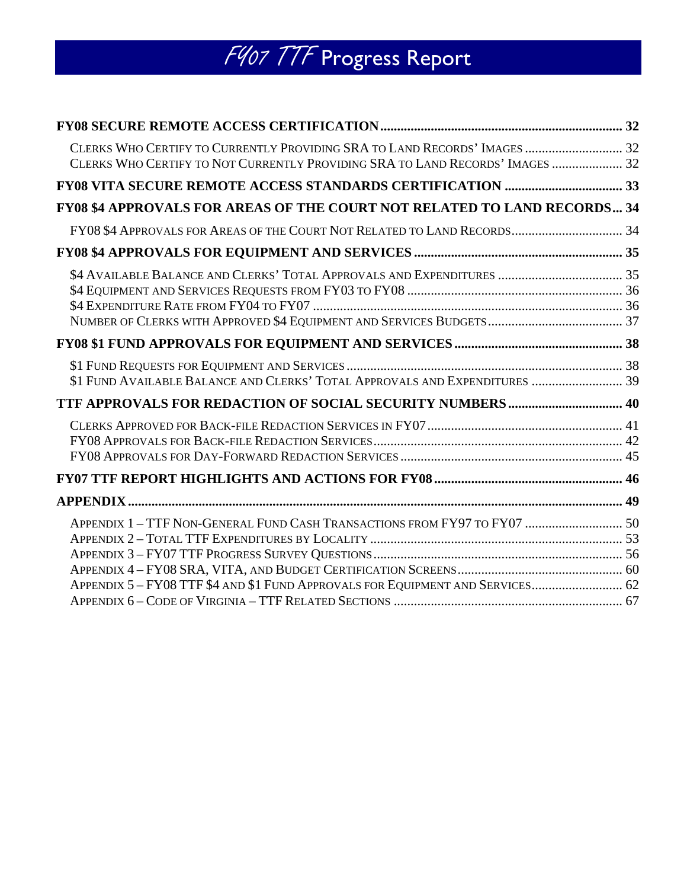**FY08 SECURE REMOTE ACCESS CERTIFICATION .......... 32**

- Clerks Who Certify to Currently Providing SRA to Land Records' Images .......... 32
- Clerks Who Certify to Not Currently Providing SRA to Land Records' Images .......... 32

**FY08 VITA SECURE REMOTE ACCESS STANDARDS CERTIFICATION .......... 33**

**FY08 $4 APPROVALS FOR AREAS OF THE COURT NOT RELATED TO LAND RECORDS .......... 34**

- FY08 $4 Approvals for Areas of the Court Not Related to Land Records .......... 34

**FY08 $4 APPROVALS FOR EQUIPMENT AND SERVICES .......... 35**

- $4 Available Balance and Clerks' Total Approvals and Expenditures .......... 35
- $4 Equipment and Services Requests from FY03 to FY08 .......... 36
- $4 Expenditure Rate from FY04 to FY07 .......... 36
- Number of Clerks with Approved $4 Equipment and Services Budgets .......... 37

**FY08 $1 FUND APPROVALS FOR EQUIPMENT AND SERVICES .......... 38**

- $1 Fund Requests for Equipment and Services .......... 38
- $1 Fund Available Balance and Clerks' Total Approvals and Expenditures .......... 39

**TTF APPROVALS FOR REDACTION OF SOCIAL SECURITY NUMBERS .......... 40**

- Clerks Approved for Back-file Redaction Services in FY07 .......... 41
- FY08 Approvals for Back-file Redaction Services .......... 42
- FY08 Approvals for Day-Forward Redaction Services .......... 45

**FY07 TTF REPORT HIGHLIGHTS AND ACTIONS FOR FY08 .......... 46**

**APPENDIX .......... 49**

- Appendix 1 – TTF Non-General Fund Cash Transactions from FY97 to FY07 .......... 50
- Appendix 2 – Total TTF Expenditures by Locality .......... 53
- Appendix 3 – FY07 TTF Progress Survey Questions .......... 56
- Appendix 4 – FY08 SRA, VITA, and Budget Certification Screens .......... 60
- Appendix 5 – FY08 TTF $4 and $1 Fund Approvals for Equipment and Services .......... 62
- Appendix 6 – Code of Virginia – TTF Related Sections .......... 67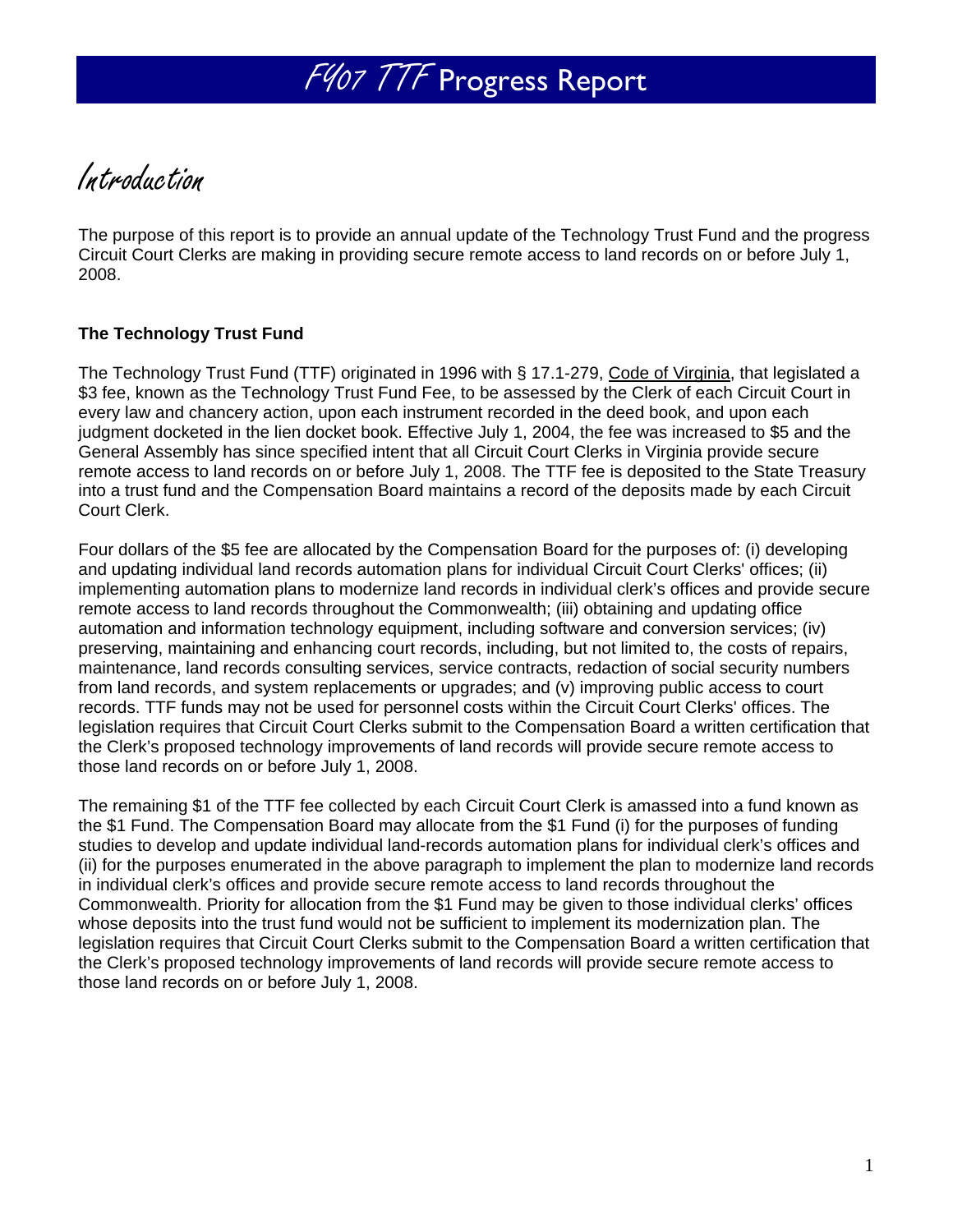# FY07 TTF Progress Report

## Introduction

The purpose of this report is to provide an annual update of the Technology Trust Fund and the progress Circuit Court Clerks are making in providing secure remote access to land records on or before July 1, 2008.

### The Technology Trust Fund

The Technology Trust Fund (TTF) originated in 1996 with § 17.1-279, Code of Virginia, that legislated a $3 fee, known as the Technology Trust Fund Fee, to be assessed by the Clerk of each Circuit Court in every law and chancery action, upon each instrument recorded in the deed book, and upon each judgment docketed in the lien docket book. Effective July 1, 2004, the fee was increased to $5 and the General Assembly has since specified intent that all Circuit Court Clerks in Virginia provide secure remote access to land records on or before July 1, 2008. The TTF fee is deposited to the State Treasury into a trust fund and the Compensation Board maintains a record of the deposits made by each Circuit Court Clerk.

Four dollars of the $5 fee are allocated by the Compensation Board for the purposes of: (i) developing and updating individual land records automation plans for individual Circuit Court Clerks' offices; (ii) implementing automation plans to modernize land records in individual clerk's offices and provide secure remote access to land records throughout the Commonwealth; (iii) obtaining and updating office automation and information technology equipment, including software and conversion services; (iv) preserving, maintaining and enhancing court records, including, but not limited to, the costs of repairs, maintenance, land records consulting services, service contracts, redaction of social security numbers from land records, and system replacements or upgrades; and (v) improving public access to court records. TTF funds may not be used for personnel costs within the Circuit Court Clerks' offices. The legislation requires that Circuit Court Clerks submit to the Compensation Board a written certification that the Clerk's proposed technology improvements of land records will provide secure remote access to those land records on or before July 1, 2008.

The remaining $1 of the TTF fee collected by each Circuit Court Clerk is amassed into a fund known as the $1 Fund. The Compensation Board may allocate from the $1 Fund (i) for the purposes of funding studies to develop and update individual land-records automation plans for individual clerk's offices and (ii) for the purposes enumerated in the above paragraph to implement the plan to modernize land records in individual clerk's offices and provide secure remote access to land records throughout the Commonwealth. Priority for allocation from the $1 Fund may be given to those individual clerks' offices whose deposits into the trust fund would not be sufficient to implement its modernization plan. The legislation requires that Circuit Court Clerks submit to the Compensation Board a written certification that the Clerk's proposed technology improvements of land records will provide secure remote access to those land records on or before July 1, 2008.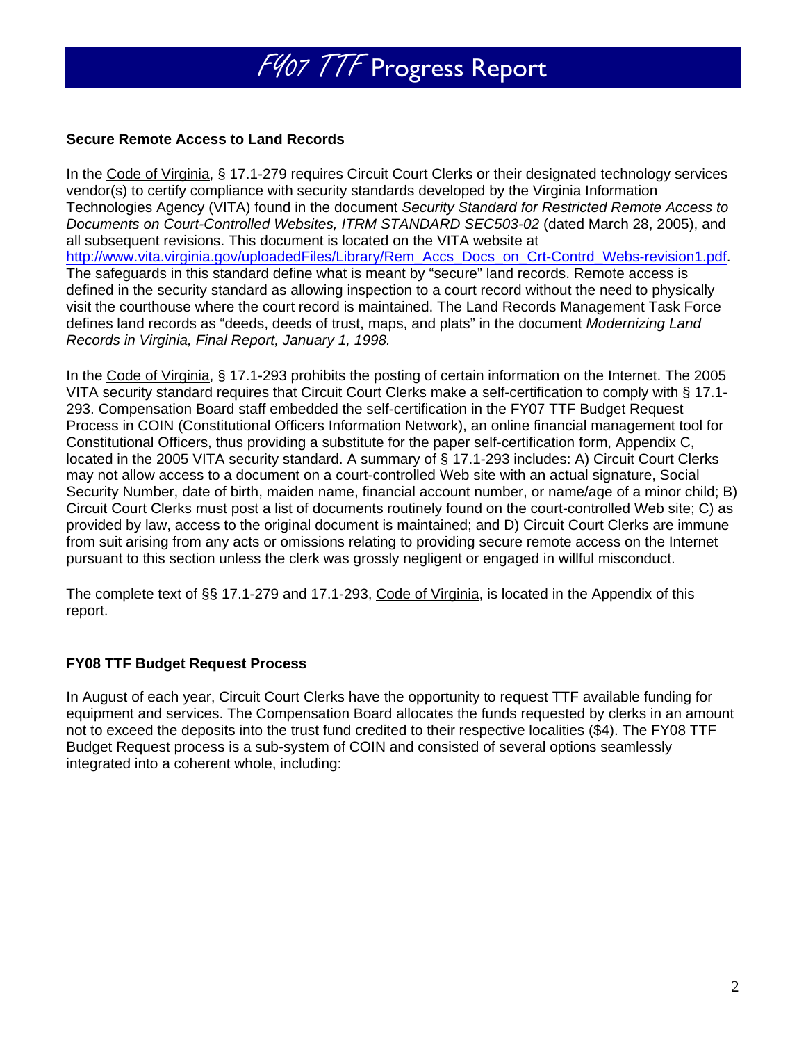## Secure Remote Access to Land Records

In the Code of Virginia, § 17.1-279 requires Circuit Court Clerks or their designated technology services vendor(s) to certify compliance with security standards developed by the Virginia Information Technologies Agency (VITA) found in the document *Security Standard for Restricted Remote Access to Documents on Court-Controlled Websites, ITRM STANDARD SEC503-02* (dated March 28, 2005), and all subsequent revisions. This document is located on the VITA website at http://www.vita.virginia.gov/uploadedFiles/Library/Rem_Accs_Docs_on_Crt-Contrd_Webs-revision1.pdf. The safeguards in this standard define what is meant by "secure" land records. Remote access is defined in the security standard as allowing inspection to a court record without the need to physically visit the courthouse where the court record is maintained. The Land Records Management Task Force defines land records as "deeds, deeds of trust, maps, and plats" in the document *Modernizing Land Records in Virginia, Final Report, January 1, 1998.*

In the Code of Virginia, § 17.1-293 prohibits the posting of certain information on the Internet. The 2005 VITA security standard requires that Circuit Court Clerks make a self-certification to comply with § 17.1-293. Compensation Board staff embedded the self-certification in the FY07 TTF Budget Request Process in COIN (Constitutional Officers Information Network), an online financial management tool for Constitutional Officers, thus providing a substitute for the paper self-certification form, Appendix C, located in the 2005 VITA security standard. A summary of § 17.1-293 includes: A) Circuit Court Clerks may not allow access to a document on a court-controlled Web site with an actual signature, Social Security Number, date of birth, maiden name, financial account number, or name/age of a minor child; B) Circuit Court Clerks must post a list of documents routinely found on the court-controlled Web site; C) as provided by law, access to the original document is maintained; and D) Circuit Court Clerks are immune from suit arising from any acts or omissions relating to providing secure remote access on the Internet pursuant to this section unless the clerk was grossly negligent or engaged in willful misconduct.

The complete text of §§ 17.1-279 and 17.1-293, Code of Virginia, is located in the Appendix of this report.

## FY08 TTF Budget Request Process

In August of each year, Circuit Court Clerks have the opportunity to request TTF available funding for equipment and services. The Compensation Board allocates the funds requested by clerks in an amount not to exceed the deposits into the trust fund credited to their respective localities ($4). The FY08 TTF Budget Request process is a sub-system of COIN and consisted of several options seamlessly integrated into a coherent whole, including: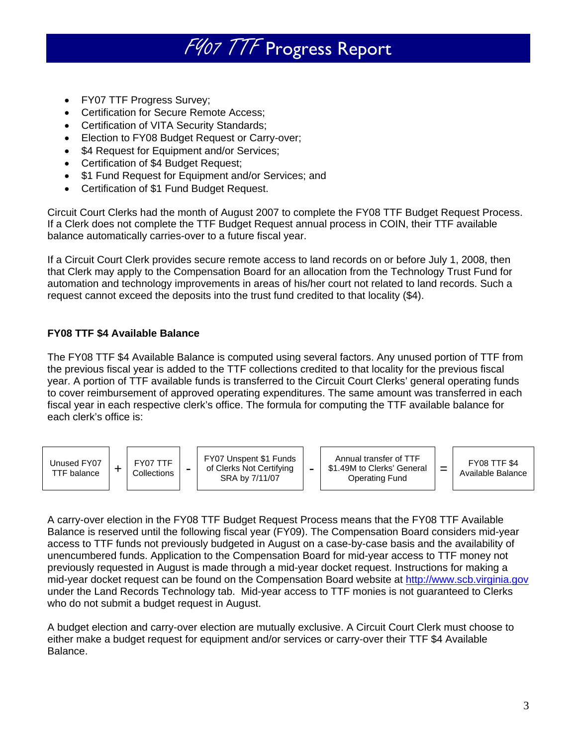# FY07 TTF Progress Report

- FY07 TTF Progress Survey;
- Certification for Secure Remote Access;
- Certification of VITA Security Standards;
- Election to FY08 Budget Request or Carry-over;
- $4 Request for Equipment and/or Services;
- Certification of $4 Budget Request;
- $1 Fund Request for Equipment and/or Services; and
- Certification of $1 Fund Budget Request.

Circuit Court Clerks had the month of August 2007 to complete the FY08 TTF Budget Request Process. If a Clerk does not complete the TTF Budget Request annual process in COIN, their TTF available balance automatically carries-over to a future fiscal year.

If a Circuit Court Clerk provides secure remote access to land records on or before July 1, 2008, then that Clerk may apply to the Compensation Board for an allocation from the Technology Trust Fund for automation and technology improvements in areas of his/her court not related to land records. Such a request cannot exceed the deposits into the trust fund credited to that locality ($4).

**FY08 TTF $4 Available Balance**

The FY08 TTF $4 Available Balance is computed using several factors. Any unused portion of TTF from the previous fiscal year is added to the TTF collections credited to that locality for the previous fiscal year. A portion of TTF available funds is transferred to the Circuit Court Clerks' general operating funds to cover reimbursement of approved operating expenditures. The same amount was transferred in each fiscal year in each respective clerk's office. The formula for computing the TTF available balance for each clerk's office is:

| Unused FY07 TTF balance | + | FY07 TTF Collections | - | FY07 Unspent $1 Funds of Clerks Not Certifying SRA by 7/11/07 | - | Annual transfer of TTF $1.49M to Clerks' General Operating Fund | = | FY08 TTF $4 Available Balance |
|---|---|---|---|---|---|---|---|---|

A carry-over election in the FY08 TTF Budget Request Process means that the FY08 TTF Available Balance is reserved until the following fiscal year (FY09). The Compensation Board considers mid-year access to TTF funds not previously budgeted in August on a case-by-case basis and the availability of unencumbered funds. Application to the Compensation Board for mid-year access to TTF money not previously requested in August is made through a mid-year docket request. Instructions for making a mid-year docket request can be found on the Compensation Board website at http://www.scb.virginia.gov under the Land Records Technology tab. Mid-year access to TTF monies is not guaranteed to Clerks who do not submit a budget request in August.

A budget election and carry-over election are mutually exclusive. A Circuit Court Clerk must choose to either make a budget request for equipment and/or services or carry-over their TTF $4 Available Balance.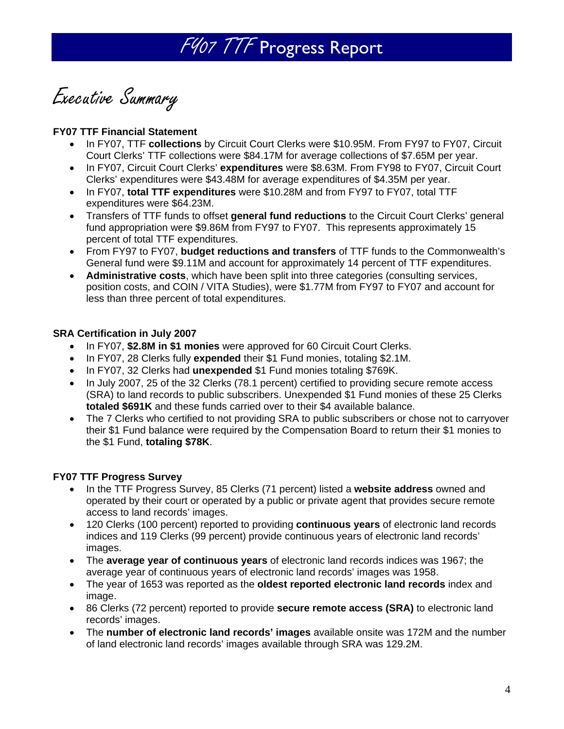# FY07 TTF Progress Report

## Executive Summary

### FY07 TTF Financial Statement

- In FY07, TTF **collections** by Circuit Court Clerks were $10.95M. From FY97 to FY07, Circuit Court Clerks' TTF collections were $84.17M for average collections of $7.65M per year.
- In FY07, Circuit Court Clerks' **expenditures** were $8.63M. From FY98 to FY07, Circuit Court Clerks' expenditures were $43.48M for average expenditures of $4.35M per year.
- In FY07, **total TTF expenditures** were $10.28M and from FY97 to FY07, total TTF expenditures were $64.23M.
- Transfers of TTF funds to offset **general fund reductions** to the Circuit Court Clerks' general fund appropriation were $9.86M from FY97 to FY07. This represents approximately 15 percent of total TTF expenditures.
- From FY97 to FY07, **budget reductions and transfers** of TTF funds to the Commonwealth's General fund were $9.11M and account for approximately 14 percent of TTF expenditures.
- **Administrative costs**, which have been split into three categories (consulting services, position costs, and COIN / VITA Studies), were $1.77M from FY97 to FY07 and account for less than three percent of total expenditures.

### SRA Certification in July 2007

- In FY07, **$2.8M in $1 monies** were approved for 60 Circuit Court Clerks.
- In FY07, 28 Clerks fully **expended** their $1 Fund monies, totaling $2.1M.
- In FY07, 32 Clerks had **unexpended** $1 Fund monies totaling $769K.
- In July 2007, 25 of the 32 Clerks (78.1 percent) certified to providing secure remote access (SRA) to land records to public subscribers. Unexpended $1 Fund monies of these 25 Clerks **totaled $691K** and these funds carried over to their $4 available balance.
- The 7 Clerks who certified to not providing SRA to public subscribers or chose not to carryover their $1 Fund balance were required by the Compensation Board to return their $1 monies to the $1 Fund, **totaling $78K**.

### FY07 TTF Progress Survey

- In the TTF Progress Survey, 85 Clerks (71 percent) listed a **website address** owned and operated by their court or operated by a public or private agent that provides secure remote access to land records' images.
- 120 Clerks (100 percent) reported to providing **continuous years** of electronic land records indices and 119 Clerks (99 percent) provide continuous years of electronic land records' images.
- The **average year of continuous years** of electronic land records indices was 1967; the average year of continuous years of electronic land records' images was 1958.
- The year of 1653 was reported as the **oldest reported electronic land records** index and image.
- 86 Clerks (72 percent) reported to provide **secure remote access (SRA)** to electronic land records' images.
- The **number of electronic land records' images** available onsite was 172M and the number of land electronic land records' images available through SRA was 129.2M.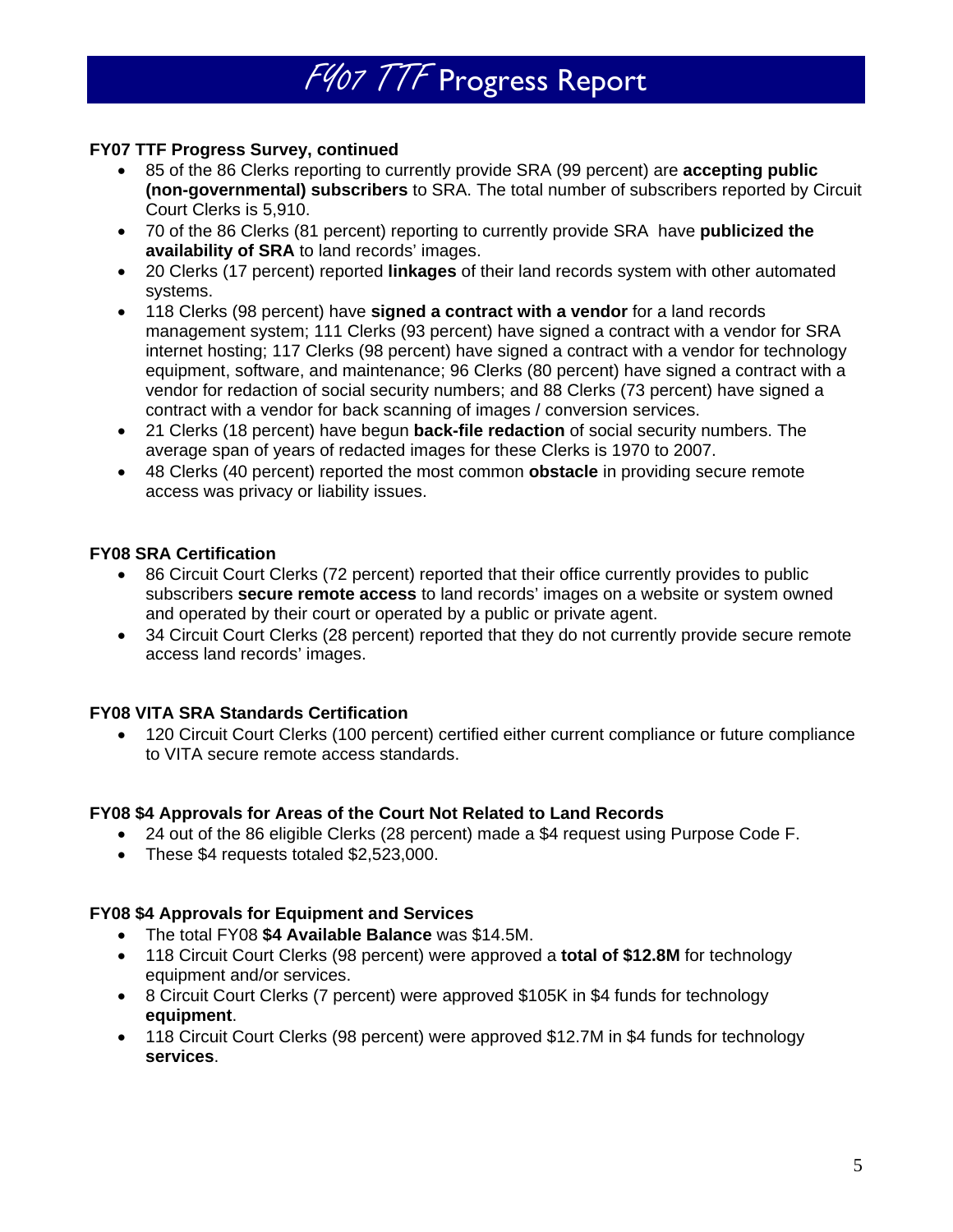# *FY07 TTF* Progress Report

**FY07 TTF Progress Survey, continued**

- 85 of the 86 Clerks reporting to currently provide SRA (99 percent) are **accepting public (non-governmental) subscribers** to SRA. The total number of subscribers reported by Circuit Court Clerks is 5,910.
- 70 of the 86 Clerks (81 percent) reporting to currently provide SRA have **publicized the availability of SRA** to land records' images.
- 20 Clerks (17 percent) reported **linkages** of their land records system with other automated systems.
- 118 Clerks (98 percent) have **signed a contract with a vendor** for a land records management system; 111 Clerks (93 percent) have signed a contract with a vendor for SRA internet hosting; 117 Clerks (98 percent) have signed a contract with a vendor for technology equipment, software, and maintenance; 96 Clerks (80 percent) have signed a contract with a vendor for redaction of social security numbers; and 88 Clerks (73 percent) have signed a contract with a vendor for back scanning of images / conversion services.
- 21 Clerks (18 percent) have begun **back-file redaction** of social security numbers. The average span of years of redacted images for these Clerks is 1970 to 2007.
- 48 Clerks (40 percent) reported the most common **obstacle** in providing secure remote access was privacy or liability issues.

**FY08 SRA Certification**

- 86 Circuit Court Clerks (72 percent) reported that their office currently provides to public subscribers **secure remote access** to land records' images on a website or system owned and operated by their court or operated by a public or private agent.
- 34 Circuit Court Clerks (28 percent) reported that they do not currently provide secure remote access land records' images.

**FY08 VITA SRA Standards Certification**

- 120 Circuit Court Clerks (100 percent) certified either current compliance or future compliance to VITA secure remote access standards.

**FY08 $4 Approvals for Areas of the Court Not Related to Land Records**

- 24 out of the 86 eligible Clerks (28 percent) made a $4 request using Purpose Code F.
- These $4 requests totaled $2,523,000.

**FY08 $4 Approvals for Equipment and Services**

- The total FY08 **$4 Available Balance** was $14.5M.
- 118 Circuit Court Clerks (98 percent) were approved a **total of $12.8M** for technology equipment and/or services.
- 8 Circuit Court Clerks (7 percent) were approved $105K in $4 funds for technology **equipment**.
- 118 Circuit Court Clerks (98 percent) were approved $12.7M in $4 funds for technology **services**.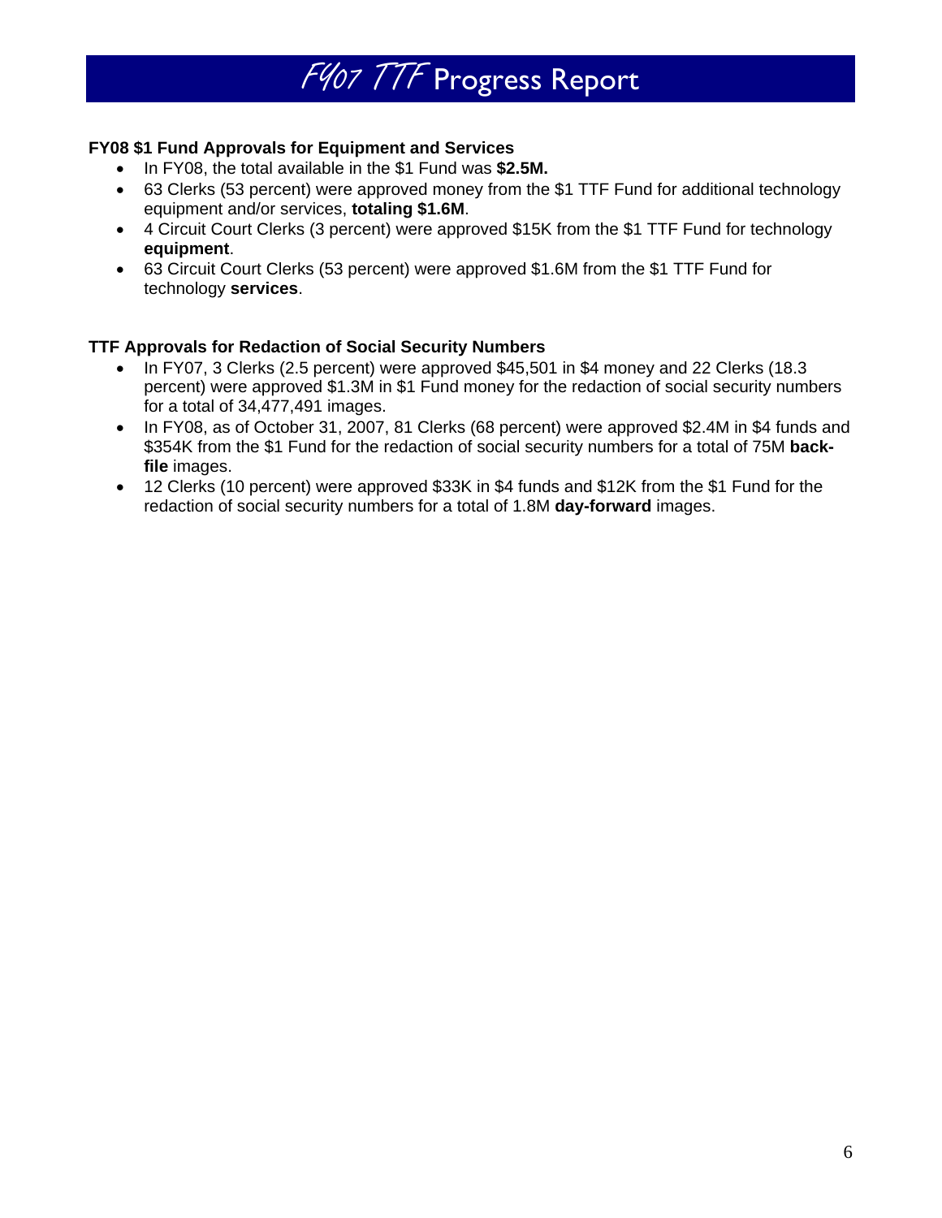# FY07 TTF Progress Report

**FY08 $1 Fund Approvals for Equipment and Services**

- In FY08, the total available in the $1 Fund was **$2.5M.**
- 63 Clerks (53 percent) were approved money from the $1 TTF Fund for additional technology equipment and/or services, **totaling $1.6M**.
- 4 Circuit Court Clerks (3 percent) were approved $15K from the $1 TTF Fund for technology **equipment**.
- 63 Circuit Court Clerks (53 percent) were approved $1.6M from the $1 TTF Fund for technology **services**.

**TTF Approvals for Redaction of Social Security Numbers**

- In FY07, 3 Clerks (2.5 percent) were approved $45,501 in $4 money and 22 Clerks (18.3 percent) were approved $1.3M in $1 Fund money for the redaction of social security numbers for a total of 34,477,491 images.
- In FY08, as of October 31, 2007, 81 Clerks (68 percent) were approved $2.4M in $4 funds and $354K from the $1 Fund for the redaction of social security numbers for a total of 75M **back-file** images.
- 12 Clerks (10 percent) were approved $33K in $4 funds and $12K from the $1 Fund for the redaction of social security numbers for a total of 1.8M **day-forward** images.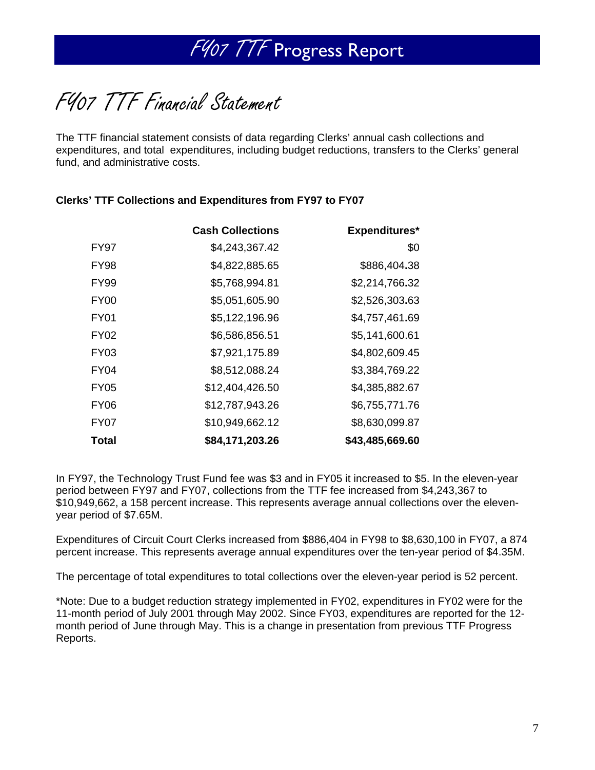# FY07 TTF Financial Statement

The TTF financial statement consists of data regarding Clerks' annual cash collections and expenditures, and total expenditures, including budget reductions, transfers to the Clerks' general fund, and administrative costs.

**Clerks' TTF Collections and Expenditures from FY97 to FY07**

| | Cash Collections | Expenditures* |
|---|---:|---:|
| FY97 | $4,243,367.42 | $0 |
| FY98 | $4,822,885.65 | $886,404.38 |
| FY99 | $5,768,994.81 | $2,214,766.32 |
| FY00 | $5,051,605.90 | $2,526,303.63 |
| FY01 | $5,122,196.96 | $4,757,461.69 |
| FY02 | $6,586,856.51 | $5,141,600.61 |
| FY03 | $7,921,175.89 | $4,802,609.45 |
| FY04 | $8,512,088.24 | $3,384,769.22 |
| FY05 | $12,404,426.50 | $4,385,882.67 |
| FY06 | $12,787,943.26 | $6,755,771.76 |
| FY07 | $10,949,662.12 | $8,630,099.87 |
| **Total** | **$84,171,203.26** | **$43,485,669.60** |

In FY97, the Technology Trust Fund fee was $3 and in FY05 it increased to $5. In the eleven-year period between FY97 and FY07, collections from the TTF fee increased from $4,243,367 to $10,949,662, a 158 percent increase. This represents average annual collections over the eleven-year period of $7.65M.

Expenditures of Circuit Court Clerks increased from $886,404 in FY98 to $8,630,100 in FY07, a 874 percent increase. This represents average annual expenditures over the ten-year period of $4.35M.

The percentage of total expenditures to total collections over the eleven-year period is 52 percent.

*Note: Due to a budget reduction strategy implemented in FY02, expenditures in FY02 were for the 11-month period of July 2001 through May 2002. Since FY03, expenditures are reported for the 12-month period of June through May. This is a change in presentation from previous TTF Progress Reports.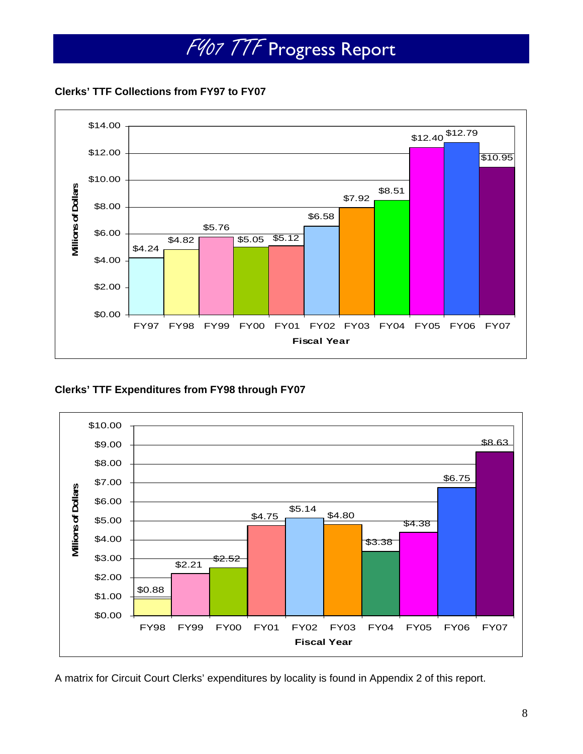# *FY07 TTF* Progress Report

**Clerks' TTF Collections from FY97 to FY07**

| Fiscal Year | Millions of Dollars |
|---|---|
| FY97 | $4.24 |
| FY98 | $4.82 |
| FY99 | $5.76 |
| FY00 | $5.05 |
| FY01 | $5.12 |
| FY02 | $6.58 |
| FY03 | $7.92 |
| FY04 | $8.51 |
| FY05 | $12.40 |
| FY06 | $12.79 |
| FY07 | $10.95 |

**Clerks' TTF Expenditures from FY98 through FY07**

| Fiscal Year | Millions of Dollars |
|---|---|
| FY98 | $0.88 |
| FY99 | $2.21 |
| FY00 | $2.52 |
| FY01 | $4.75 |
| FY02 | $5.14 |
| FY03 | $4.80 |
| FY04 | $3.38 |
| FY05 | $4.38 |
| FY06 | $6.75 |
| FY07 | $8.63 |

A matrix for Circuit Court Clerks' expenditures by locality is found in Appendix 2 of this report.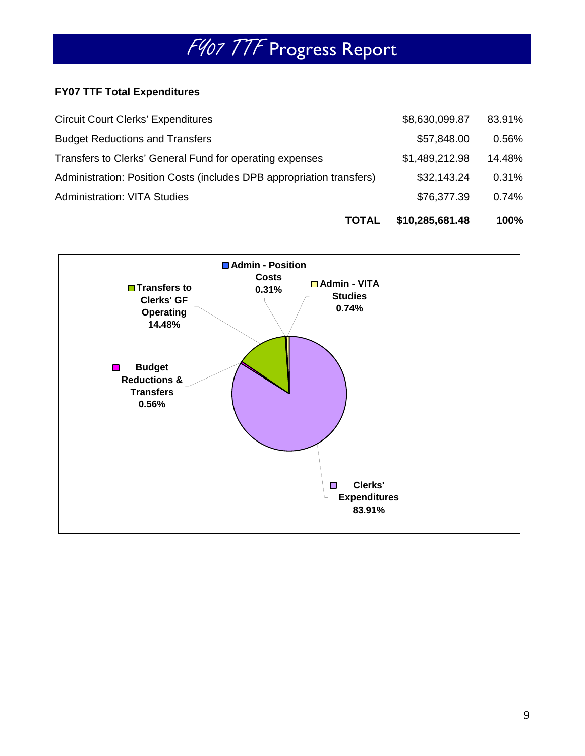# FY07 TTF Progress Report

**FY07 TTF Total Expenditures**

| | | |
|---|---|---|
| Circuit Court Clerks' Expenditures | $8,630,099.87 | 83.91% |
| Budget Reductions and Transfers | $57,848.00 | 0.56% |
| Transfers to Clerks' General Fund for operating expenses | $1,489,212.98 | 14.48% |
| Administration: Position Costs (includes DPB appropriation transfers) | $32,143.24 | 0.31% |
| Administration: VITA Studies | $76,377.39 | 0.74% |
| **TOTAL** | **$10,285,681.48** | **100%** |

**Admin - Position Costs 0.31%**

**Admin - VITA Studies 0.74%**

**Transfers to Clerks' GF Operating 14.48%**

**Budget Reductions & Transfers 0.56%**

**Clerks' Expenditures 83.91%**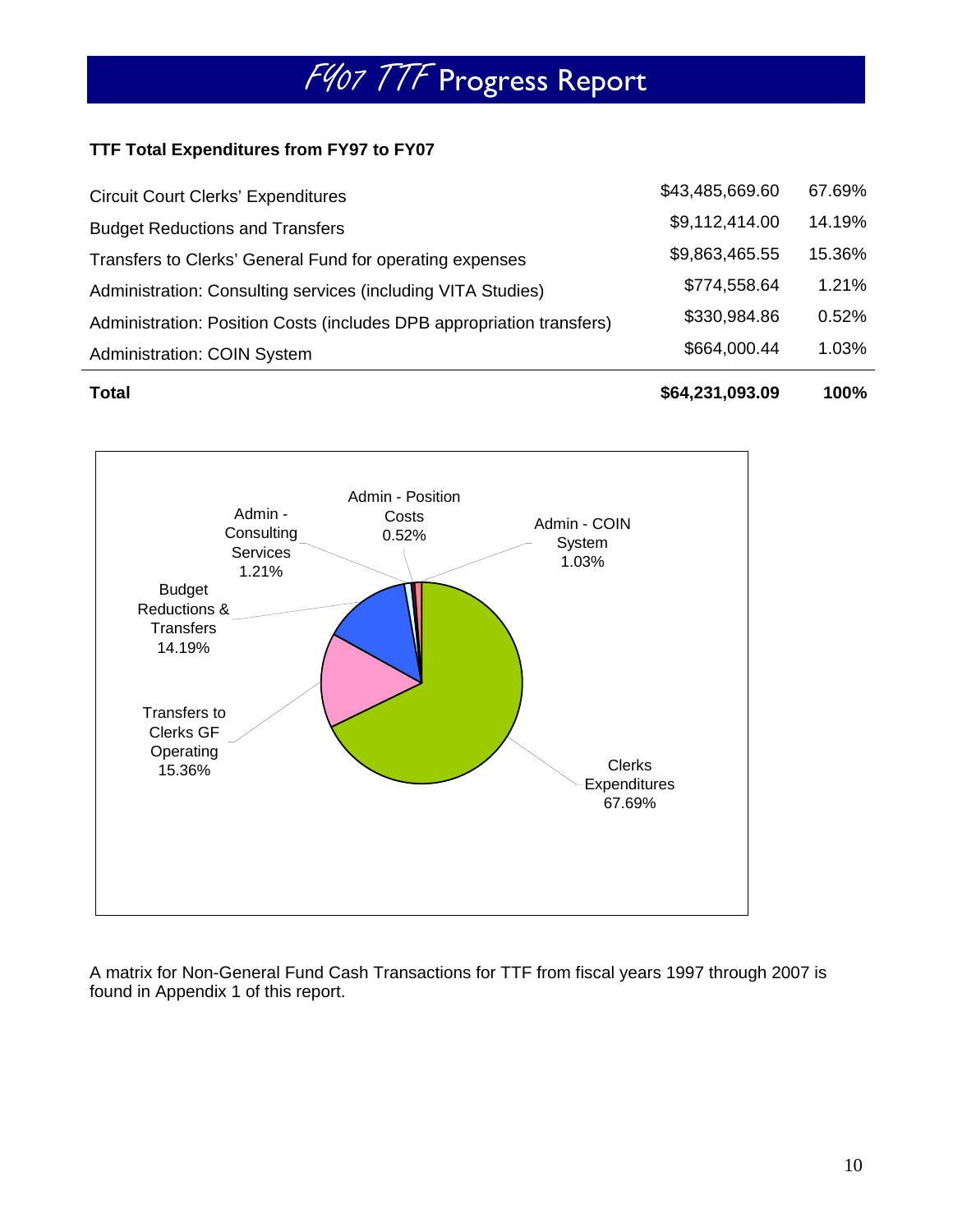# FY07 TTF Progress Report

**TTF Total Expenditures from FY97 to FY07**

| | | |
|---|---|---|
| Circuit Court Clerks' Expenditures | $43,485,669.60 | 67.69% |
| Budget Reductions and Transfers | $9,112,414.00 | 14.19% |
| Transfers to Clerks' General Fund for operating expenses | $9,863,465.55 | 15.36% |
| Administration: Consulting services (including VITA Studies) | $774,558.64 | 1.21% |
| Administration: Position Costs (includes DPB appropriation transfers) | $330,984.86 | 0.52% |
| Administration: COIN System | $664,000.44 | 1.03% |
| **Total** | **$64,231,093.09** | **100%** |

A matrix for Non-General Fund Cash Transactions for TTF from fiscal years 1997 through 2007 is found in Appendix 1 of this report.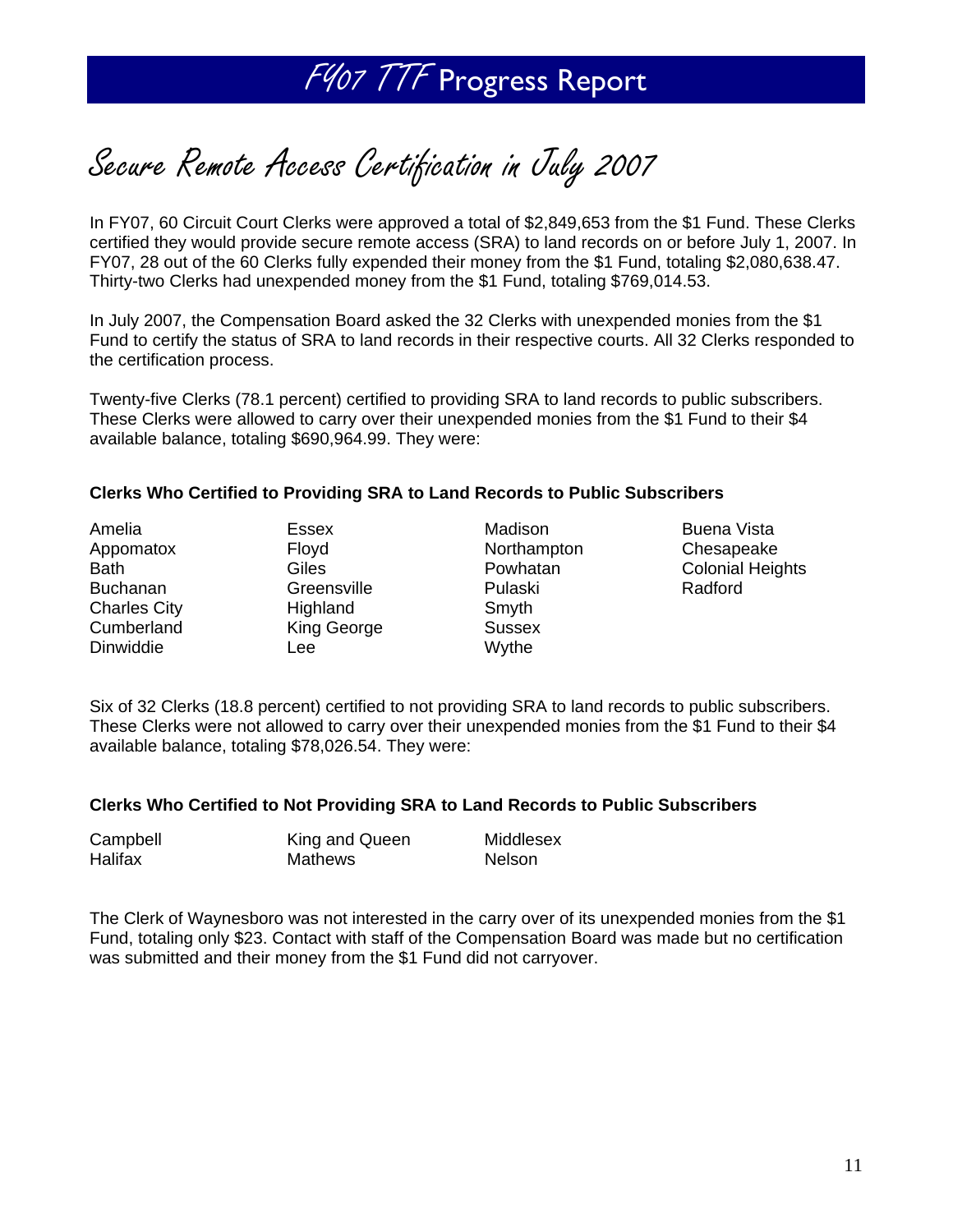# FY07 TTF Progress Report

## Secure Remote Access Certification in July 2007

In FY07, 60 Circuit Court Clerks were approved a total of $2,849,653 from the $1 Fund. These Clerks certified they would provide secure remote access (SRA) to land records on or before July 1, 2007. In FY07, 28 out of the 60 Clerks fully expended their money from the $1 Fund, totaling $2,080,638.47. Thirty-two Clerks had unexpended money from the $1 Fund, totaling $769,014.53.

In July 2007, the Compensation Board asked the 32 Clerks with unexpended monies from the $1 Fund to certify the status of SRA to land records in their respective courts. All 32 Clerks responded to the certification process.

Twenty-five Clerks (78.1 percent) certified to providing SRA to land records to public subscribers. These Clerks were allowed to carry over their unexpended monies from the $1 Fund to their $4 available balance, totaling $690,964.99. They were:

**Clerks Who Certified to Providing SRA to Land Records to Public Subscribers**

| | | | |
|---|---|---|---|
| Amelia | Essex | Madison | Buena Vista |
| Appomatox | Floyd | Northampton | Chesapeake |
| Bath | Giles | Powhatan | Colonial Heights |
| Buchanan | Greensville | Pulaski | Radford |
| Charles City | Highland | Smyth | |
| Cumberland | King George | Sussex | |
| Dinwiddie | Lee | Wythe | |

Six of 32 Clerks (18.8 percent) certified to not providing SRA to land records to public subscribers. These Clerks were not allowed to carry over their unexpended monies from the $1 Fund to their $4 available balance, totaling $78,026.54. They were:

**Clerks Who Certified to Not Providing SRA to Land Records to Public Subscribers**

| | | |
|---|---|---|
| Campbell | King and Queen | Middlesex |
| Halifax | Mathews | Nelson |

The Clerk of Waynesboro was not interested in the carry over of its unexpended monies from the $1 Fund, totaling only $23. Contact with staff of the Compensation Board was made but no certification was submitted and their money from the $1 Fund did not carryover.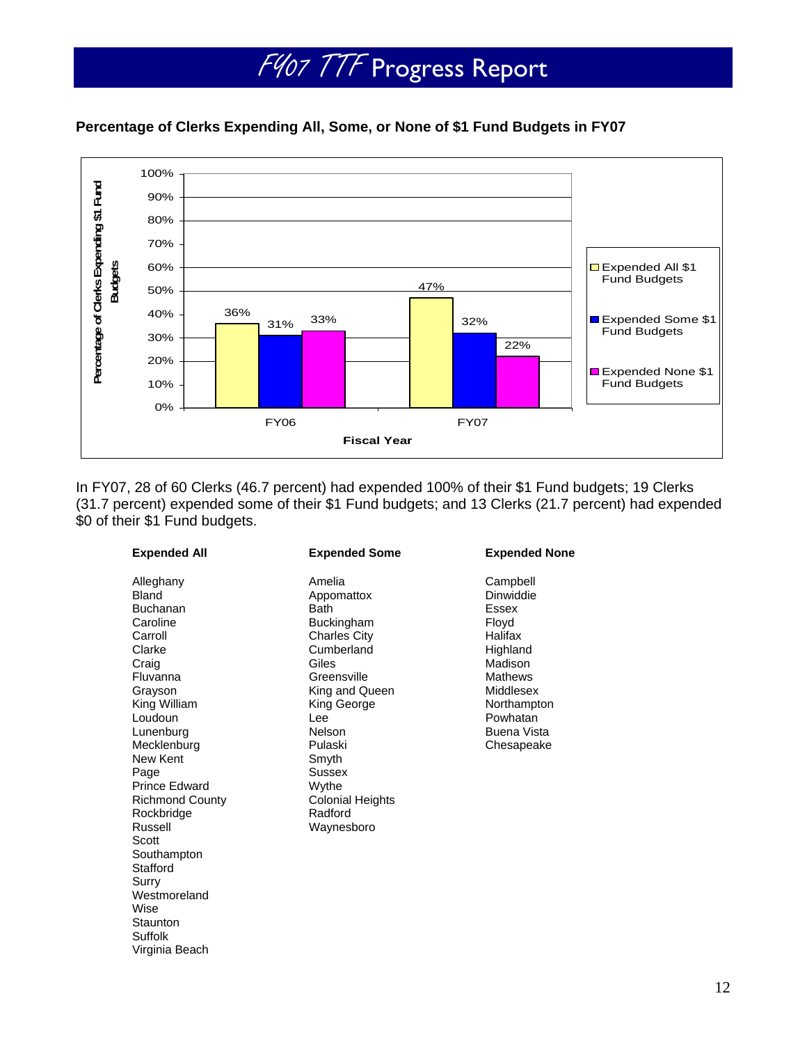# FY07 TTF Progress Report

**Percentage of Clerks Expending All, Some, or None of $1 Fund Budgets in FY07**

| Fiscal Year | Expended All $1 Fund Budgets | Expended Some $1 Fund Budgets | Expended None $1 Fund Budgets |
|---|---|---|---|
| FY06 | 36% | 31% | 33% |
| FY07 | 47% | 32% | 22% |

In FY07, 28 of 60 Clerks (46.7 percent) had expended 100% of their $1 Fund budgets; 19 Clerks (31.7 percent) expended some of their $1 Fund budgets; and 13 Clerks (21.7 percent) had expended $0 of their $1 Fund budgets.

| Expended All | Expended Some | Expended None |
|---|---|---|
| Alleghany | Amelia | Campbell |
| Bland | Appomattox | Dinwiddie |
| Buchanan | Bath | Essex |
| Caroline | Buckingham | Floyd |
| Carroll | Charles City | Halifax |
| Clarke | Cumberland | Highland |
| Craig | Giles | Madison |
| Fluvanna | Greensville | Mathews |
| Grayson | King and Queen | Middlesex |
| King William | King George | Northampton |
| Loudoun | Lee | Powhatan |
| Lunenburg | Nelson | Buena Vista |
| Mecklenburg | Pulaski | Chesapeake |
| New Kent | Smyth | |
| Page | Sussex | |
| Prince Edward | Wythe | |
| Richmond County | Colonial Heights | |
| Rockbridge | Radford | |
| Russell | Waynesboro | |
| Scott | | |
| Southampton | | |
| Stafford | | |
| Surry | | |
| Westmoreland | | |
| Wise | | |
| Staunton | | |
| Suffolk | | |
| Virginia Beach | | |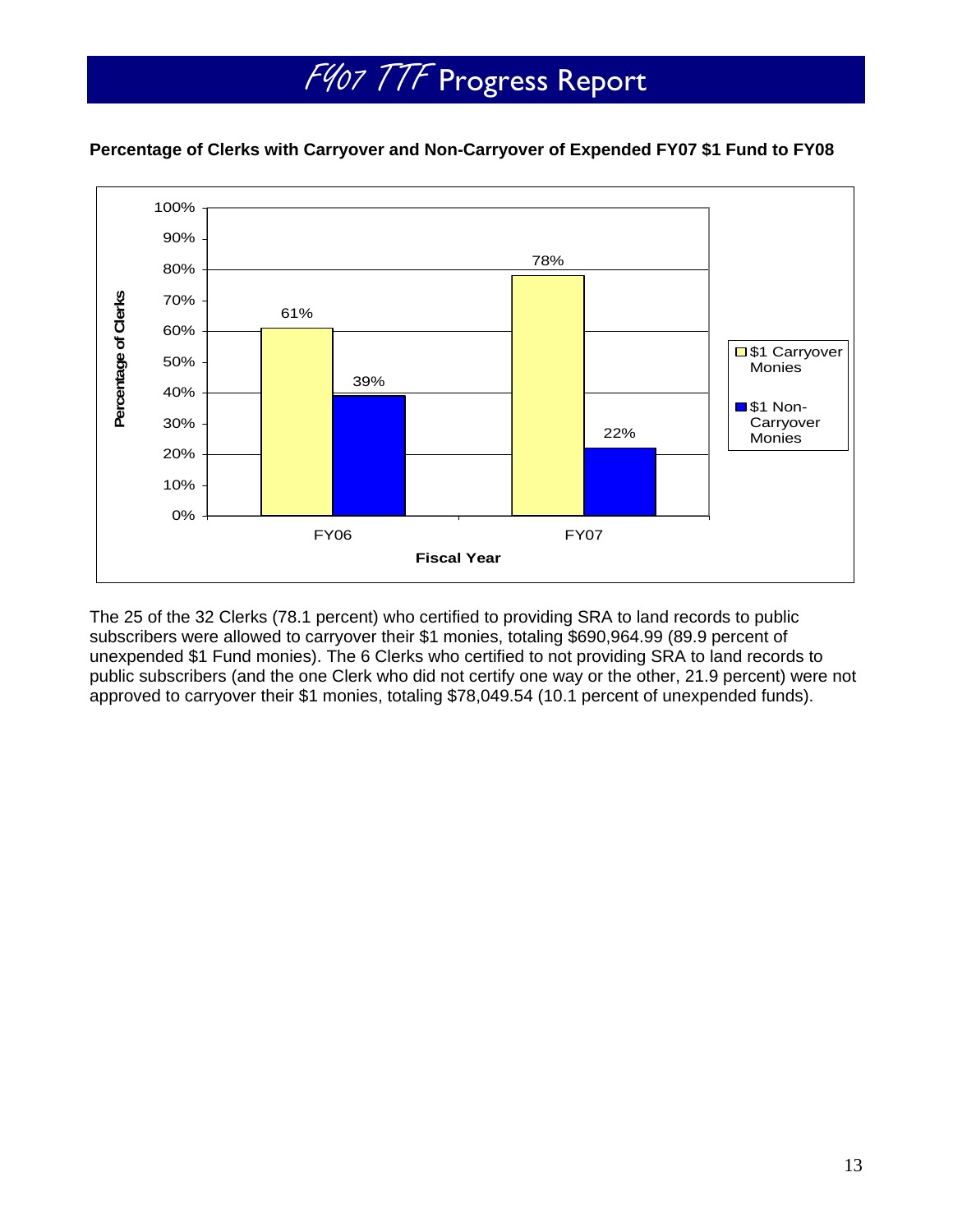**Percentage of Clerks with Carryover and Non-Carryover of Expended FY07 $1 Fund to FY08**

| Fiscal Year | $1 Carryover Monies | $1 Non-Carryover Monies |
| --- | --- | --- |
| FY06 | 61% | 39% |
| FY07 | 78% | 22% |

The 25 of the 32 Clerks (78.1 percent) who certified to providing SRA to land records to public subscribers were allowed to carryover their $1 monies, totaling $690,964.99 (89.9 percent of unexpended $1 Fund monies). The 6 Clerks who certified to not providing SRA to land records to public subscribers (and the one Clerk who did not certify one way or the other, 21.9 percent) were not approved to carryover their $1 monies, totaling $78,049.54 (10.1 percent of unexpended funds).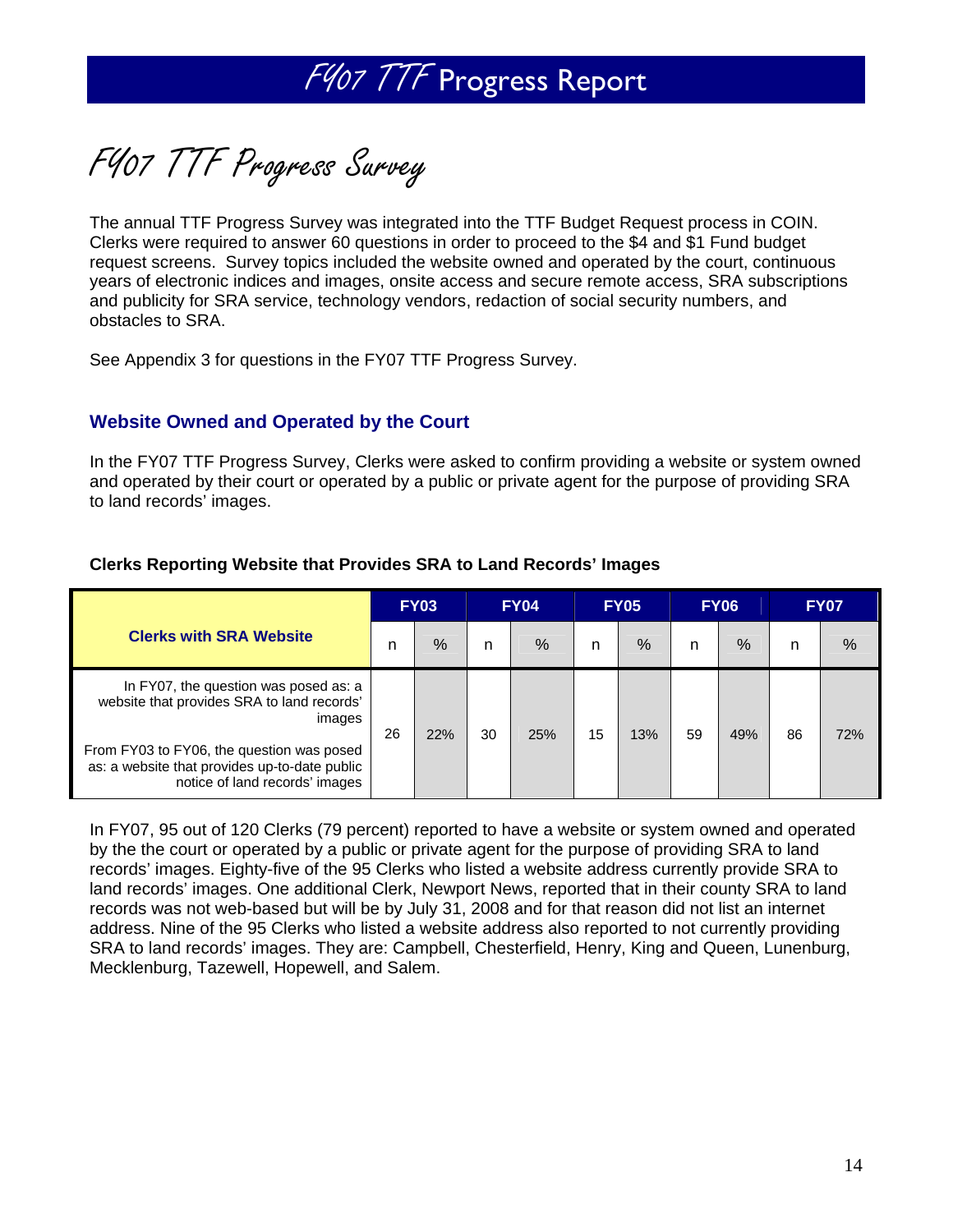# FY07 TTF Progress Survey

The annual TTF Progress Survey was integrated into the TTF Budget Request process in COIN. Clerks were required to answer 60 questions in order to proceed to the $4 and $1 Fund budget request screens. Survey topics included the website owned and operated by the court, continuous years of electronic indices and images, onsite access and secure remote access, SRA subscriptions and publicity for SRA service, technology vendors, redaction of social security numbers, and obstacles to SRA.

See Appendix 3 for questions in the FY07 TTF Progress Survey.

### Website Owned and Operated by the Court

In the FY07 TTF Progress Survey, Clerks were asked to confirm providing a website or system owned and operated by their court or operated by a public or private agent for the purpose of providing SRA to land records' images.

**Clerks Reporting Website that Provides SRA to Land Records' Images**

| Clerks with SRA Website | FY03 | | FY04 | | FY05 | | FY06 | | FY07 | |
|---|---|---|---|---|---|---|---|---|---|---|
| | n | % | n | % | n | % | n | % | n | % |
| In FY07, the question was posed as: a website that provides SRA to land records' images<br>From FY03 to FY06, the question was posed as: a website that provides up-to-date public notice of land records' images | 26 | 22% | 30 | 25% | 15 | 13% | 59 | 49% | 86 | 72% |

In FY07, 95 out of 120 Clerks (79 percent) reported to have a website or system owned and operated by the the court or operated by a public or private agent for the purpose of providing SRA to land records' images. Eighty-five of the 95 Clerks who listed a website address currently provide SRA to land records' images. One additional Clerk, Newport News, reported that in their county SRA to land records was not web-based but will be by July 31, 2008 and for that reason did not list an internet address. Nine of the 95 Clerks who listed a website address also reported to not currently providing SRA to land records' images. They are: Campbell, Chesterfield, Henry, King and Queen, Lunenburg, Mecklenburg, Tazewell, Hopewell, and Salem.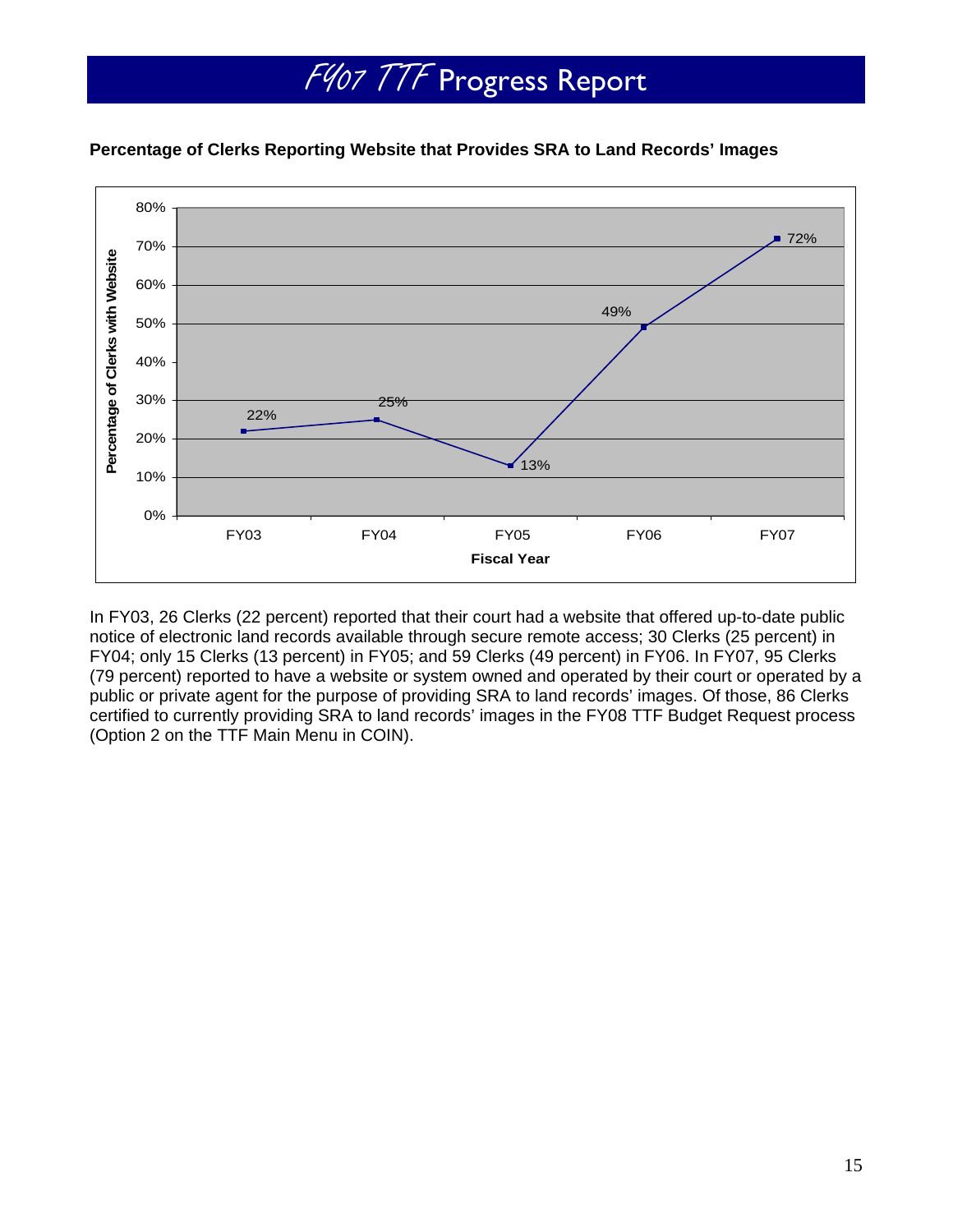**Percentage of Clerks Reporting Website that Provides SRA to Land Records' Images**

| Fiscal Year | Percentage of Clerks with Website |
| --- | --- |
| FY03 | 22% |
| FY04 | 25% |
| FY05 | 13% |
| FY06 | 49% |
| FY07 | 72% |

In FY03, 26 Clerks (22 percent) reported that their court had a website that offered up-to-date public notice of electronic land records available through secure remote access; 30 Clerks (25 percent) in FY04; only 15 Clerks (13 percent) in FY05; and 59 Clerks (49 percent) in FY06. In FY07, 95 Clerks (79 percent) reported to have a website or system owned and operated by their court or operated by a public or private agent for the purpose of providing SRA to land records' images. Of those, 86 Clerks certified to currently providing SRA to land records' images in the FY08 TTF Budget Request process (Option 2 on the TTF Main Menu in COIN).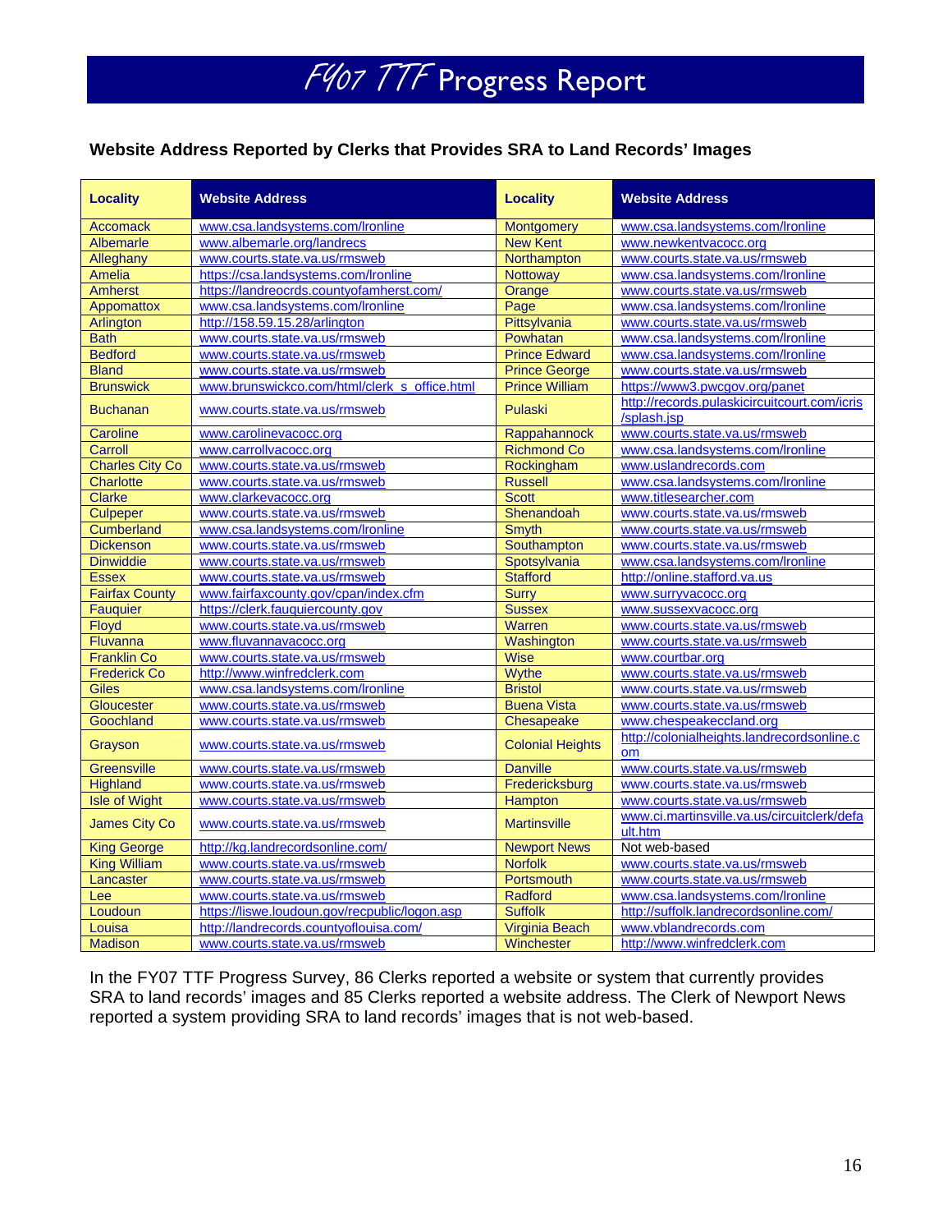# FY07 TTF Progress Report

### Website Address Reported by Clerks that Provides SRA to Land Records' Images

| Locality | Website Address | Locality | Website Address |
|---|---|---|---|
| Accomack | www.csa.landsystems.com/lronline | Montgomery | www.csa.landsystems.com/lronline |
| Albemarle | www.albemarle.org/landrecs | New Kent | www.newkentvacocc.org |
| Alleghany | www.courts.state.va.us/rmsweb | Northampton | www.courts.state.va.us/rmsweb |
| Amelia | https://csa.landsystems.com/lronline | Nottoway | www.csa.landsystems.com/lronline |
| Amherst | https://landreocrds.countyofamherst.com/ | Orange | www.courts.state.va.us/rmsweb |
| Appomattox | www.csa.landsystems.com/lronline | Page | www.csa.landsystems.com/lronline |
| Arlington | http://158.59.15.28/arlington | Pittsylvania | www.courts.state.va.us/rmsweb |
| Bath | www.courts.state.va.us/rmsweb | Powhatan | www.csa.landsystems.com/lronline |
| Bedford | www.courts.state.va.us/rmsweb | Prince Edward | www.csa.landsystems.com/lronline |
| Bland | www.courts.state.va.us/rmsweb | Prince George | www.courts.state.va.us/rmsweb |
| Brunswick | www.brunswickco.com/html/clerk_s_office.html | Prince William | https://www3.pwcgov.org/panet |
| Buchanan | www.courts.state.va.us/rmsweb | Pulaski | http://records.pulaskicircuitcourt.com/icris/splash.jsp |
| Caroline | www.carolinevacocc.org | Rappahannock | www.courts.state.va.us/rmsweb |
| Carroll | www.carrollvacocc.org | Richmond Co | www.csa.landsystems.com/lronline |
| Charles City Co | www.courts.state.va.us/rmsweb | Rockingham | www.uslandrecords.com |
| Charlotte | www.courts.state.va.us/rmsweb | Russell | www.csa.landsystems.com/lronline |
| Clarke | www.clarkevacocc.org | Scott | www.titlesearcher.com |
| Culpeper | www.courts.state.va.us/rmsweb | Shenandoah | www.courts.state.va.us/rmsweb |
| Cumberland | www.csa.landsystems.com/lronline | Smyth | www.courts.state.va.us/rmsweb |
| Dickenson | www.courts.state.va.us/rmsweb | Southampton | www.courts.state.va.us/rmsweb |
| Dinwiddie | www.courts.state.va.us/rmsweb | Spotsylvania | www.csa.landsystems.com/lronline |
| Essex | www.courts.state.va.us/rmsweb | Stafford | http://online.stafford.va.us |
| Fairfax County | www.fairfaxcounty.gov/cpan/index.cfm | Surry | www.surryvacocc.org |
| Fauquier | https://clerk.fauquiercounty.gov | Sussex | www.sussexvacocc.org |
| Floyd | www.courts.state.va.us/rmsweb | Warren | www.courts.state.va.us/rmsweb |
| Fluvanna | www.fluvannavacocc.org | Washington | www.courts.state.va.us/rmsweb |
| Franklin Co | www.courts.state.va.us/rmsweb | Wise | www.courtbar.org |
| Frederick Co | http://www.winfredclerk.com | Wythe | www.courts.state.va.us/rmsweb |
| Giles | www.csa.landsystems.com/lronline | Bristol | www.courts.state.va.us/rmsweb |
| Gloucester | www.courts.state.va.us/rmsweb | Buena Vista | www.courts.state.va.us/rmsweb |
| Goochland | www.courts.state.va.us/rmsweb | Chesapeake | www.chespeakeccland.org |
| Grayson | www.courts.state.va.us/rmsweb | Colonial Heights | http://colonialheights.landrecordsonline.com |
| Greensville | www.courts.state.va.us/rmsweb | Danville | www.courts.state.va.us/rmsweb |
| Highland | www.courts.state.va.us/rmsweb | Fredericksburg | www.courts.state.va.us/rmsweb |
| Isle of Wight | www.courts.state.va.us/rmsweb | Hampton | www.courts.state.va.us/rmsweb |
| James City Co | www.courts.state.va.us/rmsweb | Martinsville | www.ci.martinsville.va.us/circuitclerk/default.htm |
| King George | http://kg.landrecordsonline.com/ | Newport News | Not web-based |
| King William | www.courts.state.va.us/rmsweb | Norfolk | www.courts.state.va.us/rmsweb |
| Lancaster | www.courts.state.va.us/rmsweb | Portsmouth | www.courts.state.va.us/rmsweb |
| Lee | www.courts.state.va.us/rmsweb | Radford | www.csa.landsystems.com/lronline |
| Loudoun | https://liswe.loudoun.gov/recpublic/logon.asp | Suffolk | http://suffolk.landrecordsonline.com/ |
| Louisa | http://landrecords.countyoflouisa.com/ | Virginia Beach | www.vblandrecords.com |
| Madison | www.courts.state.va.us/rmsweb | Winchester | http://www.winfredclerk.com |

In the FY07 TTF Progress Survey, 86 Clerks reported a website or system that currently provides SRA to land records' images and 85 Clerks reported a website address. The Clerk of Newport News reported a system providing SRA to land records' images that is not web-based.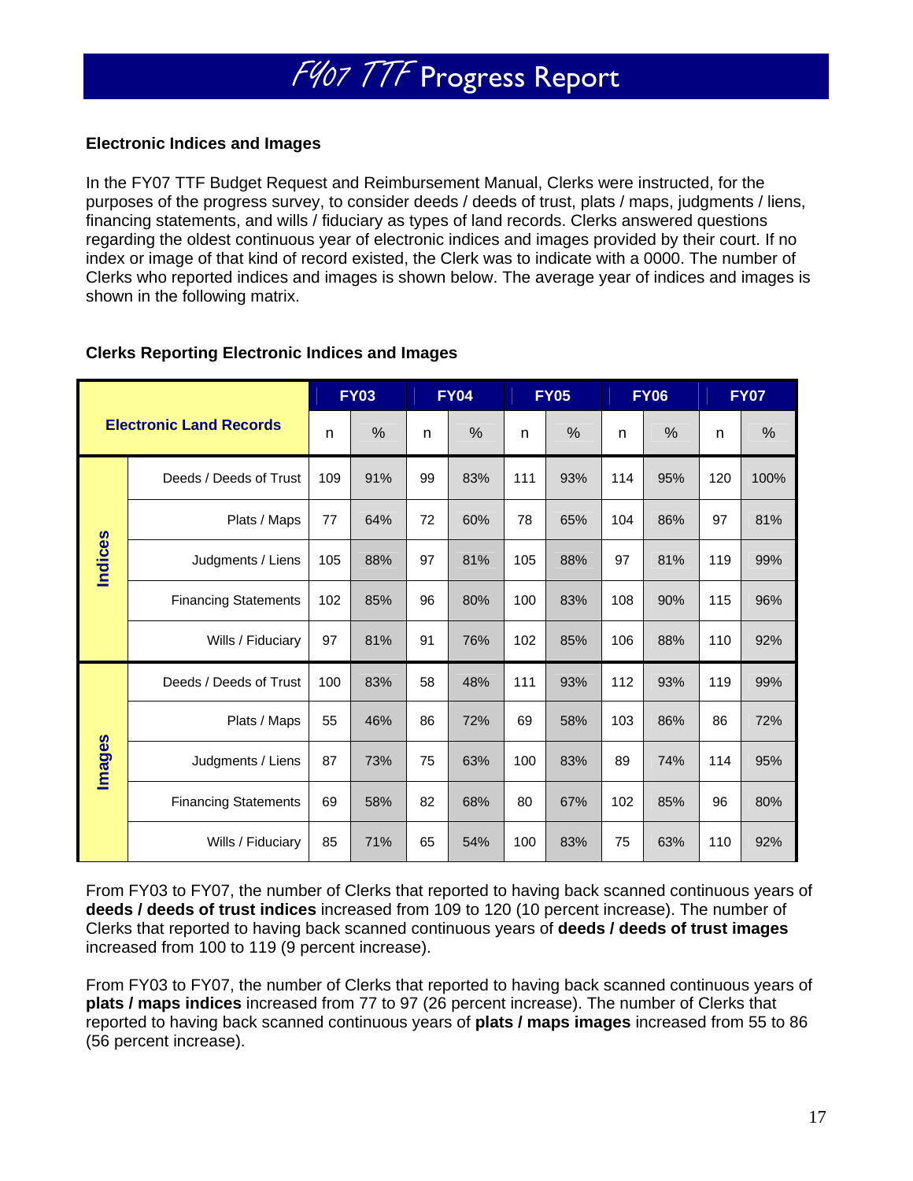## Electronic Indices and Images

In the FY07 TTF Budget Request and Reimbursement Manual, Clerks were instructed, for the purposes of the progress survey, to consider deeds / deeds of trust, plats / maps, judgments / liens, financing statements, and wills / fiduciary as types of land records. Clerks answered questions regarding the oldest continuous year of electronic indices and images provided by their court. If no index or image of that kind of record existed, the Clerk was to indicate with a 0000. The number of Clerks who reported indices and images is shown below. The average year of indices and images is shown in the following matrix.

### Clerks Reporting Electronic Indices and Images

| Electronic Land Records | | FY03 | | FY04 | | FY05 | | FY06 | | FY07 | |
|---|---|---|---|---|---|---|---|---|---|---|---|
| | | n | % | n | % | n | % | n | % | n | % |
| Indices | Deeds / Deeds of Trust | 109 | 91% | 99 | 83% | 111 | 93% | 114 | 95% | 120 | 100% |
| | Plats / Maps | 77 | 64% | 72 | 60% | 78 | 65% | 104 | 86% | 97 | 81% |
| | Judgments / Liens | 105 | 88% | 97 | 81% | 105 | 88% | 97 | 81% | 119 | 99% |
| | Financing Statements | 102 | 85% | 96 | 80% | 100 | 83% | 108 | 90% | 115 | 96% |
| | Wills / Fiduciary | 97 | 81% | 91 | 76% | 102 | 85% | 106 | 88% | 110 | 92% |
| Images | Deeds / Deeds of Trust | 100 | 83% | 58 | 48% | 111 | 93% | 112 | 93% | 119 | 99% |
| | Plats / Maps | 55 | 46% | 86 | 72% | 69 | 58% | 103 | 86% | 86 | 72% |
| | Judgments / Liens | 87 | 73% | 75 | 63% | 100 | 83% | 89 | 74% | 114 | 95% |
| | Financing Statements | 69 | 58% | 82 | 68% | 80 | 67% | 102 | 85% | 96 | 80% |
| | Wills / Fiduciary | 85 | 71% | 65 | 54% | 100 | 83% | 75 | 63% | 110 | 92% |

From FY03 to FY07, the number of Clerks that reported to having back scanned continuous years of **deeds / deeds of trust indices** increased from 109 to 120 (10 percent increase). The number of Clerks that reported to having back scanned continuous years of **deeds / deeds of trust images** increased from 100 to 119 (9 percent increase).

From FY03 to FY07, the number of Clerks that reported to having back scanned continuous years of **plats / maps indices** increased from 77 to 97 (26 percent increase). The number of Clerks that reported to having back scanned continuous years of **plats / maps images** increased from 55 to 86 (56 percent increase).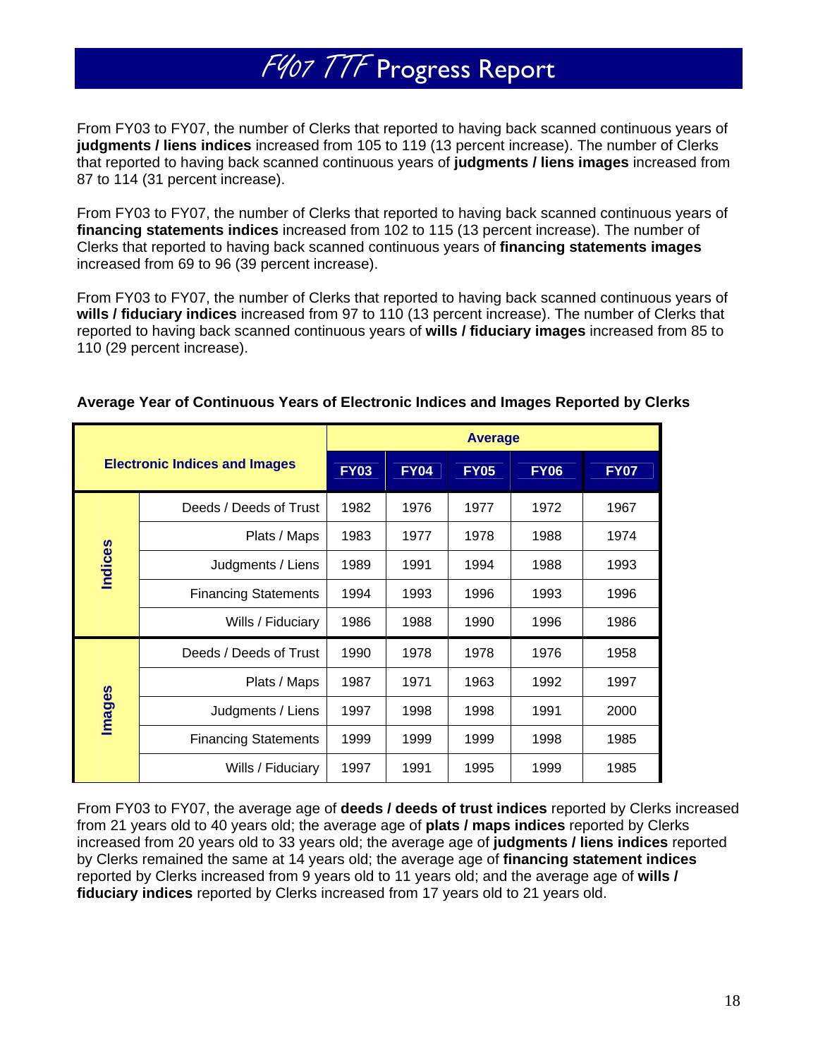# FY07 TTF Progress Report

From FY03 to FY07, the number of Clerks that reported to having back scanned continuous years of **judgments / liens indices** increased from 105 to 119 (13 percent increase). The number of Clerks that reported to having back scanned continuous years of **judgments / liens images** increased from 87 to 114 (31 percent increase).

From FY03 to FY07, the number of Clerks that reported to having back scanned continuous years of **financing statements indices** increased from 102 to 115 (13 percent increase). The number of Clerks that reported to having back scanned continuous years of **financing statements images** increased from 69 to 96 (39 percent increase).

From FY03 to FY07, the number of Clerks that reported to having back scanned continuous years of **wills / fiduciary indices** increased from 97 to 110 (13 percent increase). The number of Clerks that reported to having back scanned continuous years of **wills / fiduciary images** increased from 85 to 110 (29 percent increase).

**Average Year of Continuous Years of Electronic Indices and Images Reported by Clerks**

| Electronic Indices and Images | | Average | | | | |
|---|---|---|---|---|---|---|
| | | FY03 | FY04 | FY05 | FY06 | FY07 |
| Indices | Deeds / Deeds of Trust | 1982 | 1976 | 1977 | 1972 | 1967 |
| | Plats / Maps | 1983 | 1977 | 1978 | 1988 | 1974 |
| | Judgments / Liens | 1989 | 1991 | 1994 | 1988 | 1993 |
| | Financing Statements | 1994 | 1993 | 1996 | 1993 | 1996 |
| | Wills / Fiduciary | 1986 | 1988 | 1990 | 1996 | 1986 |
| Images | Deeds / Deeds of Trust | 1990 | 1978 | 1978 | 1976 | 1958 |
| | Plats / Maps | 1987 | 1971 | 1963 | 1992 | 1997 |
| | Judgments / Liens | 1997 | 1998 | 1998 | 1991 | 2000 |
| | Financing Statements | 1999 | 1999 | 1999 | 1998 | 1985 |
| | Wills / Fiduciary | 1997 | 1991 | 1995 | 1999 | 1985 |

From FY03 to FY07, the average age of **deeds / deeds of trust indices** reported by Clerks increased from 21 years old to 40 years old; the average age of **plats / maps indices** reported by Clerks increased from 20 years old to 33 years old; the average age of **judgments / liens indices** reported by Clerks remained the same at 14 years old; the average age of **financing statement indices** reported by Clerks increased from 9 years old to 11 years old; and the average age of **wills / fiduciary indices** reported by Clerks increased from 17 years old to 21 years old.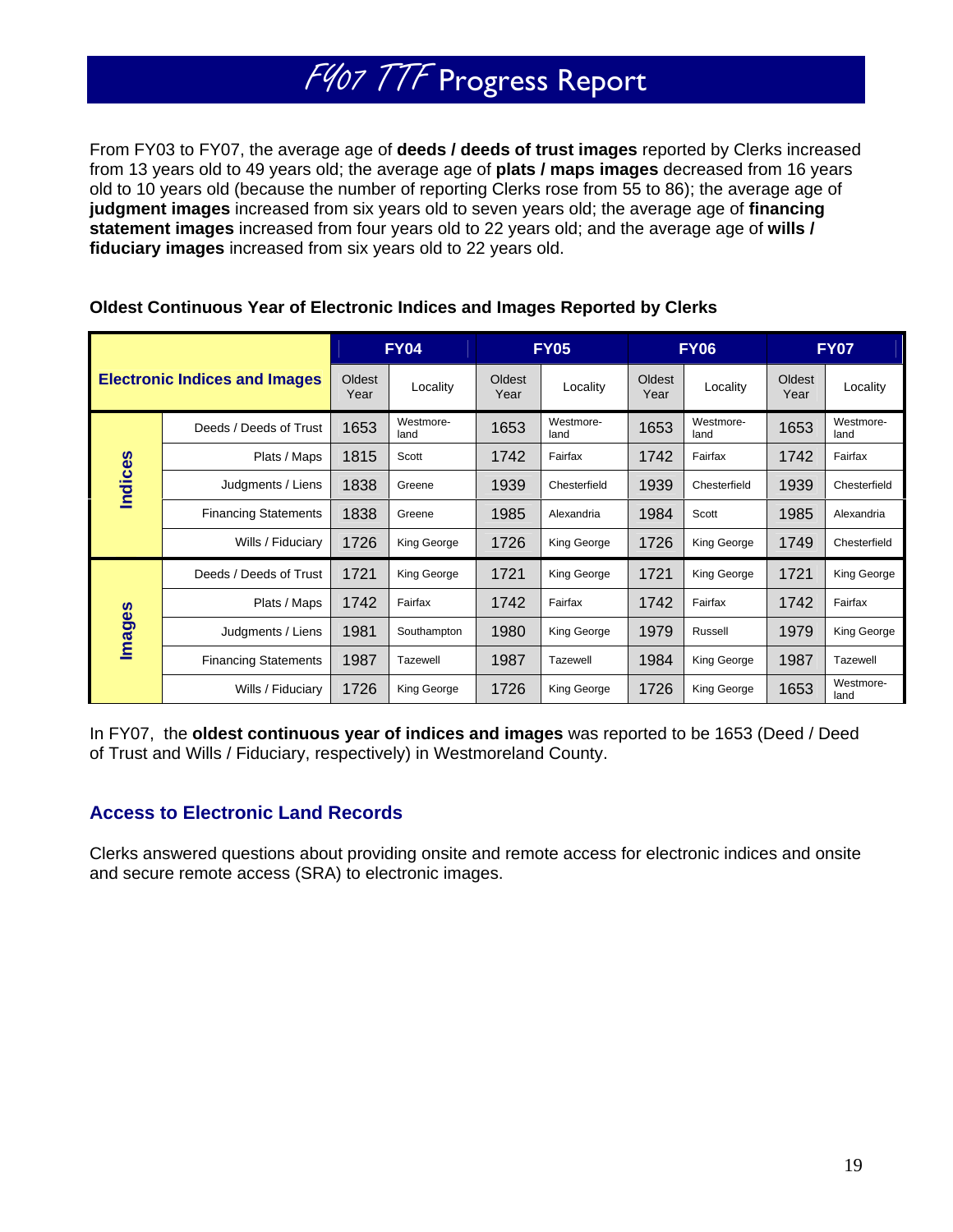# FY07 TTF Progress Report

From FY03 to FY07, the average age of **deeds / deeds of trust images** reported by Clerks increased from 13 years old to 49 years old; the average age of **plats / maps images** decreased from 16 years old to 10 years old (because the number of reporting Clerks rose from 55 to 86); the average age of **judgment images** increased from six years old to seven years old; the average age of **financing statement images** increased from four years old to 22 years old; and the average age of **wills / fiduciary images** increased from six years old to 22 years old.

**Oldest Continuous Year of Electronic Indices and Images Reported by Clerks**

| Electronic Indices and Images | | FY04 | | FY05 | | FY06 | | FY07 | |
|---|---|---|---|---|---|---|---|---|---|
| | | Oldest Year | Locality | Oldest Year | Locality | Oldest Year | Locality | Oldest Year | Locality |
| Indices | Deeds / Deeds of Trust | 1653 | Westmore-land | 1653 | Westmore-land | 1653 | Westmore-land | 1653 | Westmore-land |
| | Plats / Maps | 1815 | Scott | 1742 | Fairfax | 1742 | Fairfax | 1742 | Fairfax |
| | Judgments / Liens | 1838 | Greene | 1939 | Chesterfield | 1939 | Chesterfield | 1939 | Chesterfield |
| | Financing Statements | 1838 | Greene | 1985 | Alexandria | 1984 | Scott | 1985 | Alexandria |
| | Wills / Fiduciary | 1726 | King George | 1726 | King George | 1726 | King George | 1749 | Chesterfield |
| Images | Deeds / Deeds of Trust | 1721 | King George | 1721 | King George | 1721 | King George | 1721 | King George |
| | Plats / Maps | 1742 | Fairfax | 1742 | Fairfax | 1742 | Fairfax | 1742 | Fairfax |
| | Judgments / Liens | 1981 | Southampton | 1980 | King George | 1979 | Russell | 1979 | King George |
| | Financing Statements | 1987 | Tazewell | 1987 | Tazewell | 1984 | King George | 1987 | Tazewell |
| | Wills / Fiduciary | 1726 | King George | 1726 | King George | 1726 | King George | 1653 | Westmore-land |

In FY07, the **oldest continuous year of indices and images** was reported to be 1653 (Deed / Deed of Trust and Wills / Fiduciary, respectively) in Westmoreland County.

## Access to Electronic Land Records

Clerks answered questions about providing onsite and remote access for electronic indices and onsite and secure remote access (SRA) to electronic images.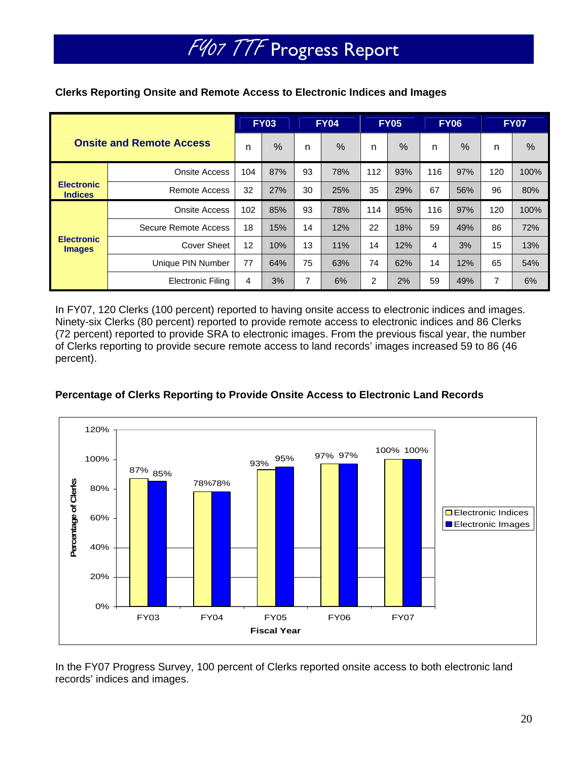**Clerks Reporting Onsite and Remote Access to Electronic Indices and Images**

| Onsite and Remote Access | | FY03 | | FY04 | | FY05 | | FY06 | | FY07 | |
|---|---|---|---|---|---|---|---|---|---|---|---|
| | | n | % | n | % | n | % | n | % | n | % |
| Electronic Indices | Onsite Access | 104 | 87% | 93 | 78% | 112 | 93% | 116 | 97% | 120 | 100% |
| | Remote Access | 32 | 27% | 30 | 25% | 35 | 29% | 67 | 56% | 96 | 80% |
| Electronic Images | Onsite Access | 102 | 85% | 93 | 78% | 114 | 95% | 116 | 97% | 120 | 100% |
| | Secure Remote Access | 18 | 15% | 14 | 12% | 22 | 18% | 59 | 49% | 86 | 72% |
| | Cover Sheet | 12 | 10% | 13 | 11% | 14 | 12% | 4 | 3% | 15 | 13% |
| | Unique PIN Number | 77 | 64% | 75 | 63% | 74 | 62% | 14 | 12% | 65 | 54% |
| | Electronic Filing | 4 | 3% | 7 | 6% | 2 | 2% | 59 | 49% | 7 | 6% |

In FY07, 120 Clerks (100 percent) reported to having onsite access to electronic indices and images. Ninety-six Clerks (80 percent) reported to provide remote access to electronic indices and 86 Clerks (72 percent) reported to provide SRA to electronic images. From the previous fiscal year, the number of Clerks reporting to provide secure remote access to land records' images increased 59 to 86 (46 percent).

**Percentage of Clerks Reporting to Provide Onsite Access to Electronic Land Records**

| Fiscal Year | Electronic Indices | Electronic Images |
|---|---|---|
| FY03 | 87% | 85% |
| FY04 | 78% | 78% |
| FY05 | 93% | 95% |
| FY06 | 97% | 97% |
| FY07 | 100% | 100% |

In the FY07 Progress Survey, 100 percent of Clerks reported onsite access to both electronic land records' indices and images.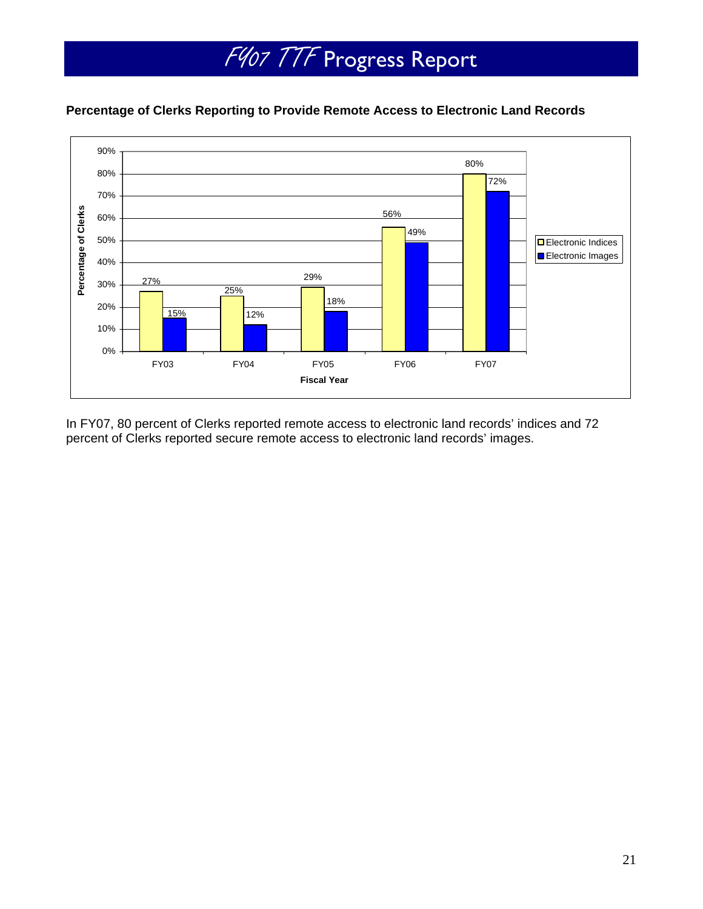**Percentage of Clerks Reporting to Provide Remote Access to Electronic Land Records**

| Fiscal Year | Electronic Indices | Electronic Images |
|---|---|---|
| FY03 | 27% | 15% |
| FY04 | 25% | 12% |
| FY05 | 29% | 18% |
| FY06 | 56% | 49% |
| FY07 | 80% | 72% |

In FY07, 80 percent of Clerks reported remote access to electronic land records' indices and 72 percent of Clerks reported secure remote access to electronic land records' images.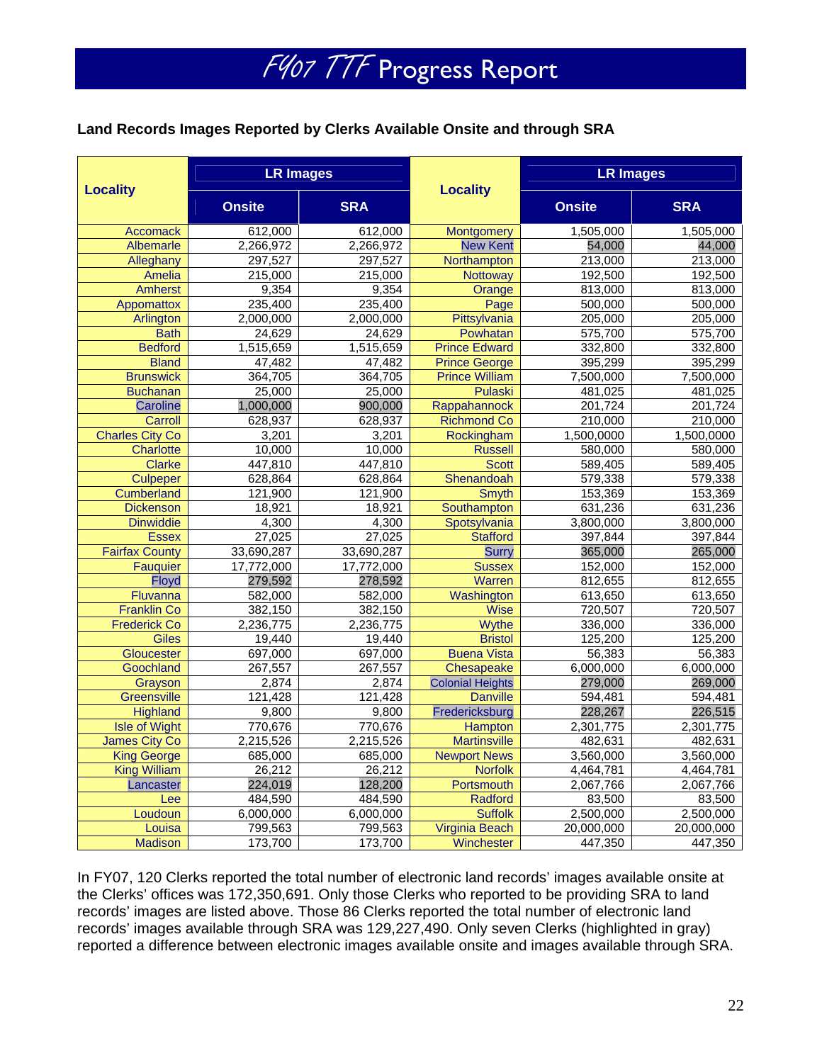# FY07 TTF Progress Report

**Land Records Images Reported by Clerks Available Onsite and through SRA**

| Locality | LR Images | | Locality | LR Images | |
|---|---|---|---|---|---|
| | Onsite | SRA | | Onsite | SRA |
| Accomack | 612,000 | 612,000 | Montgomery | 1,505,000 | 1,505,000 |
| Albemarle | 2,266,972 | 2,266,972 | New Kent | 54,000 | 44,000 |
| Alleghany | 297,527 | 297,527 | Northampton | 213,000 | 213,000 |
| Amelia | 215,000 | 215,000 | Nottoway | 192,500 | 192,500 |
| Amherst | 9,354 | 9,354 | Orange | 813,000 | 813,000 |
| Appomattox | 235,400 | 235,400 | Page | 500,000 | 500,000 |
| Arlington | 2,000,000 | 2,000,000 | Pittsylvania | 205,000 | 205,000 |
| Bath | 24,629 | 24,629 | Powhatan | 575,700 | 575,700 |
| Bedford | 1,515,659 | 1,515,659 | Prince Edward | 332,800 | 332,800 |
| Bland | 47,482 | 47,482 | Prince George | 395,299 | 395,299 |
| Brunswick | 364,705 | 364,705 | Prince William | 7,500,000 | 7,500,000 |
| Buchanan | 25,000 | 25,000 | Pulaski | 481,025 | 481,025 |
| Caroline | 1,000,000 | 900,000 | Rappahannock | 201,724 | 201,724 |
| Carroll | 628,937 | 628,937 | Richmond Co | 210,000 | 210,000 |
| Charles City Co | 3,201 | 3,201 | Rockingham | 1,500,0000 | 1,500,0000 |
| Charlotte | 10,000 | 10,000 | Russell | 580,000 | 580,000 |
| Clarke | 447,810 | 447,810 | Scott | 589,405 | 589,405 |
| Culpeper | 628,864 | 628,864 | Shenandoah | 579,338 | 579,338 |
| Cumberland | 121,900 | 121,900 | Smyth | 153,369 | 153,369 |
| Dickenson | 18,921 | 18,921 | Southampton | 631,236 | 631,236 |
| Dinwiddie | 4,300 | 4,300 | Spotsylvania | 3,800,000 | 3,800,000 |
| Essex | 27,025 | 27,025 | Stafford | 397,844 | 397,844 |
| Fairfax County | 33,690,287 | 33,690,287 | Surry | 365,000 | 265,000 |
| Fauquier | 17,772,000 | 17,772,000 | Sussex | 152,000 | 152,000 |
| Floyd | 279,592 | 278,592 | Warren | 812,655 | 812,655 |
| Fluvanna | 582,000 | 582,000 | Washington | 613,650 | 613,650 |
| Franklin Co | 382,150 | 382,150 | Wise | 720,507 | 720,507 |
| Frederick Co | 2,236,775 | 2,236,775 | Wythe | 336,000 | 336,000 |
| Giles | 19,440 | 19,440 | Bristol | 125,200 | 125,200 |
| Gloucester | 697,000 | 697,000 | Buena Vista | 56,383 | 56,383 |
| Goochland | 267,557 | 267,557 | Chesapeake | 6,000,000 | 6,000,000 |
| Grayson | 2,874 | 2,874 | Colonial Heights | 279,000 | 269,000 |
| Greensville | 121,428 | 121,428 | Danville | 594,481 | 594,481 |
| Highland | 9,800 | 9,800 | Fredericksburg | 228,267 | 226,515 |
| Isle of Wight | 770,676 | 770,676 | Hampton | 2,301,775 | 2,301,775 |
| James City Co | 2,215,526 | 2,215,526 | Martinsville | 482,631 | 482,631 |
| King George | 685,000 | 685,000 | Newport News | 3,560,000 | 3,560,000 |
| King William | 26,212 | 26,212 | Norfolk | 4,464,781 | 4,464,781 |
| Lancaster | 224,019 | 128,200 | Portsmouth | 2,067,766 | 2,067,766 |
| Lee | 484,590 | 484,590 | Radford | 83,500 | 83,500 |
| Loudoun | 6,000,000 | 6,000,000 | Suffolk | 2,500,000 | 2,500,000 |
| Louisa | 799,563 | 799,563 | Virginia Beach | 20,000,000 | 20,000,000 |
| Madison | 173,700 | 173,700 | Winchester | 447,350 | 447,350 |

In FY07, 120 Clerks reported the total number of electronic land records' images available onsite at the Clerks' offices was 172,350,691. Only those Clerks who reported to be providing SRA to land records' images are listed above. Those 86 Clerks reported the total number of electronic land records' images available through SRA was 129,227,490. Only seven Clerks (highlighted in gray) reported a difference between electronic images available onsite and images available through SRA.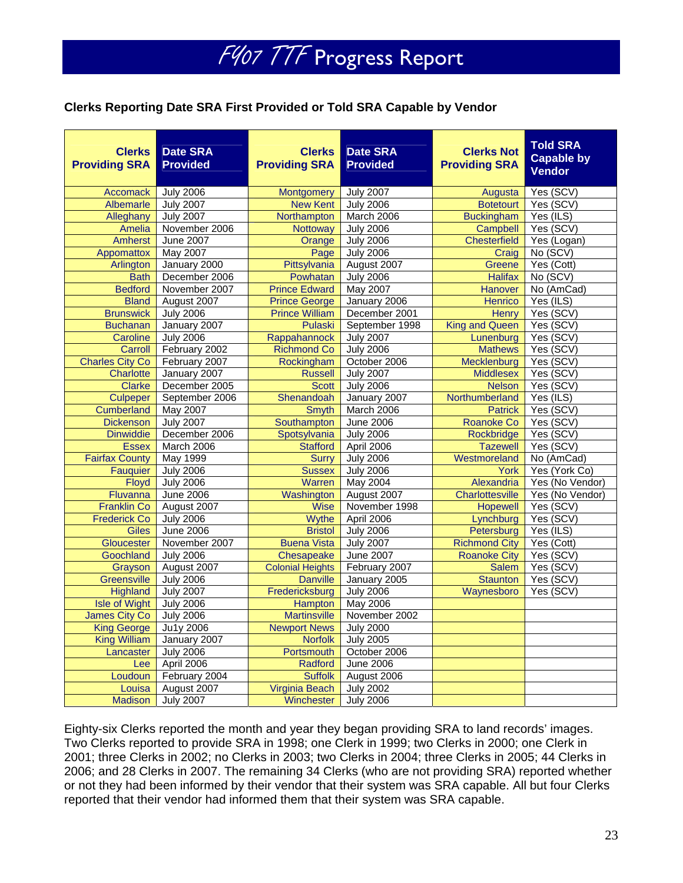# FY07 TTF Progress Report

**Clerks Reporting Date SRA First Provided or Told SRA Capable by Vendor**

| Clerks Providing SRA | Date SRA Provided | Clerks Providing SRA | Date SRA Provided | Clerks Not Providing SRA | Told SRA Capable by Vendor |
|---|---|---|---|---|---|
| Accomack | July 2006 | Montgomery | July 2007 | Augusta | Yes (SCV) |
| Albemarle | July 2007 | New Kent | July 2006 | Botetourt | Yes (SCV) |
| Alleghany | July 2007 | Northampton | March 2006 | Buckingham | Yes (ILS) |
| Amelia | November 2006 | Nottoway | July 2006 | Campbell | Yes (SCV) |
| Amherst | June 2007 | Orange | July 2006 | Chesterfield | Yes (Logan) |
| Appomattox | May 2007 | Page | July 2006 | Craig | No (SCV) |
| Arlington | January 2000 | Pittsylvania | August 2007 | Greene | Yes (Cott) |
| Bath | December 2006 | Powhatan | July 2006 | Halifax | No (SCV) |
| Bedford | November 2007 | Prince Edward | May 2007 | Hanover | No (AmCad) |
| Bland | August 2007 | Prince George | January 2006 | Henrico | Yes (ILS) |
| Brunswick | July 2006 | Prince William | December 2001 | Henry | Yes (SCV) |
| Buchanan | January 2007 | Pulaski | September 1998 | King and Queen | Yes (SCV) |
| Caroline | July 2006 | Rappahannock | July 2007 | Lunenburg | Yes (SCV) |
| Carroll | February 2002 | Richmond Co | July 2006 | Mathews | Yes (SCV) |
| Charles City Co | February 2007 | Rockingham | October 2006 | Mecklenburg | Yes (SCV) |
| Charlotte | January 2007 | Russell | July 2007 | Middlesex | Yes (SCV) |
| Clarke | December 2005 | Scott | July 2006 | Nelson | Yes (SCV) |
| Culpeper | September 2006 | Shenandoah | January 2007 | Northumberland | Yes (ILS) |
| Cumberland | May 2007 | Smyth | March 2006 | Patrick | Yes (SCV) |
| Dickenson | July 2007 | Southampton | June 2006 | Roanoke Co | Yes (SCV) |
| Dinwiddie | December 2006 | Spotsylvania | July 2006 | Rockbridge | Yes (SCV) |
| Essex | March 2006 | Stafford | April 2006 | Tazewell | Yes (SCV) |
| Fairfax County | May 1999 | Surry | July 2006 | Westmoreland | No (AmCad) |
| Fauquier | July 2006 | Sussex | July 2006 | York | Yes (York Co) |
| Floyd | July 2006 | Warren | May 2004 | Alexandria | Yes (No Vendor) |
| Fluvanna | June 2006 | Washington | August 2007 | Charlottesville | Yes (No Vendor) |
| Franklin Co | August 2007 | Wise | November 1998 | Hopewell | Yes (SCV) |
| Frederick Co | July 2006 | Wythe | April 2006 | Lynchburg | Yes (SCV) |
| Giles | June 2006 | Bristol | July 2006 | Petersburg | Yes (ILS) |
| Gloucester | November 2007 | Buena Vista | July 2007 | Richmond City | Yes (Cott) |
| Goochland | July 2006 | Chesapeake | June 2007 | Roanoke City | Yes (SCV) |
| Grayson | August 2007 | Colonial Heights | February 2007 | Salem | Yes (SCV) |
| Greensville | July 2006 | Danville | January 2005 | Staunton | Yes (SCV) |
| Highland | July 2007 | Fredericksburg | July 2006 | Waynesboro | Yes (SCV) |
| Isle of Wight | July 2006 | Hampton | May 2006 | | |
| James City Co | July 2006 | Martinsville | November 2002 | | |
| King George | Ju1y 2006 | Newport News | July 2000 | | |
| King William | January 2007 | Norfolk | July 2005 | | |
| Lancaster | July 2006 | Portsmouth | October 2006 | | |
| Lee | April 2006 | Radford | June 2006 | | |
| Loudoun | February 2004 | Suffolk | August 2006 | | |
| Louisa | August 2007 | Virginia Beach | July 2002 | | |
| Madison | July 2007 | Winchester | July 2006 | | |

Eighty-six Clerks reported the month and year they began providing SRA to land records' images. Two Clerks reported to provide SRA in 1998; one Clerk in 1999; two Clerks in 2000; one Clerk in 2001; three Clerks in 2002; no Clerks in 2003; two Clerks in 2004; three Clerks in 2005; 44 Clerks in 2006; and 28 Clerks in 2007. The remaining 34 Clerks (who are not providing SRA) reported whether or not they had been informed by their vendor that their system was SRA capable. All but four Clerks reported that their vendor had informed them that their system was SRA capable.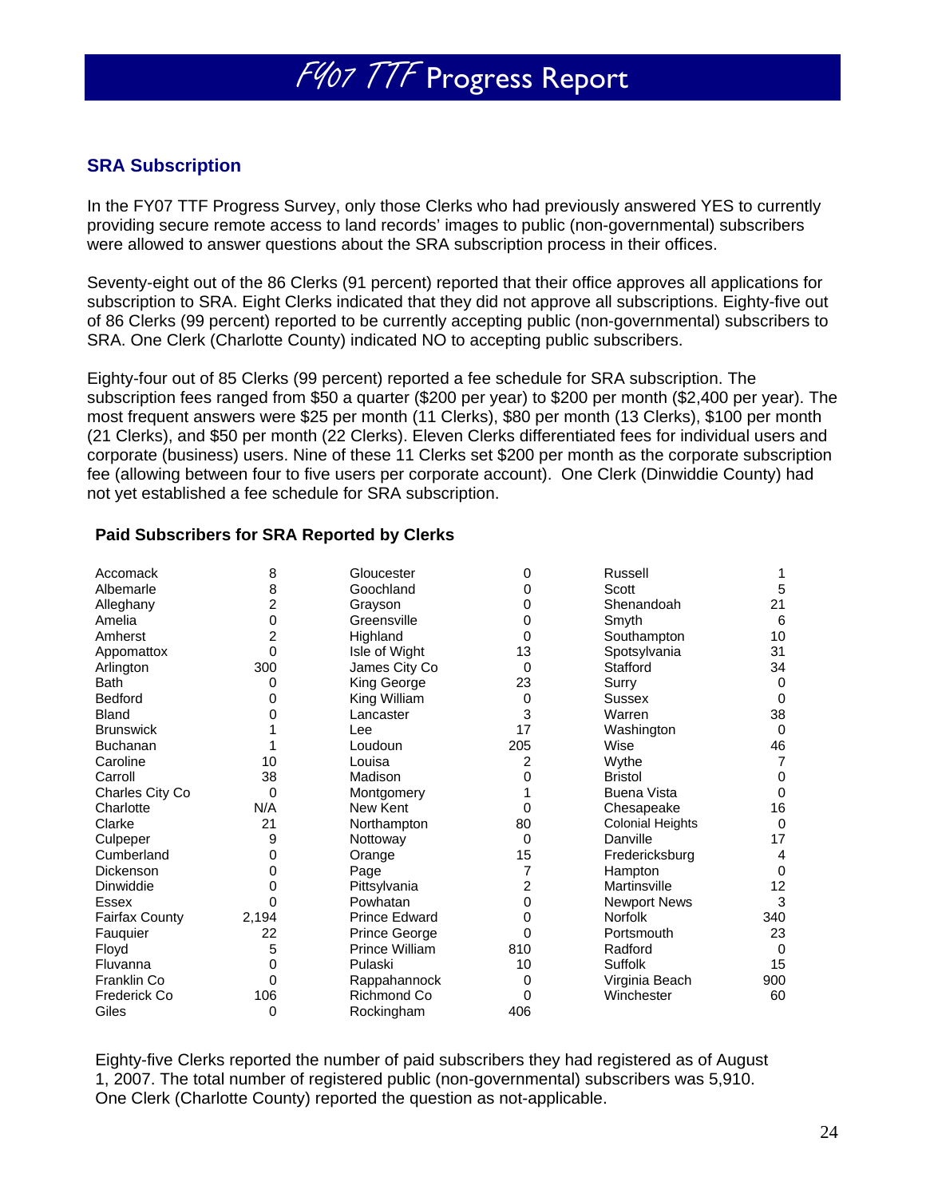## SRA Subscription

In the FY07 TTF Progress Survey, only those Clerks who had previously answered YES to currently providing secure remote access to land records' images to public (non-governmental) subscribers were allowed to answer questions about the SRA subscription process in their offices.

Seventy-eight out of the 86 Clerks (91 percent) reported that their office approves all applications for subscription to SRA. Eight Clerks indicated that they did not approve all subscriptions. Eighty-five out of 86 Clerks (99 percent) reported to be currently accepting public (non-governmental) subscribers to SRA. One Clerk (Charlotte County) indicated NO to accepting public subscribers.

Eighty-four out of 85 Clerks (99 percent) reported a fee schedule for SRA subscription. The subscription fees ranged from $50 a quarter ($200 per year) to $200 per month ($2,400 per year). The most frequent answers were $25 per month (11 Clerks), $80 per month (13 Clerks), $100 per month (21 Clerks), and $50 per month (22 Clerks). Eleven Clerks differentiated fees for individual users and corporate (business) users. Nine of these 11 Clerks set $200 per month as the corporate subscription fee (allowing between four to five users per corporate account). One Clerk (Dinwiddie County) had not yet established a fee schedule for SRA subscription.

**Paid Subscribers for SRA Reported by Clerks**

| | | | | | |
|---|---|---|---|---|---|
| Accomack | 8 | Gloucester | 0 | Russell | 1 |
| Albemarle | 8 | Goochland | 0 | Scott | 5 |
| Alleghany | 2 | Grayson | 0 | Shenandoah | 21 |
| Amelia | 0 | Greensville | 0 | Smyth | 6 |
| Amherst | 2 | Highland | 0 | Southampton | 10 |
| Appomattox | 0 | Isle of Wight | 13 | Spotsylvania | 31 |
| Arlington | 300 | James City Co | 0 | Stafford | 34 |
| Bath | 0 | King George | 23 | Surry | 0 |
| Bedford | 0 | King William | 0 | Sussex | 0 |
| Bland | 0 | Lancaster | 3 | Warren | 38 |
| Brunswick | 1 | Lee | 17 | Washington | 0 |
| Buchanan | 1 | Loudoun | 205 | Wise | 46 |
| Caroline | 10 | Louisa | 2 | Wythe | 7 |
| Carroll | 38 | Madison | 0 | Bristol | 0 |
| Charles City Co | 0 | Montgomery | 1 | Buena Vista | 0 |
| Charlotte | N/A | New Kent | 0 | Chesapeake | 16 |
| Clarke | 21 | Northampton | 80 | Colonial Heights | 0 |
| Culpeper | 9 | Nottoway | 0 | Danville | 17 |
| Cumberland | 0 | Orange | 15 | Fredericksburg | 4 |
| Dickenson | 0 | Page | 7 | Hampton | 0 |
| Dinwiddie | 0 | Pittsylvania | 2 | Martinsville | 12 |
| Essex | 0 | Powhatan | 0 | Newport News | 3 |
| Fairfax County | 2,194 | Prince Edward | 0 | Norfolk | 340 |
| Fauquier | 22 | Prince George | 0 | Portsmouth | 23 |
| Floyd | 5 | Prince William | 810 | Radford | 0 |
| Fluvanna | 0 | Pulaski | 10 | Suffolk | 15 |
| Franklin Co | 0 | Rappahannock | 0 | Virginia Beach | 900 |
| Frederick Co | 106 | Richmond Co | 0 | Winchester | 60 |
| Giles | 0 | Rockingham | 406 | | |

Eighty-five Clerks reported the number of paid subscribers they had registered as of August 1, 2007. The total number of registered public (non-governmental) subscribers was 5,910. One Clerk (Charlotte County) reported the question as not-applicable.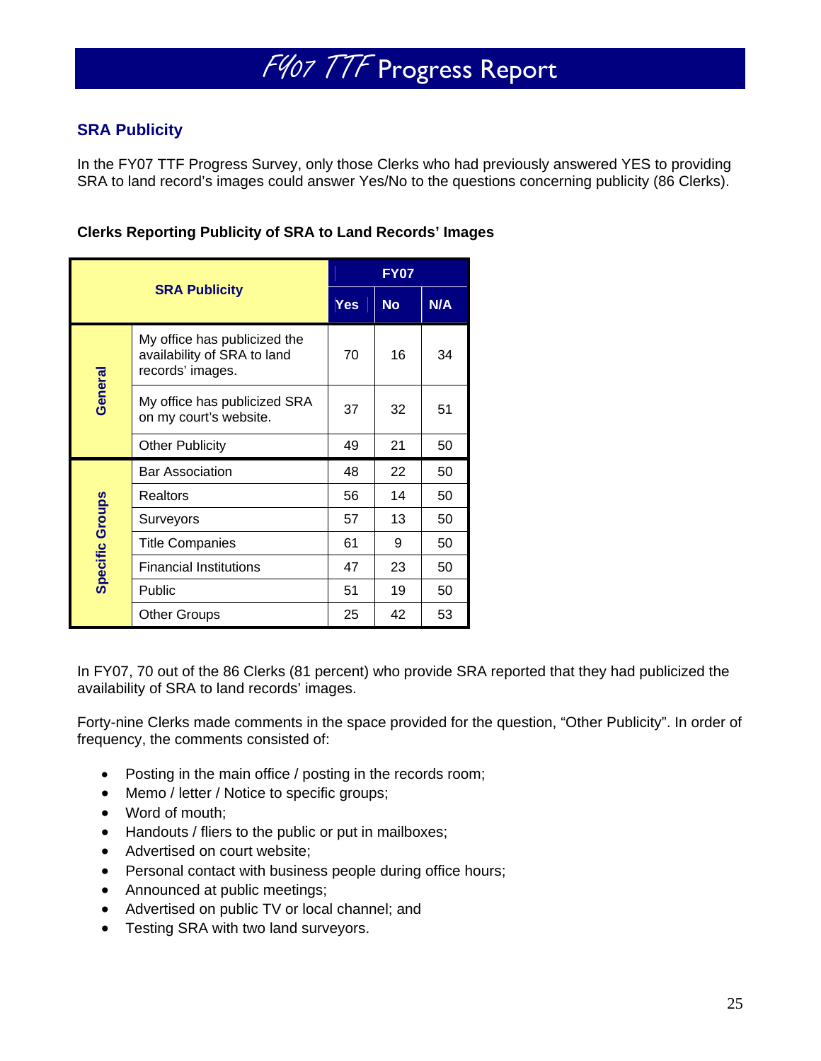## SRA Publicity

In the FY07 TTF Progress Survey, only those Clerks who had previously answered YES to providing SRA to land record's images could answer Yes/No to the questions concerning publicity (86 Clerks).

**Clerks Reporting Publicity of SRA to Land Records' Images**

| SRA Publicity | | FY07 | | |
|---|---|---|---|---|
| | | Yes | No | N/A |
| General | My office has publicized the availability of SRA to land records' images. | 70 | 16 | 34 |
| General | My office has publicized SRA on my court's website. | 37 | 32 | 51 |
| General | Other Publicity | 49 | 21 | 50 |
| Specific Groups | Bar Association | 48 | 22 | 50 |
| Specific Groups | Realtors | 56 | 14 | 50 |
| Specific Groups | Surveyors | 57 | 13 | 50 |
| Specific Groups | Title Companies | 61 | 9 | 50 |
| Specific Groups | Financial Institutions | 47 | 23 | 50 |
| Specific Groups | Public | 51 | 19 | 50 |
| Specific Groups | Other Groups | 25 | 42 | 53 |

In FY07, 70 out of the 86 Clerks (81 percent) who provide SRA reported that they had publicized the availability of SRA to land records' images.

Forty-nine Clerks made comments in the space provided for the question, "Other Publicity". In order of frequency, the comments consisted of:

- Posting in the main office / posting in the records room;
- Memo / letter / Notice to specific groups;
- Word of mouth;
- Handouts / fliers to the public or put in mailboxes;
- Advertised on court website;
- Personal contact with business people during office hours;
- Announced at public meetings;
- Advertised on public TV or local channel; and
- Testing SRA with two land surveyors.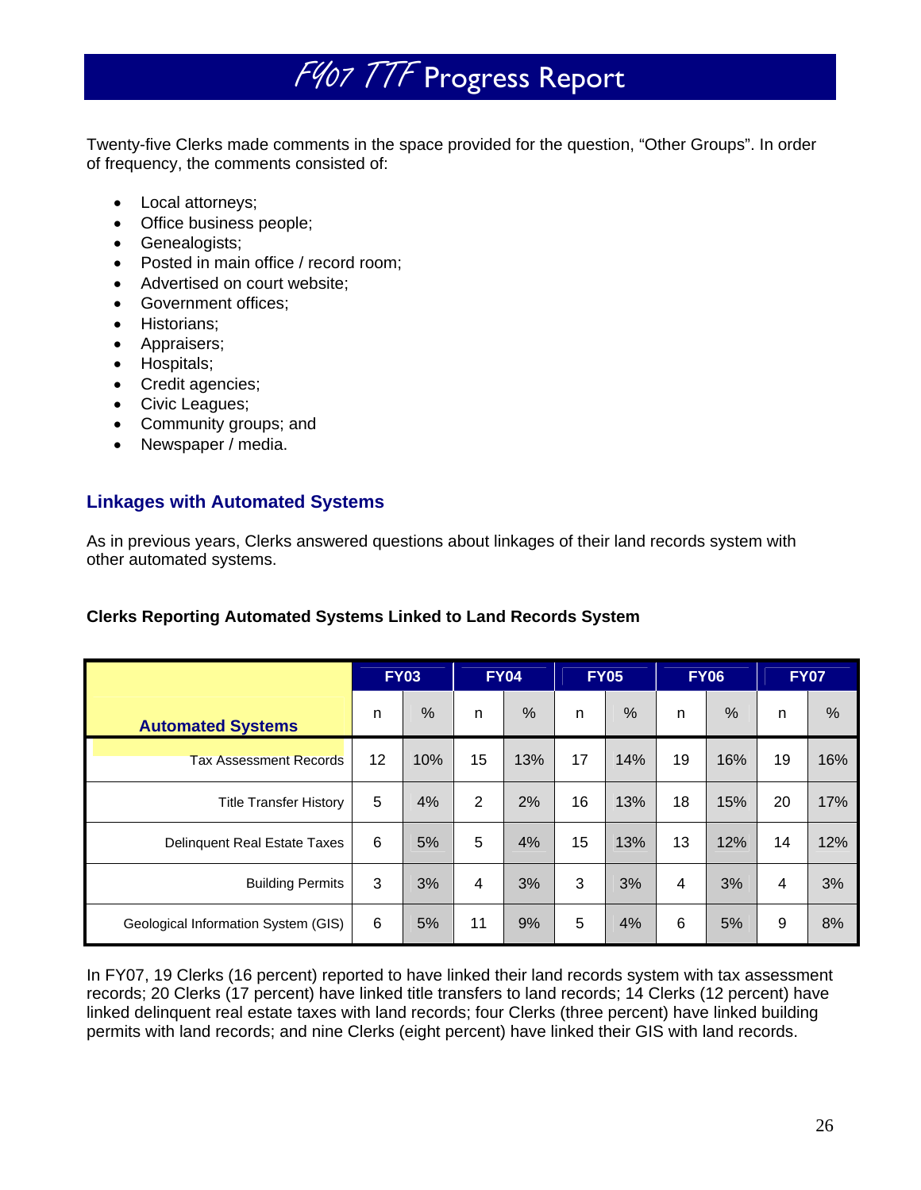Twenty-five Clerks made comments in the space provided for the question, “Other Groups”. In order of frequency, the comments consisted of:

- Local attorneys;
- Office business people;
- Genealogists;
- Posted in main office / record room;
- Advertised on court website;
- Government offices;
- Historians;
- Appraisers;
- Hospitals;
- Credit agencies;
- Civic Leagues;
- Community groups; and
- Newspaper / media.

## Linkages with Automated Systems

As in previous years, Clerks answered questions about linkages of their land records system with other automated systems.

**Clerks Reporting Automated Systems Linked to Land Records System**

| Automated Systems | FY03 | | FY04 | | FY05 | | FY06 | | FY07 | |
|---|---|---|---|---|---|---|---|---|---|---|
| | n | % | n | % | n | % | n | % | n | % |
| Tax Assessment Records | 12 | 10% | 15 | 13% | 17 | 14% | 19 | 16% | 19 | 16% |
| Title Transfer History | 5 | 4% | 2 | 2% | 16 | 13% | 18 | 15% | 20 | 17% |
| Delinquent Real Estate Taxes | 6 | 5% | 5 | 4% | 15 | 13% | 13 | 12% | 14 | 12% |
| Building Permits | 3 | 3% | 4 | 3% | 3 | 3% | 4 | 3% | 4 | 3% |
| Geological Information System (GIS) | 6 | 5% | 11 | 9% | 5 | 4% | 6 | 5% | 9 | 8% |

In FY07, 19 Clerks (16 percent) reported to have linked their land records system with tax assessment records; 20 Clerks (17 percent) have linked title transfers to land records; 14 Clerks (12 percent) have linked delinquent real estate taxes with land records; four Clerks (three percent) have linked building permits with land records; and nine Clerks (eight percent) have linked their GIS with land records.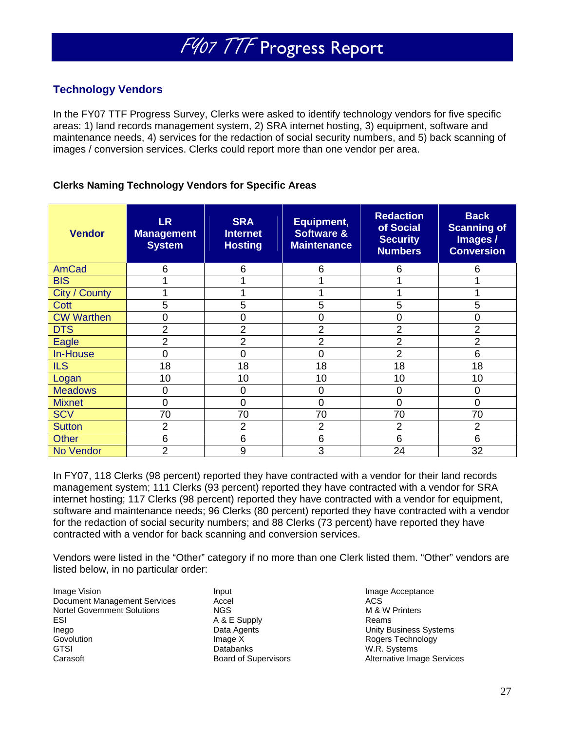# FY07 TTF Progress Report

## Technology Vendors

In the FY07 TTF Progress Survey, Clerks were asked to identify technology vendors for five specific areas: 1) land records management system, 2) SRA internet hosting, 3) equipment, software and maintenance needs, 4) services for the redaction of social security numbers, and 5) back scanning of images / conversion services. Clerks could report more than one vendor per area.

**Clerks Naming Technology Vendors for Specific Areas**

| Vendor | LR Management System | SRA Internet Hosting | Equipment, Software & Maintenance | Redaction of Social Security Numbers | Back Scanning of Images / Conversion |
|---|---|---|---|---|---|
| AmCad | 6 | 6 | 6 | 6 | 6 |
| BIS | 1 | 1 | 1 | 1 | 1 |
| City / County | 1 | 1 | 1 | 1 | 1 |
| Cott | 5 | 5 | 5 | 5 | 5 |
| CW Warthen | 0 | 0 | 0 | 0 | 0 |
| DTS | 2 | 2 | 2 | 2 | 2 |
| Eagle | 2 | 2 | 2 | 2 | 2 |
| In-House | 0 | 0 | 0 | 2 | 6 |
| ILS | 18 | 18 | 18 | 18 | 18 |
| Logan | 10 | 10 | 10 | 10 | 10 |
| Meadows | 0 | 0 | 0 | 0 | 0 |
| Mixnet | 0 | 0 | 0 | 0 | 0 |
| SCV | 70 | 70 | 70 | 70 | 70 |
| Sutton | 2 | 2 | 2 | 2 | 2 |
| Other | 6 | 6 | 6 | 6 | 6 |
| No Vendor | 2 | 9 | 3 | 24 | 32 |

In FY07, 118 Clerks (98 percent) reported they have contracted with a vendor for their land records management system; 111 Clerks (93 percent) reported they have contracted with a vendor for SRA internet hosting; 117 Clerks (98 percent) reported they have contracted with a vendor for equipment, software and maintenance needs; 96 Clerks (80 percent) reported they have contracted with a vendor for the redaction of social security numbers; and 88 Clerks (73 percent) have reported they have contracted with a vendor for back scanning and conversion services.

Vendors were listed in the "Other" category if no more than one Clerk listed them. "Other" vendors are listed below, in no particular order:

Image Vision
Document Management Services
Nortel Government Solutions
ESI
Inego
Govolution
GTSI
Carasoft
Input
Accel
NGS
A & E Supply
Data Agents
Image X
Databanks
Board of Supervisors
Image Acceptance
ACS
M & W Printers
Reams
Unity Business Systems
Rogers Technology
W.R. Systems
Alternative Image Services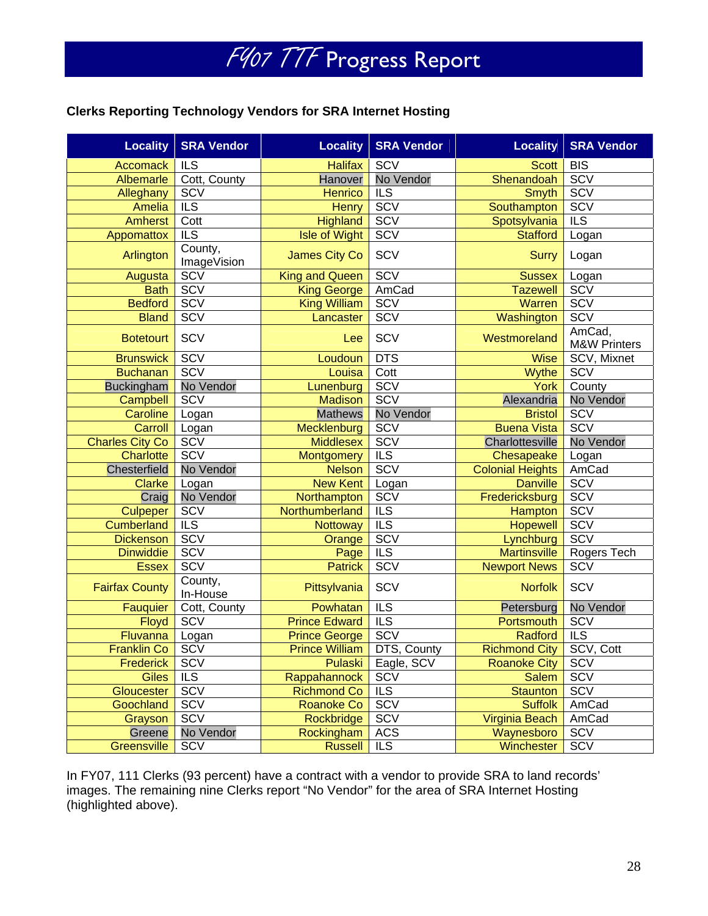# FY07 TTF Progress Report

**Clerks Reporting Technology Vendors for SRA Internet Hosting**

| Locality | SRA Vendor | Locality | SRA Vendor | Locality | SRA Vendor |
|---|---|---|---|---|---|
| Accomack | ILS | Halifax | SCV | Scott | BIS |
| Albemarle | Cott, County | Hanover | No Vendor | Shenandoah | SCV |
| Alleghany | SCV | Henrico | ILS | Smyth | SCV |
| Amelia | ILS | Henry | SCV | Southampton | SCV |
| Amherst | Cott | Highland | SCV | Spotsylvania | ILS |
| Appomattox | ILS | Isle of Wight | SCV | Stafford | Logan |
| Arlington | County, ImageVision | James City Co | SCV | Surry | Logan |
| Augusta | SCV | King and Queen | SCV | Sussex | Logan |
| Bath | SCV | King George | AmCad | Tazewell | SCV |
| Bedford | SCV | King William | SCV | Warren | SCV |
| Bland | SCV | Lancaster | SCV | Washington | SCV |
| Botetourt | SCV | Lee | SCV | Westmoreland | AmCad, M&W Printers |
| Brunswick | SCV | Loudoun | DTS | Wise | SCV, Mixnet |
| Buchanan | SCV | Louisa | Cott | Wythe | SCV |
| Buckingham | No Vendor | Lunenburg | SCV | York | County |
| Campbell | SCV | Madison | SCV | Alexandria | No Vendor |
| Caroline | Logan | Mathews | No Vendor | Bristol | SCV |
| Carroll | Logan | Mecklenburg | SCV | Buena Vista | SCV |
| Charles City Co | SCV | Middlesex | SCV | Charlottesville | No Vendor |
| Charlotte | SCV | Montgomery | ILS | Chesapeake | Logan |
| Chesterfield | No Vendor | Nelson | SCV | Colonial Heights | AmCad |
| Clarke | Logan | New Kent | Logan | Danville | SCV |
| Craig | No Vendor | Northampton | SCV | Fredericksburg | SCV |
| Culpeper | SCV | Northumberland | ILS | Hampton | SCV |
| Cumberland | ILS | Nottoway | ILS | Hopewell | SCV |
| Dickenson | SCV | Orange | SCV | Lynchburg | SCV |
| Dinwiddie | SCV | Page | ILS | Martinsville | Rogers Tech |
| Essex | SCV | Patrick | SCV | Newport News | SCV |
| Fairfax County | County, In-House | Pittsylvania | SCV | Norfolk | SCV |
| Fauquier | Cott, County | Powhatan | ILS | Petersburg | No Vendor |
| Floyd | SCV | Prince Edward | ILS | Portsmouth | SCV |
| Fluvanna | Logan | Prince George | SCV | Radford | ILS |
| Franklin Co | SCV | Prince William | DTS, County | Richmond City | SCV, Cott |
| Frederick | SCV | Pulaski | Eagle, SCV | Roanoke City | SCV |
| Giles | ILS | Rappahannock | SCV | Salem | SCV |
| Gloucester | SCV | Richmond Co | ILS | Staunton | SCV |
| Goochland | SCV | Roanoke Co | SCV | Suffolk | AmCad |
| Grayson | SCV | Rockbridge | SCV | Virginia Beach | AmCad |
| Greene | No Vendor | Rockingham | ACS | Waynesboro | SCV |
| Greensville | SCV | Russell | ILS | Winchester | SCV |

In FY07, 111 Clerks (93 percent) have a contract with a vendor to provide SRA to land records' images. The remaining nine Clerks report "No Vendor" for the area of SRA Internet Hosting (highlighted above).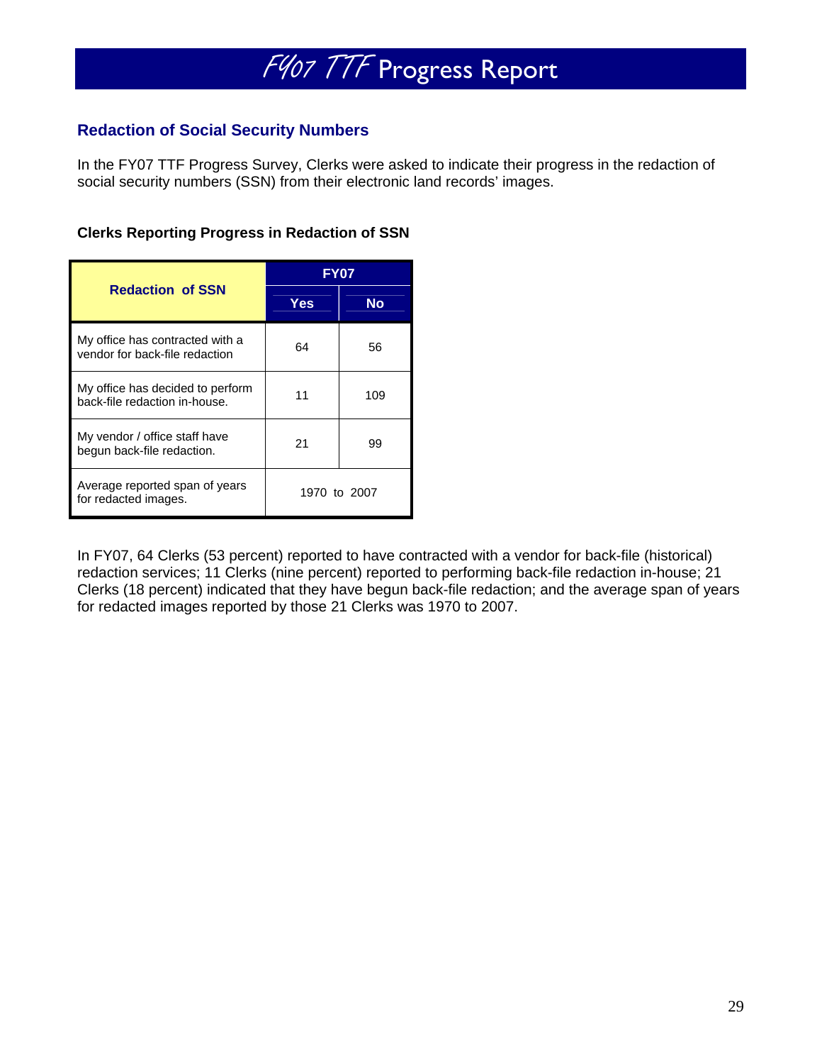# FY07 TTF Progress Report

## Redaction of Social Security Numbers

In the FY07 TTF Progress Survey, Clerks were asked to indicate their progress in the redaction of social security numbers (SSN) from their electronic land records' images.

**Clerks Reporting Progress in Redaction of SSN**

| Redaction of SSN | FY07 | |
|---|---|---|
| | Yes | No |
| My office has contracted with a vendor for back-file redaction | 64 | 56 |
| My office has decided to perform back-file redaction in-house. | 11 | 109 |
| My vendor / office staff have begun back-file redaction. | 21 | 99 |
| Average reported span of years for redacted images. | 1970 to 2007 | |

In FY07, 64 Clerks (53 percent) reported to have contracted with a vendor for back-file (historical) redaction services; 11 Clerks (nine percent) reported to performing back-file redaction in-house; 21 Clerks (18 percent) indicated that they have begun back-file redaction; and the average span of years for redacted images reported by those 21 Clerks was 1970 to 2007.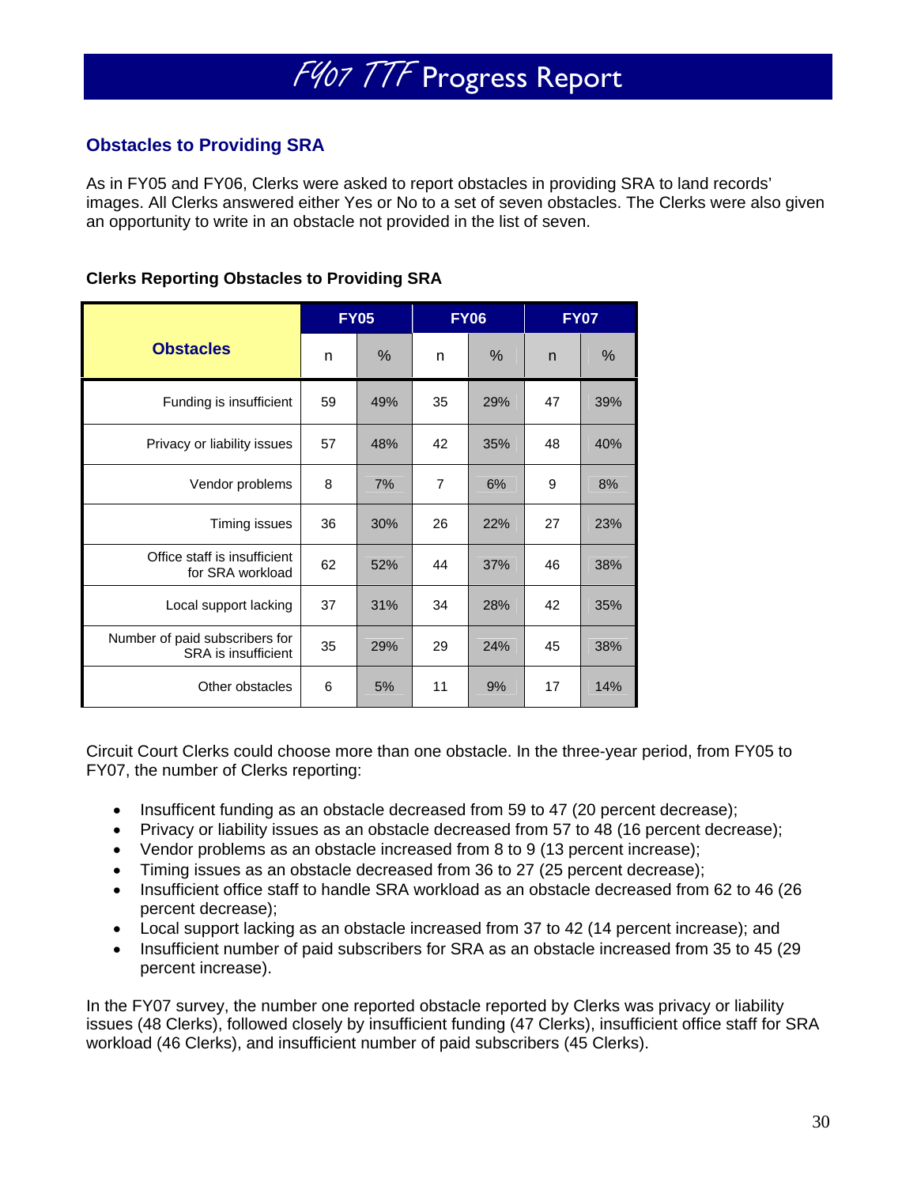## Obstacles to Providing SRA

As in FY05 and FY06, Clerks were asked to report obstacles in providing SRA to land records' images. All Clerks answered either Yes or No to a set of seven obstacles. The Clerks were also given an opportunity to write in an obstacle not provided in the list of seven.

**Clerks Reporting Obstacles to Providing SRA**

| Obstacles | FY05 | | FY06 | | FY07 | |
|---|---|---|---|---|---|---|
| | n | % | n | % | n | % |
| Funding is insufficient | 59 | 49% | 35 | 29% | 47 | 39% |
| Privacy or liability issues | 57 | 48% | 42 | 35% | 48 | 40% |
| Vendor problems | 8 | 7% | 7 | 6% | 9 | 8% |
| Timing issues | 36 | 30% | 26 | 22% | 27 | 23% |
| Office staff is insufficient for SRA workload | 62 | 52% | 44 | 37% | 46 | 38% |
| Local support lacking | 37 | 31% | 34 | 28% | 42 | 35% |
| Number of paid subscribers for SRA is insufficient | 35 | 29% | 29 | 24% | 45 | 38% |
| Other obstacles | 6 | 5% | 11 | 9% | 17 | 14% |

Circuit Court Clerks could choose more than one obstacle. In the three-year period, from FY05 to FY07, the number of Clerks reporting:

- Insuffcient funding as an obstacle decreased from 59 to 47 (20 percent decrease);
- Privacy or liability issues as an obstacle decreased from 57 to 48 (16 percent decrease);
- Vendor problems as an obstacle increased from 8 to 9 (13 percent increase);
- Timing issues as an obstacle decreased from 36 to 27 (25 percent decrease);
- Insufficient office staff to handle SRA workload as an obstacle decreased from 62 to 46 (26 percent decrease);
- Local support lacking as an obstacle increased from 37 to 42 (14 percent increase); and
- Insufficient number of paid subscribers for SRA as an obstacle increased from 35 to 45 (29 percent increase).

In the FY07 survey, the number one reported obstacle reported by Clerks was privacy or liability issues (48 Clerks), followed closely by insufficient funding (47 Clerks), insufficient office staff for SRA workload (46 Clerks), and insufficient number of paid subscribers (45 Clerks).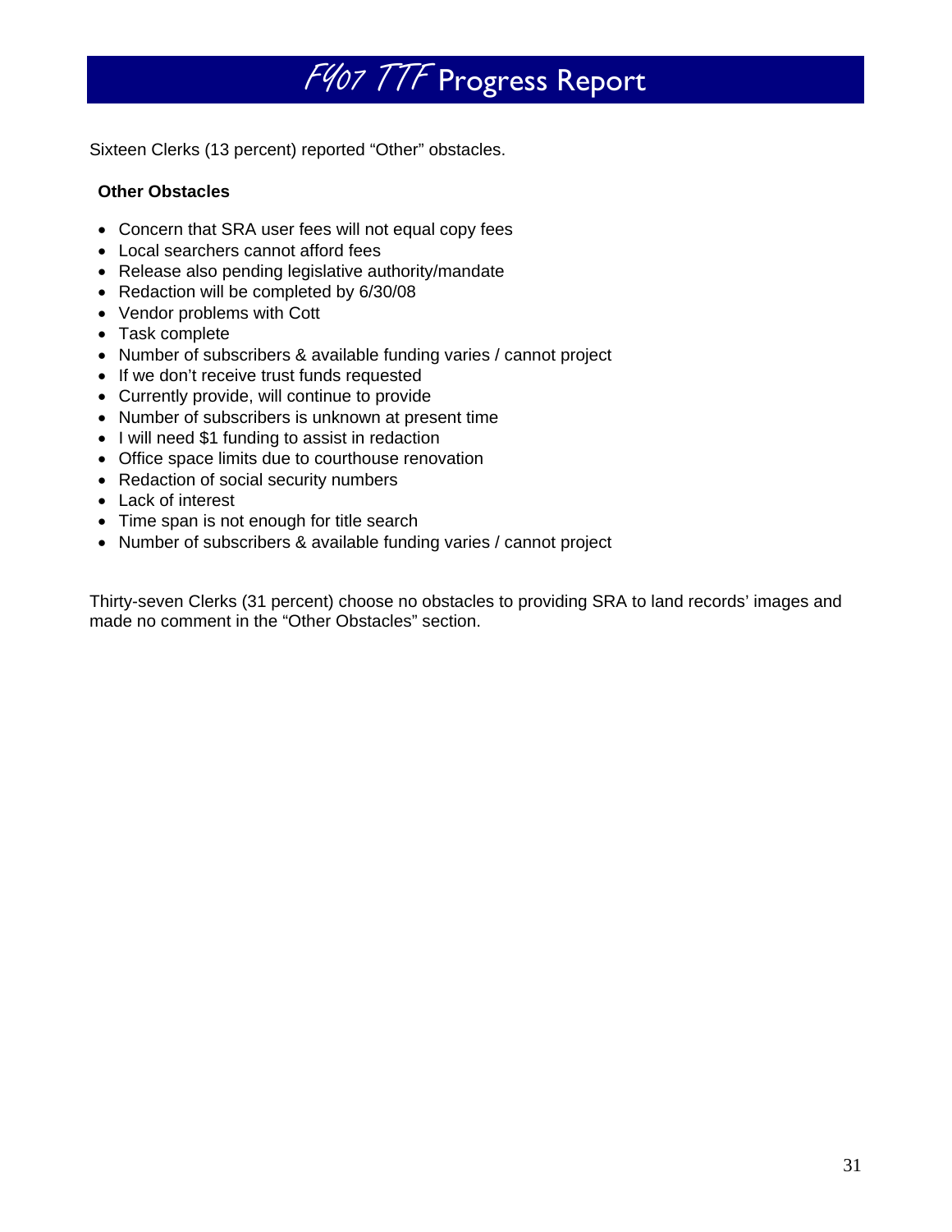Sixteen Clerks (13 percent) reported “Other” obstacles.

**Other Obstacles**

- Concern that SRA user fees will not equal copy fees
- Local searchers cannot afford fees
- Release also pending legislative authority/mandate
- Redaction will be completed by 6/30/08
- Vendor problems with Cott
- Task complete
- Number of subscribers & available funding varies / cannot project
- If we don’t receive trust funds requested
- Currently provide, will continue to provide
- Number of subscribers is unknown at present time
- I will need $1 funding to assist in redaction
- Office space limits due to courthouse renovation
- Redaction of social security numbers
- Lack of interest
- Time span is not enough for title search
- Number of subscribers & available funding varies / cannot project

Thirty-seven Clerks (31 percent) choose no obstacles to providing SRA to land records’ images and made no comment in the “Other Obstacles” section.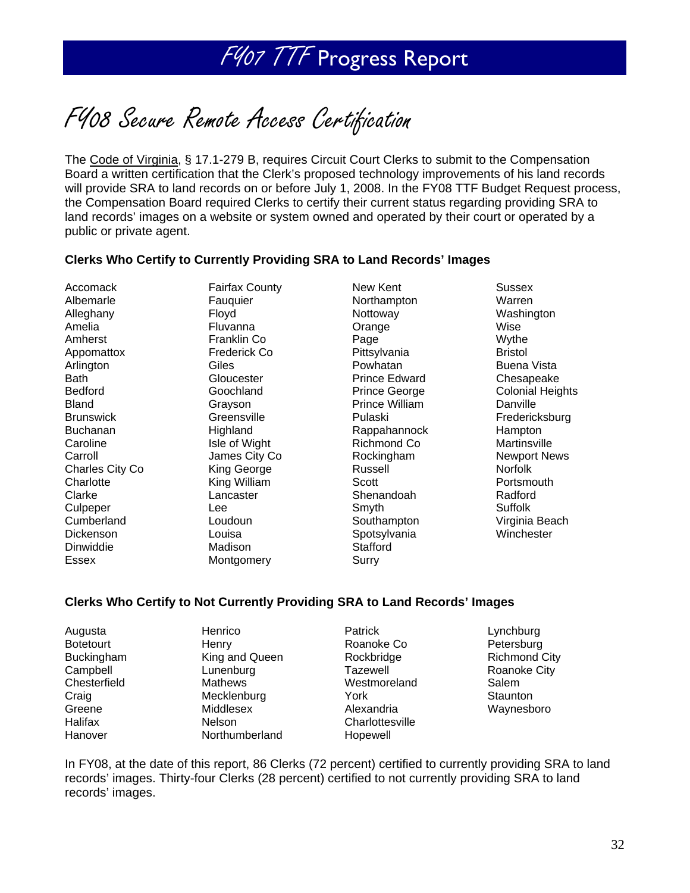# FY07 TTF Progress Report

## FY08 Secure Remote Access Certification

The Code of Virginia, § 17.1-279 B, requires Circuit Court Clerks to submit to the Compensation Board a written certification that the Clerk's proposed technology improvements of his land records will provide SRA to land records on or before July 1, 2008. In the FY08 TTF Budget Request process, the Compensation Board required Clerks to certify their current status regarding providing SRA to land records' images on a website or system owned and operated by their court or operated by a public or private agent.

**Clerks Who Certify to Currently Providing SRA to Land Records' Images**

Accomack
Albemarle
Alleghany
Amelia
Amherst
Appomattox
Arlington
Bath
Bedford
Bland
Brunswick
Buchanan
Caroline
Carroll
Charles City Co
Charlotte
Clarke
Culpeper
Cumberland
Dickenson
Dinwiddie
Essex
Fairfax County
Fauquier
Floyd
Fluvanna
Franklin Co
Frederick Co
Giles
Gloucester
Goochland
Grayson
Greensville
Highland
Isle of Wight
James City Co
King George
King William
Lancaster
Lee
Loudoun
Louisa
Madison
Montgomery
New Kent
Northampton
Nottoway
Orange
Page
Pittsylvania
Powhatan
Prince Edward
Prince George
Prince William
Pulaski
Rappahannock
Richmond Co
Rockingham
Russell
Scott
Shenandoah
Smyth
Southampton
Spotsylvania
Stafford
Surry
Sussex
Warren
Washington
Wise
Wythe
Bristol
Buena Vista
Chesapeake
Colonial Heights
Danville
Fredericksburg
Hampton
Martinsville
Newport News
Norfolk
Portsmouth
Radford
Suffolk
Virginia Beach
Winchester

**Clerks Who Certify to Not Currently Providing SRA to Land Records' Images**

Augusta
Botetourt
Buckingham
Campbell
Chesterfield
Craig
Greene
Halifax
Hanover
Henrico
Henry
King and Queen
Lunenburg
Mathews
Mecklenburg
Middlesex
Nelson
Northumberland
Patrick
Roanoke Co
Rockbridge
Tazewell
Westmoreland
York
Alexandria
Charlottesville
Hopewell
Lynchburg
Petersburg
Richmond City
Roanoke City
Salem
Staunton
Waynesboro

In FY08, at the date of this report, 86 Clerks (72 percent) certified to currently providing SRA to land records' images. Thirty-four Clerks (28 percent) certified to not currently providing SRA to land records' images.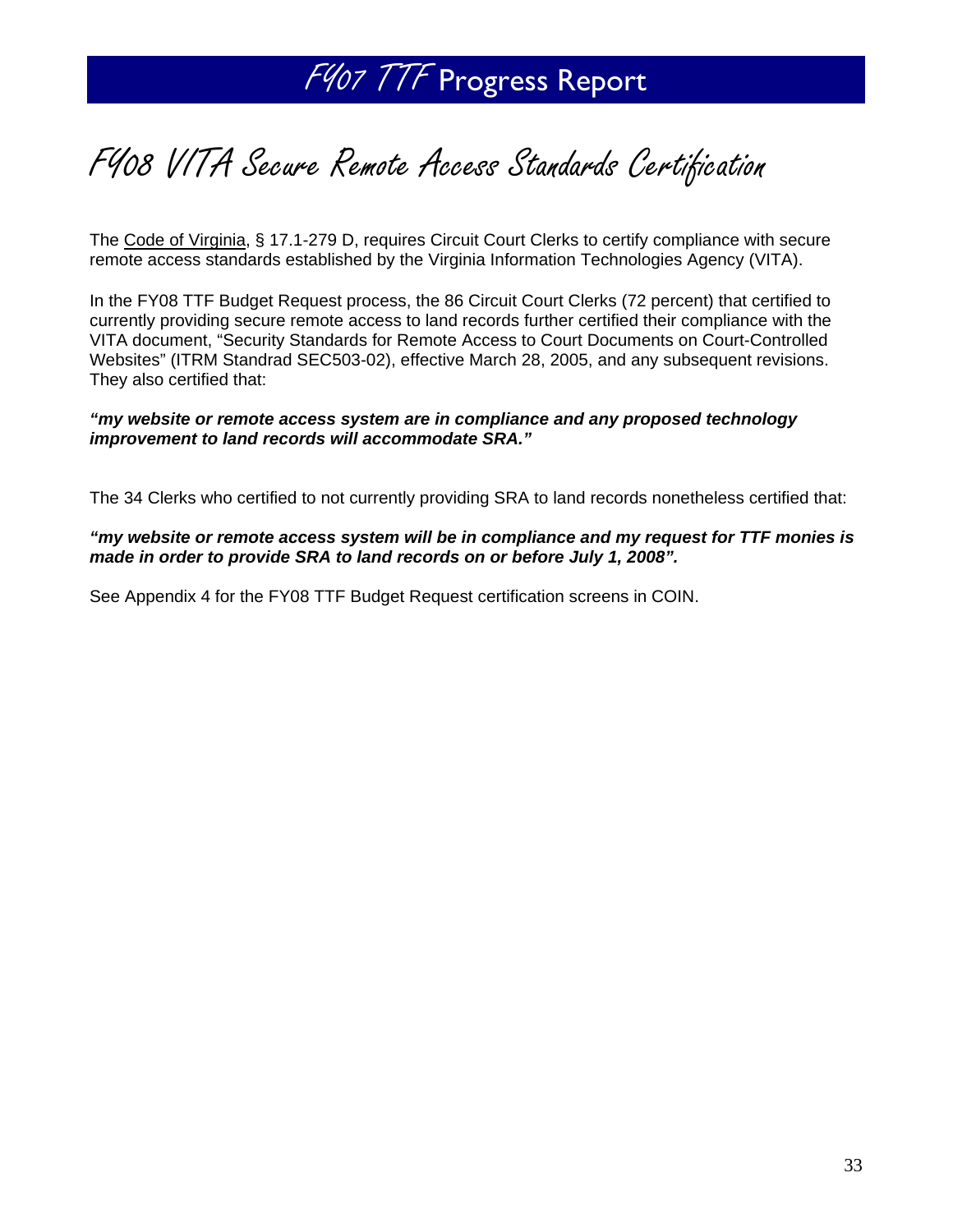# FY07 TTF Progress Report

## FY08 VITA Secure Remote Access Standards Certification

The Code of Virginia, § 17.1-279 D, requires Circuit Court Clerks to certify compliance with secure remote access standards established by the Virginia Information Technologies Agency (VITA).

In the FY08 TTF Budget Request process, the 86 Circuit Court Clerks (72 percent) that certified to currently providing secure remote access to land records further certified their compliance with the VITA document, "Security Standards for Remote Access to Court Documents on Court-Controlled Websites" (ITRM Standrad SEC503-02), effective March 28, 2005, and any subsequent revisions. They also certified that:

***"my website or remote access system are in compliance and any proposed technology improvement to land records will accommodate SRA."***

The 34 Clerks who certified to not currently providing SRA to land records nonetheless certified that:

***"my website or remote access system will be in compliance and my request for TTF monies is made in order to provide SRA to land records on or before July 1, 2008".***

See Appendix 4 for the FY08 TTF Budget Request certification screens in COIN.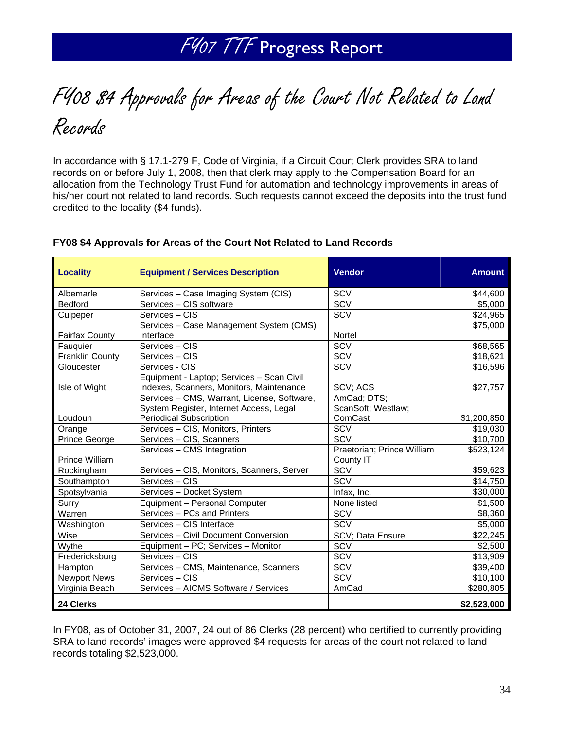# FY08 $4 Approvals for Areas of the Court Not Related to Land Records

In accordance with § 17.1-279 F, Code of Virginia, if a Circuit Court Clerk provides SRA to land records on or before July 1, 2008, then that clerk may apply to the Compensation Board for an allocation from the Technology Trust Fund for automation and technology improvements in areas of his/her court not related to land records. Such requests cannot exceed the deposits into the trust fund credited to the locality ($4 funds).

**FY08 $4 Approvals for Areas of the Court Not Related to Land Records**

| Locality | Equipment / Services Description | Vendor | Amount |
|---|---|---|---|
| Albemarle | Services – Case Imaging System (CIS) | SCV | $44,600 |
| Bedford | Services – CIS software | SCV | $5,000 |
| Culpeper | Services – CIS | SCV | $24,965 |
| Fairfax County | Services – Case Management System (CMS) Interface | Nortel | $75,000 |
| Fauquier | Services – CIS | SCV | $68,565 |
| Franklin County | Services – CIS | SCV | $18,621 |
| Gloucester | Services - CIS | SCV | $16,596 |
| Isle of Wight | Equipment - Laptop; Services – Scan Civil Indexes, Scanners, Monitors, Maintenance | SCV; ACS | $27,757 |
| Loudoun | Services – CMS, Warrant, License, Software, System Register, Internet Access, Legal Periodical Subscription | AmCad; DTS; ScanSoft; Westlaw; ComCast | $1,200,850 |
| Orange | Services – CIS, Monitors, Printers | SCV | $19,030 |
| Prince George | Services – CIS, Scanners | SCV | $10,700 |
| Prince William | Services – CMS Integration | Praetorian; Prince William County IT | $523,124 |
| Rockingham | Services – CIS, Monitors, Scanners, Server | SCV | $59,623 |
| Southampton | Services – CIS | SCV | $14,750 |
| Spotsylvania | Services – Docket System | Infax, Inc. | $30,000 |
| Surry | Equipment – Personal Computer | None listed | $1,500 |
| Warren | Services – PCs and Printers | SCV | $8,360 |
| Washington | Services – CIS Interface | SCV | $5,000 |
| Wise | Services – Civil Document Conversion | SCV; Data Ensure | $22,245 |
| Wythe | Equipment – PC; Services – Monitor | SCV | $2,500 |
| Fredericksburg | Services – CIS | SCV | $13,909 |
| Hampton | Services – CMS, Maintenance, Scanners | SCV | $39,400 |
| Newport News | Services – CIS | SCV | $10,100 |
| Virginia Beach | Services – AICMS Software / Services | AmCad | $280,805 |
| **24 Clerks** | | | **$2,523,000** |

In FY08, as of October 31, 2007, 24 out of 86 Clerks (28 percent) who certified to currently providing SRA to land records' images were approved $4 requests for areas of the court not related to land records totaling $2,523,000.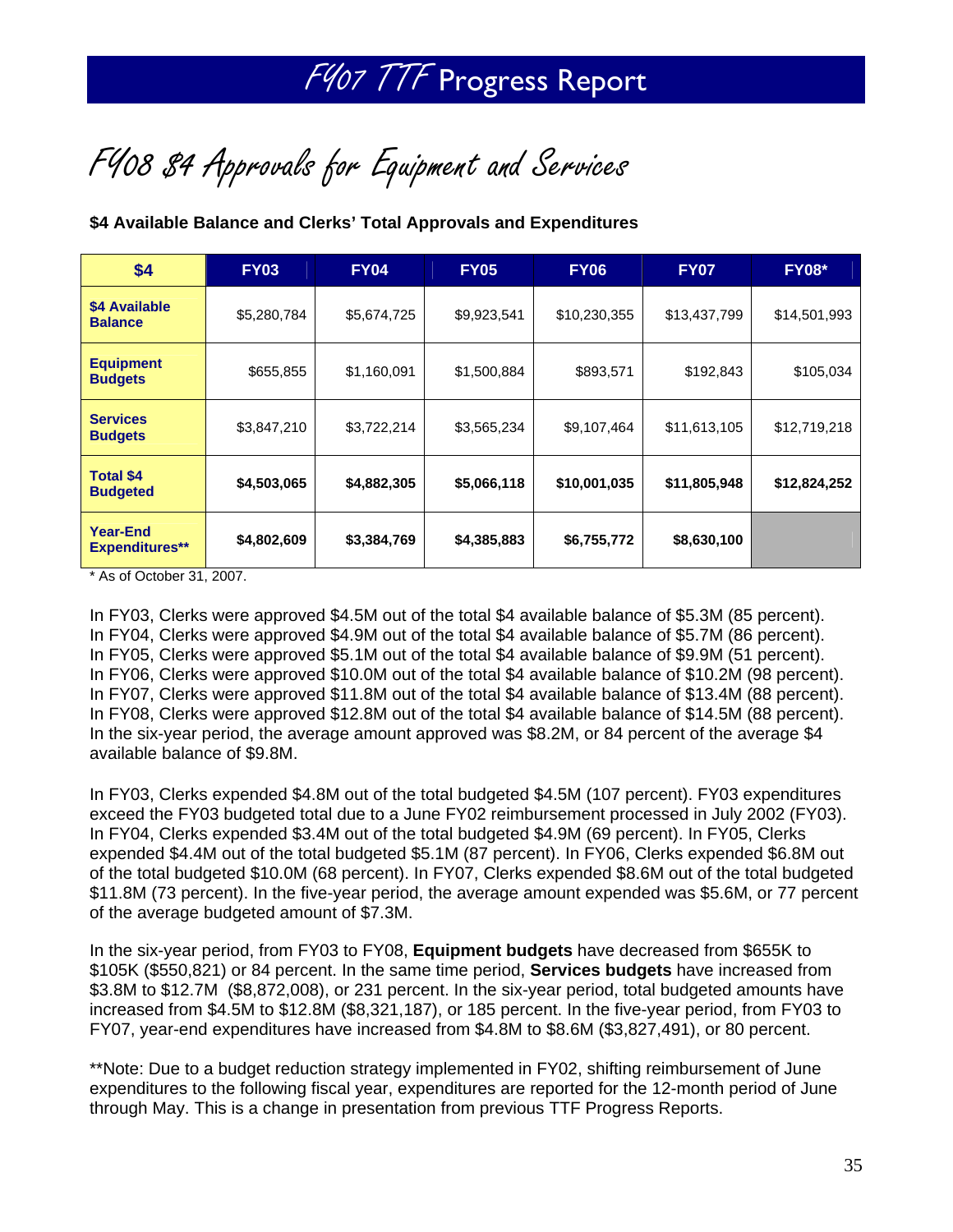# FY08 $4 Approvals for Equipment and Services

**$4 Available Balance and Clerks' Total Approvals and Expenditures**

| $4 | FY03 | FY04 | FY05 | FY06 | FY07 | FY08* |
|---|---|---|---|---|---|---|
| **$4 Available Balance** | $5,280,784 | $5,674,725 | $9,923,541 | $10,230,355 | $13,437,799 | $14,501,993 |
| **Equipment Budgets** | $655,855 | $1,160,091 | $1,500,884 | $893,571 | $192,843 | $105,034 |
| **Services Budgets** | $3,847,210 | $3,722,214 | $3,565,234 | $9,107,464 | $11,613,105 | $12,719,218 |
| **Total $4 Budgeted** | **$4,503,065** | **$4,882,305** | **$5,066,118** | **$10,001,035** | **$11,805,948** | **$12,824,252** |
| **Year-End Expenditures**** | **$4,802,609** | **$3,384,769** | **$4,385,883** | **$6,755,772** | **$8,630,100** | |

\* As of October 31, 2007.

In FY03, Clerks were approved $4.5M out of the total $4 available balance of $5.3M (85 percent). In FY04, Clerks were approved $4.9M out of the total $4 available balance of $5.7M (86 percent). In FY05, Clerks were approved $5.1M out of the total $4 available balance of $9.9M (51 percent). In FY06, Clerks were approved $10.0M out of the total $4 available balance of $10.2M (98 percent). In FY07, Clerks were approved $11.8M out of the total $4 available balance of $13.4M (88 percent). In FY08, Clerks were approved $12.8M out of the total $4 available balance of $14.5M (88 percent). In the six-year period, the average amount approved was $8.2M, or 84 percent of the average $4 available balance of $9.8M.

In FY03, Clerks expended $4.8M out of the total budgeted $4.5M (107 percent). FY03 expenditures exceed the FY03 budgeted total due to a June FY02 reimbursement processed in July 2002 (FY03). In FY04, Clerks expended $3.4M out of the total budgeted $4.9M (69 percent). In FY05, Clerks expended $4.4M out of the total budgeted $5.1M (87 percent). In FY06, Clerks expended $6.8M out of the total budgeted $10.0M (68 percent). In FY07, Clerks expended $8.6M out of the total budgeted $11.8M (73 percent). In the five-year period, the average amount expended was $5.6M, or 77 percent of the average budgeted amount of $7.3M.

In the six-year period, from FY03 to FY08, **Equipment budgets** have decreased from $655K to $105K ($550,821) or 84 percent. In the same time period, **Services budgets** have increased from $3.8M to $12.7M ($8,872,008), or 231 percent. In the six-year period, total budgeted amounts have increased from $4.5M to $12.8M ($8,321,187), or 185 percent. In the five-year period, from FY03 to FY07, year-end expenditures have increased from $4.8M to $8.6M ($3,827,491), or 80 percent.

**Note: Due to a budget reduction strategy implemented in FY02, shifting reimbursement of June expenditures to the following fiscal year, expenditures are reported for the 12-month period of June through May. This is a change in presentation from previous TTF Progress Reports.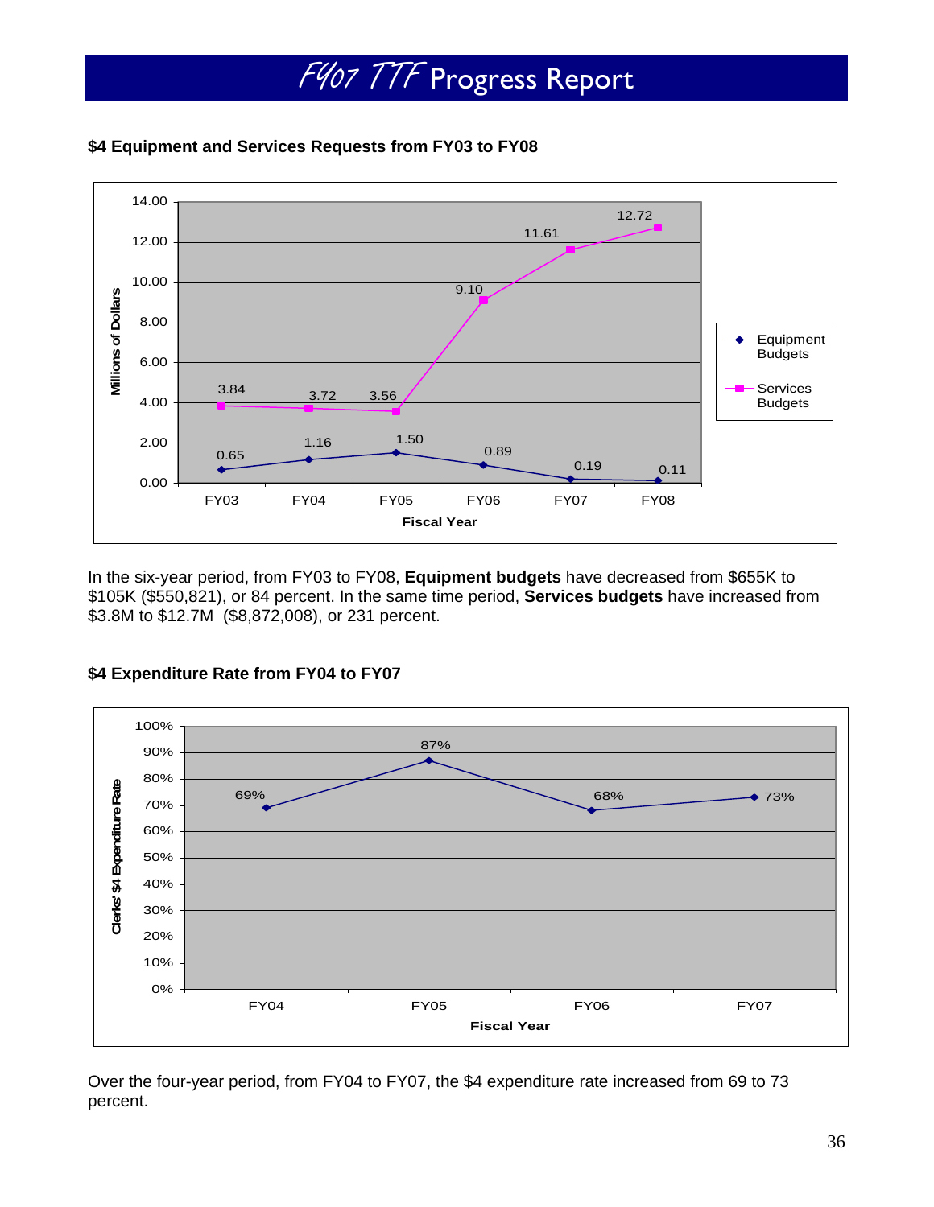# FY07 TTF Progress Report

**$4 Equipment and Services Requests from FY03 to FY08**

| Fiscal Year | Equipment Budgets (Millions of Dollars) | Services Budgets (Millions of Dollars) |
|---|---|---|
| FY03 | 0.65 | 3.84 |
| FY04 | 1.16 | 3.72 |
| FY05 | 1.50 | 3.56 |
| FY06 | 0.89 | 9.10 |
| FY07 | 0.19 | 11.61 |
| FY08 | 0.11 | 12.72 |

In the six-year period, from FY03 to FY08, **Equipment budgets** have decreased from $655K to $105K ($550,821), or 84 percent. In the same time period, **Services budgets** have increased from $3.8M to $12.7M ($8,872,008), or 231 percent.

**$4 Expenditure Rate from FY04 to FY07**

| Fiscal Year | Clerks' $4 Expenditure Rate |
|---|---|
| FY04 | 69% |
| FY05 | 87% |
| FY06 | 68% |
| FY07 | 73% |

Over the four-year period, from FY04 to FY07, the $4 expenditure rate increased from 69 to 73 percent.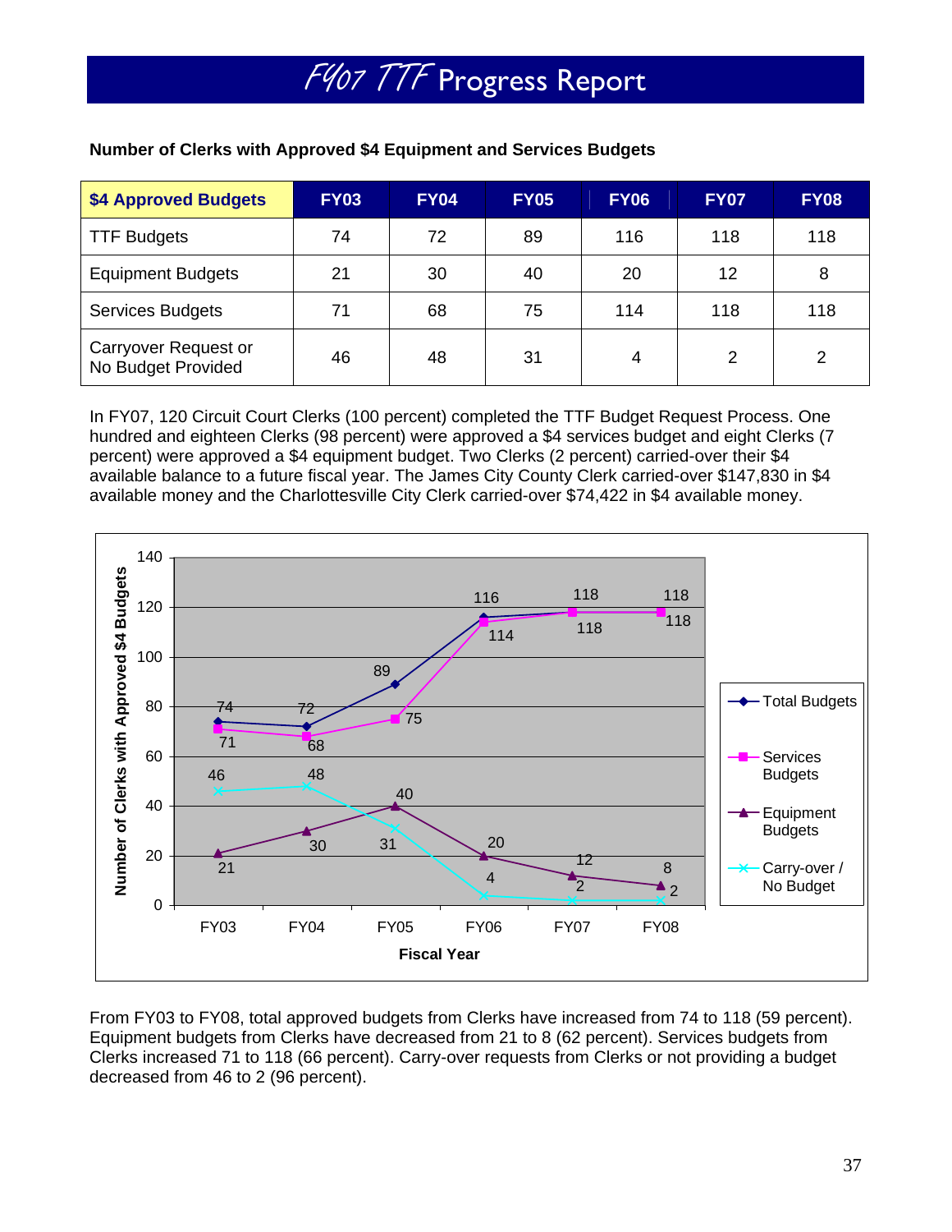# FY07 TTF Progress Report

**Number of Clerks with Approved $4 Equipment and Services Budgets**

| $4 Approved Budgets | FY03 | FY04 | FY05 | FY06 | FY07 | FY08 |
|---|---|---|---|---|---|---|
| TTF Budgets | 74 | 72 | 89 | 116 | 118 | 118 |
| Equipment Budgets | 21 | 30 | 40 | 20 | 12 | 8 |
| Services Budgets | 71 | 68 | 75 | 114 | 118 | 118 |
| Carryover Request or No Budget Provided | 46 | 48 | 31 | 4 | 2 | 2 |

In FY07, 120 Circuit Court Clerks (100 percent) completed the TTF Budget Request Process. One hundred and eighteen Clerks (98 percent) were approved a $4 services budget and eight Clerks (7 percent) were approved a $4 equipment budget. Two Clerks (2 percent) carried-over their $4 available balance to a future fiscal year. The James City County Clerk carried-over $147,830 in $4 available money and the Charlottesville City Clerk carried-over $74,422 in $4 available money.

From FY03 to FY08, total approved budgets from Clerks have increased from 74 to 118 (59 percent). Equipment budgets from Clerks have decreased from 21 to 8 (62 percent). Services budgets from Clerks increased 71 to 118 (66 percent). Carry-over requests from Clerks or not providing a budget decreased from 46 to 2 (96 percent).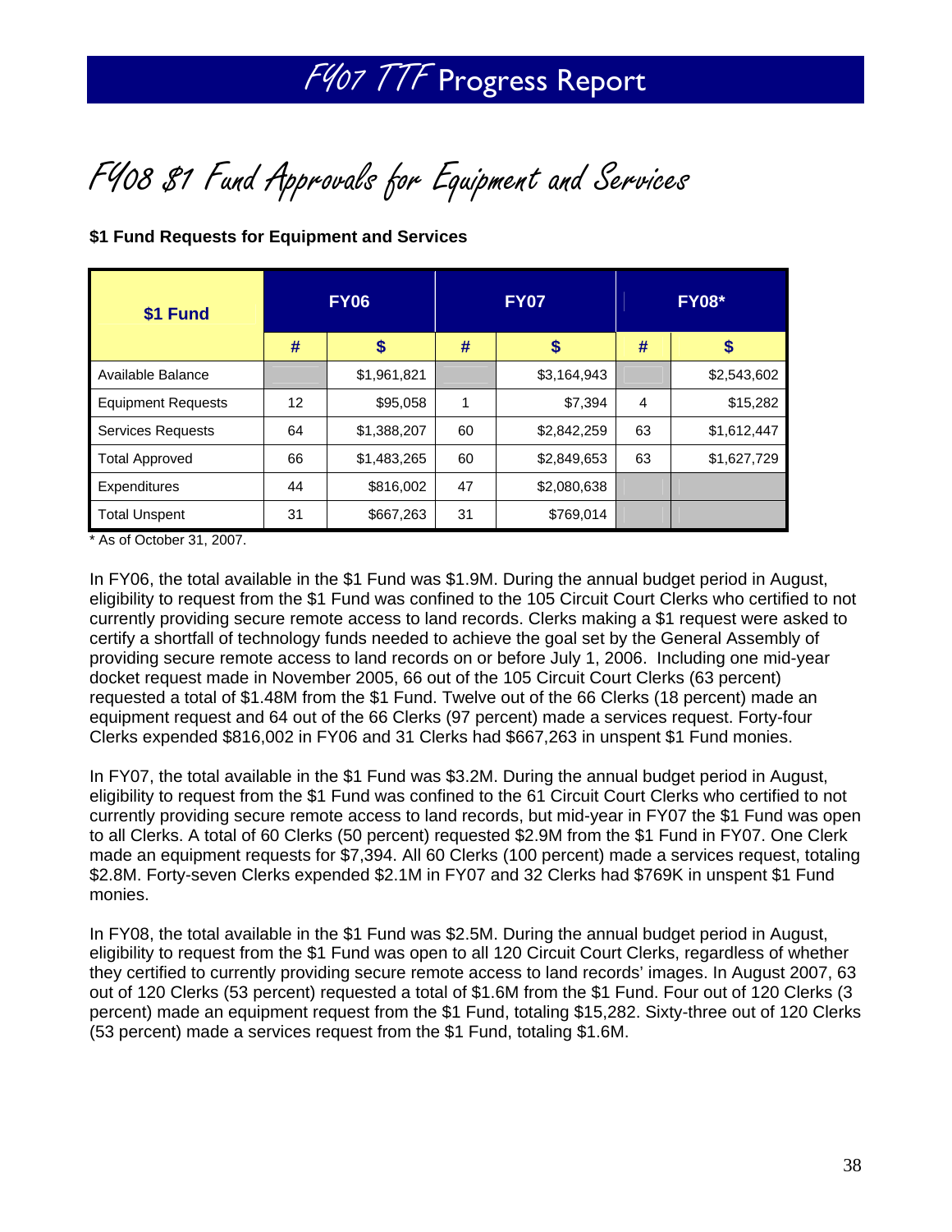# FY08 $1 Fund Approvals for Equipment and Services

**$1 Fund Requests for Equipment and Services**

| $1 Fund | FY06 | | FY07 | | FY08* | |
|---|---|---|---|---|---|---|
| | # | $ | # | $ | # | $ |
| Available Balance | | $1,961,821 | | $3,164,943 | | $2,543,602 |
| Equipment Requests | 12 | $95,058 | 1 | $7,394 | 4 | $15,282 |
| Services Requests | 64 | $1,388,207 | 60 | $2,842,259 | 63 | $1,612,447 |
| Total Approved | 66 | $1,483,265 | 60 | $2,849,653 | 63 | $1,627,729 |
| Expenditures | 44 | $816,002 | 47 | $2,080,638 | | |
| Total Unspent | 31 | $667,263 | 31 | $769,014 | | |

\* As of October 31, 2007.

In FY06, the total available in the $1 Fund was $1.9M. During the annual budget period in August, eligibility to request from the $1 Fund was confined to the 105 Circuit Court Clerks who certified to not currently providing secure remote access to land records. Clerks making a $1 request were asked to certify a shortfall of technology funds needed to achieve the goal set by the General Assembly of providing secure remote access to land records on or before July 1, 2006. Including one mid-year docket request made in November 2005, 66 out of the 105 Circuit Court Clerks (63 percent) requested a total of $1.48M from the $1 Fund. Twelve out of the 66 Clerks (18 percent) made an equipment request and 64 out of the 66 Clerks (97 percent) made a services request. Forty-four Clerks expended $816,002 in FY06 and 31 Clerks had $667,263 in unspent $1 Fund monies.

In FY07, the total available in the $1 Fund was $3.2M. During the annual budget period in August, eligibility to request from the $1 Fund was confined to the 61 Circuit Court Clerks who certified to not currently providing secure remote access to land records, but mid-year in FY07 the $1 Fund was open to all Clerks. A total of 60 Clerks (50 percent) requested $2.9M from the $1 Fund in FY07. One Clerk made an equipment requests for $7,394. All 60 Clerks (100 percent) made a services request, totaling $2.8M. Forty-seven Clerks expended $2.1M in FY07 and 32 Clerks had $769K in unspent $1 Fund monies.

In FY08, the total available in the $1 Fund was $2.5M. During the annual budget period in August, eligibility to request from the $1 Fund was open to all 120 Circuit Court Clerks, regardless of whether they certified to currently providing secure remote access to land records' images. In August 2007, 63 out of 120 Clerks (53 percent) requested a total of $1.6M from the $1 Fund. Four out of 120 Clerks (3 percent) made an equipment request from the $1 Fund, totaling $15,282. Sixty-three out of 120 Clerks (53 percent) made a services request from the $1 Fund, totaling $1.6M.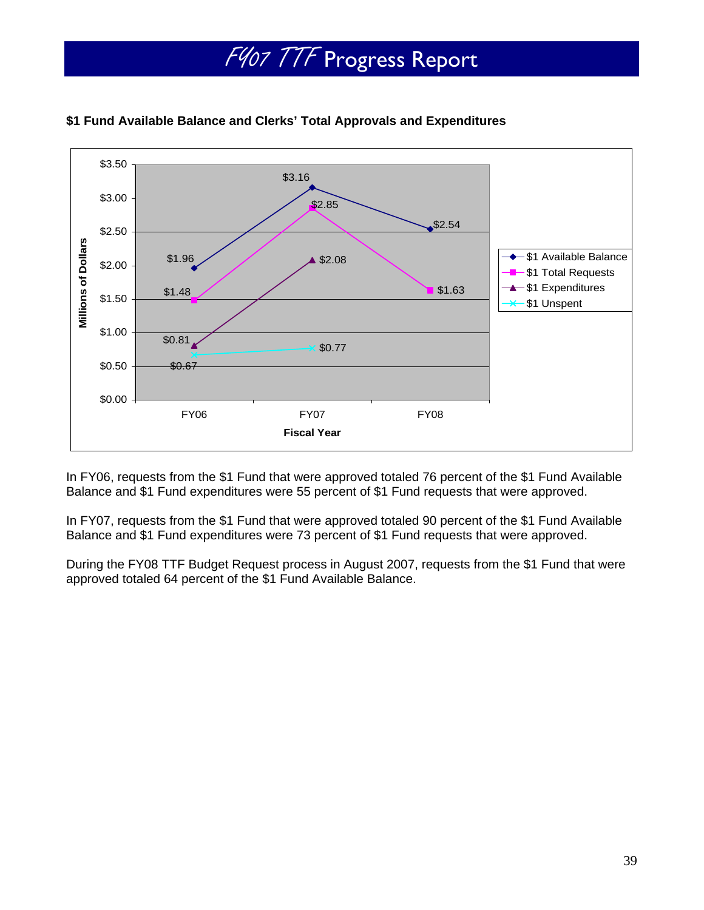**$1 Fund Available Balance and Clerks' Total Approvals and Expenditures**

| Fiscal Year | $1 Available Balance | $1 Total Requests | $1 Expenditures | $1 Unspent |
|---|---|---|---|---|
| FY06 | $1.96 | $1.48 | $0.81 | $0.67 |
| FY07 | $3.16 | $2.85 | $2.08 | $0.77 |
| FY08 | $2.54 | $1.63 | | |

Millions of Dollars

In FY06, requests from the $1 Fund that were approved totaled 76 percent of the $1 Fund Available Balance and $1 Fund expenditures were 55 percent of $1 Fund requests that were approved.

In FY07, requests from the $1 Fund that were approved totaled 90 percent of the $1 Fund Available Balance and $1 Fund expenditures were 73 percent of $1 Fund requests that were approved.

During the FY08 TTF Budget Request process in August 2007, requests from the $1 Fund that were approved totaled 64 percent of the $1 Fund Available Balance.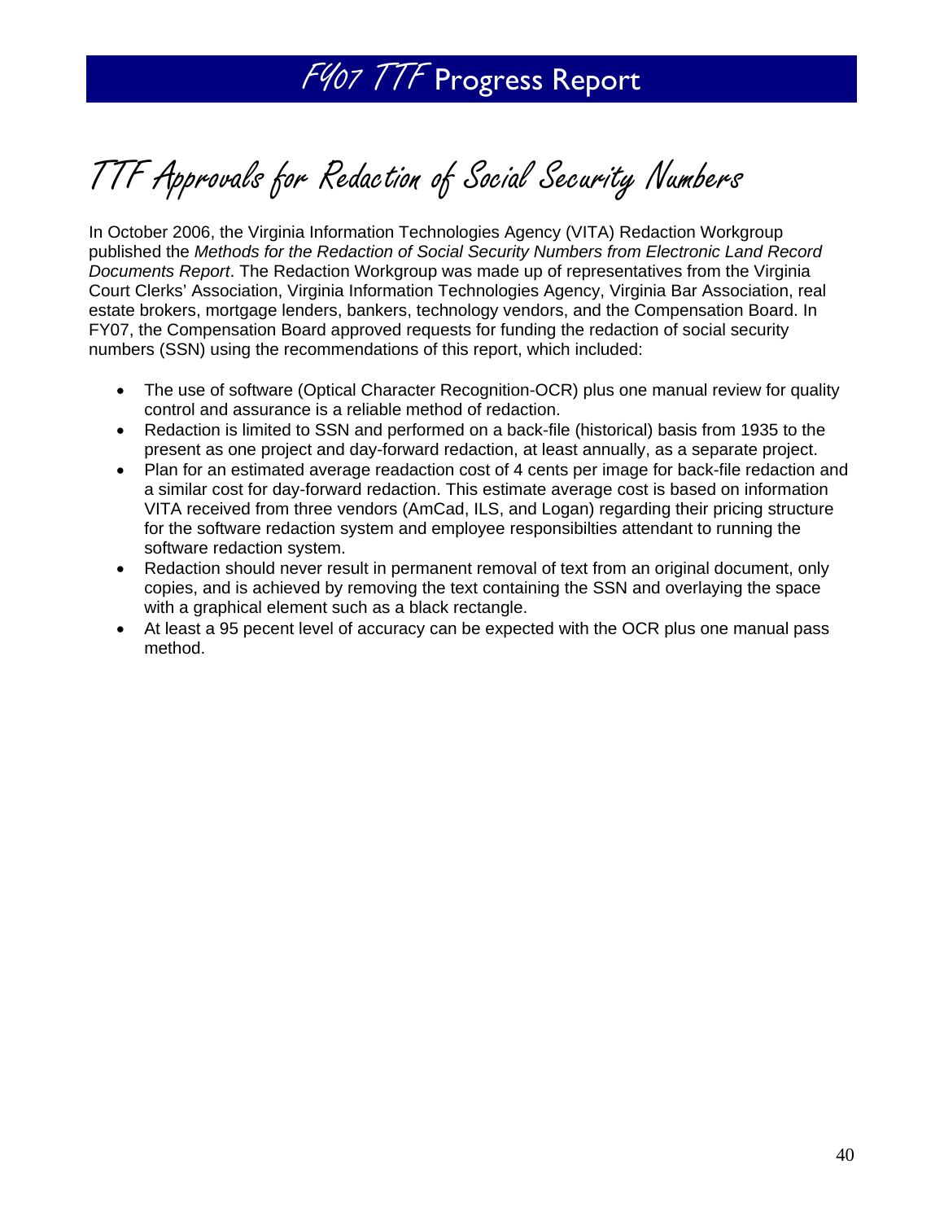# TTF Approvals for Redaction of Social Security Numbers

In October 2006, the Virginia Information Technologies Agency (VITA) Redaction Workgroup published the *Methods for the Redaction of Social Security Numbers from Electronic Land Record Documents Report*. The Redaction Workgroup was made up of representatives from the Virginia Court Clerks' Association, Virginia Information Technologies Agency, Virginia Bar Association, real estate brokers, mortgage lenders, bankers, technology vendors, and the Compensation Board. In FY07, the Compensation Board approved requests for funding the redaction of social security numbers (SSN) using the recommendations of this report, which included:

- The use of software (Optical Character Recognition-OCR) plus one manual review for quality control and assurance is a reliable method of redaction.
- Redaction is limited to SSN and performed on a back-file (historical) basis from 1935 to the present as one project and day-forward redaction, at least annually, as a separate project.
- Plan for an estimated average readaction cost of 4 cents per image for back-file redaction and a similar cost for day-forward redaction. This estimate average cost is based on information VITA received from three vendors (AmCad, ILS, and Logan) regarding their pricing structure for the software redaction system and employee responsibilties attendant to running the software redaction system.
- Redaction should never result in permanent removal of text from an original document, only copies, and is achieved by removing the text containing the SSN and overlaying the space with a graphical element such as a black rectangle.
- At least a 95 pecent level of accuracy can be expected with the OCR plus one manual pass method.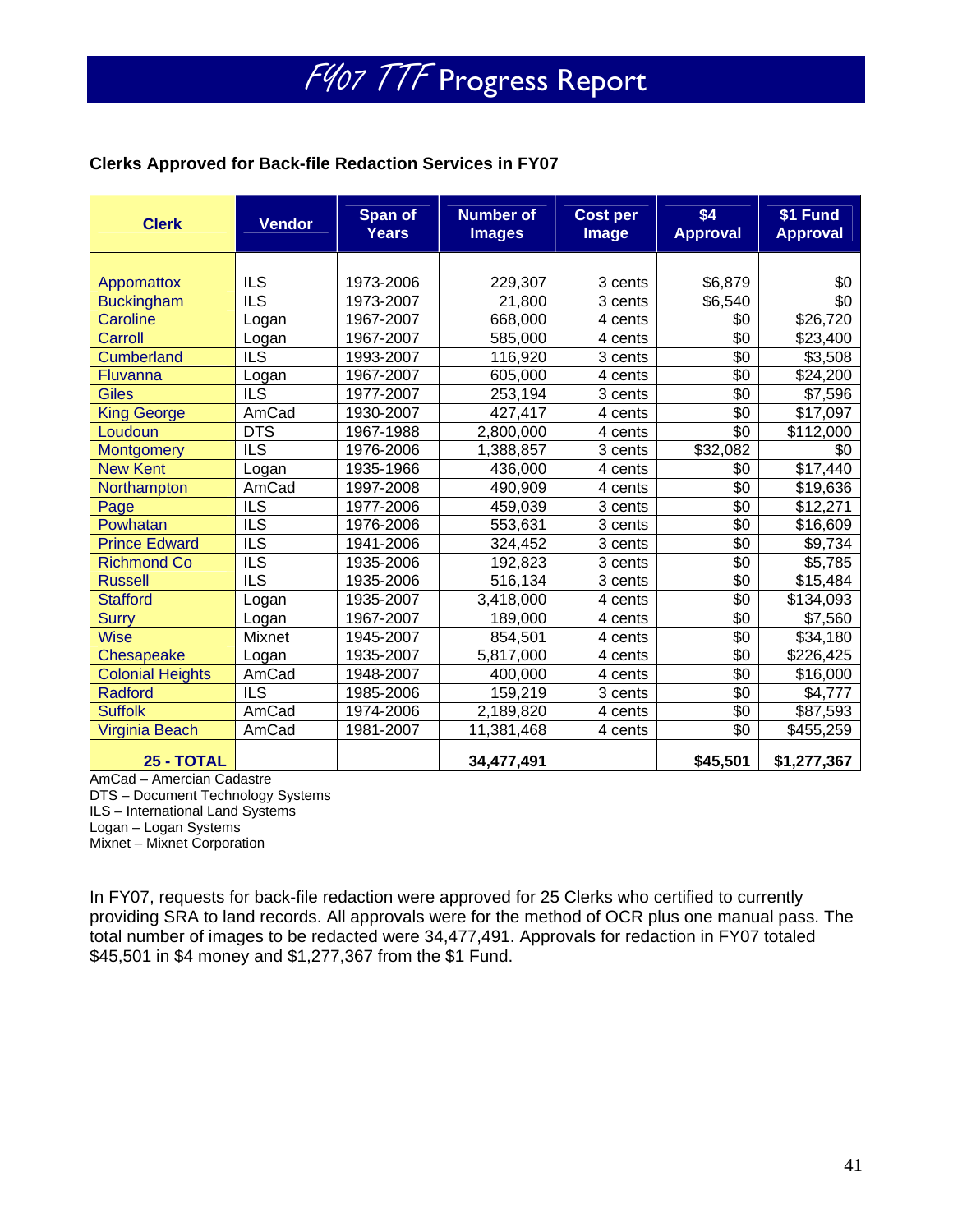# FY07 TTF Progress Report

**Clerks Approved for Back-file Redaction Services in FY07**

| Clerk | Vendor | Span of Years | Number of Images | Cost per Image | $4 Approval | $1 Fund Approval |
|---|---|---|---|---|---|---|
| Appomattox | ILS | 1973-2006 | 229,307 | 3 cents | $6,879 | $0 |
| Buckingham | ILS | 1973-2007 | 21,800 | 3 cents | $6,540 | $0 |
| Caroline | Logan | 1967-2007 | 668,000 | 4 cents | $0 | $26,720 |
| Carroll | Logan | 1967-2007 | 585,000 | 4 cents | $0 | $23,400 |
| Cumberland | ILS | 1993-2007 | 116,920 | 3 cents | $0 | $3,508 |
| Fluvanna | Logan | 1967-2007 | 605,000 | 4 cents | $0 | $24,200 |
| Giles | ILS | 1977-2007 | 253,194 | 3 cents | $0 | $7,596 |
| King George | AmCad | 1930-2007 | 427,417 | 4 cents | $0 | $17,097 |
| Loudoun | DTS | 1967-1988 | 2,800,000 | 4 cents | $0 | $112,000 |
| Montgomery | ILS | 1976-2006 | 1,388,857 | 3 cents | $32,082 | $0 |
| New Kent | Logan | 1935-1966 | 436,000 | 4 cents | $0 | $17,440 |
| Northampton | AmCad | 1997-2008 | 490,909 | 4 cents | $0 | $19,636 |
| Page | ILS | 1977-2006 | 459,039 | 3 cents | $0 | $12,271 |
| Powhatan | ILS | 1976-2006 | 553,631 | 3 cents | $0 | $16,609 |
| Prince Edward | ILS | 1941-2006 | 324,452 | 3 cents | $0 | $9,734 |
| Richmond Co | ILS | 1935-2006 | 192,823 | 3 cents | $0 | $5,785 |
| Russell | ILS | 1935-2006 | 516,134 | 3 cents | $0 | $15,484 |
| Stafford | Logan | 1935-2007 | 3,418,000 | 4 cents | $0 | $134,093 |
| Surry | Logan | 1967-2007 | 189,000 | 4 cents | $0 | $7,560 |
| Wise | Mixnet | 1945-2007 | 854,501 | 4 cents | $0 | $34,180 |
| Chesapeake | Logan | 1935-2007 | 5,817,000 | 4 cents | $0 | $226,425 |
| Colonial Heights | AmCad | 1948-2007 | 400,000 | 4 cents | $0 | $16,000 |
| Radford | ILS | 1985-2006 | 159,219 | 3 cents | $0 | $4,777 |
| Suffolk | AmCad | 1974-2006 | 2,189,820 | 4 cents | $0 | $87,593 |
| Virginia Beach | AmCad | 1981-2007 | 11,381,468 | 4 cents | $0 | $455,259 |
| **25 - TOTAL** | | | **34,477,491** | | **$45,501** | **$1,277,367** |

AmCad – Amercian Cadastre
DTS – Document Technology Systems
ILS – International Land Systems
Logan – Logan Systems
Mixnet – Mixnet Corporation

In FY07, requests for back-file redaction were approved for 25 Clerks who certified to currently providing SRA to land records. All approvals were for the method of OCR plus one manual pass. The total number of images to be redacted were 34,477,491. Approvals for redaction in FY07 totaled $45,501 in $4 money and $1,277,367 from the $1 Fund.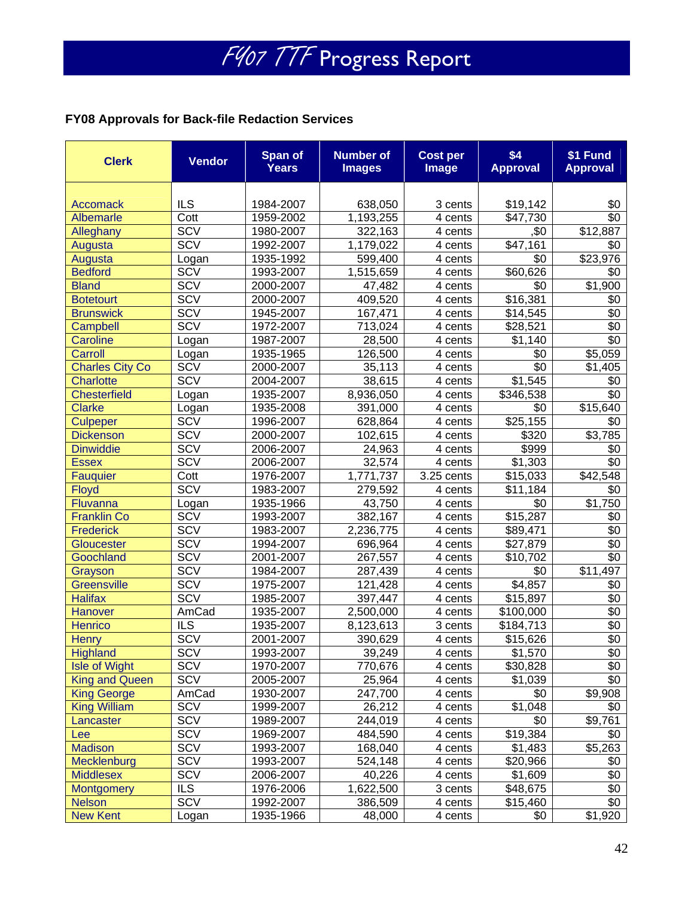# FY07 TTF Progress Report

**FY08 Approvals for Back-file Redaction Services**

| Clerk | Vendor | Span of Years | Number of Images | Cost per Image | $4 Approval | $1 Fund Approval |
|---|---|---|---|---|---|---|
| Accomack | ILS | 1984-2007 | 638,050 | 3 cents | $19,142 | $0 |
| Albemarle | Cott | 1959-2002 | 1,193,255 | 4 cents | $47,730 | $0 |
| Alleghany | SCV | 1980-2007 | 322,163 | 4 cents | ,$0 | $12,887 |
| Augusta | SCV | 1992-2007 | 1,179,022 | 4 cents | $47,161 | $0 |
| Augusta | Logan | 1935-1992 | 599,400 | 4 cents | $0 | $23,976 |
| Bedford | SCV | 1993-2007 | 1,515,659 | 4 cents | $60,626 | $0 |
| Bland | SCV | 2000-2007 | 47,482 | 4 cents | $0 | $1,900 |
| Botetourt | SCV | 2000-2007 | 409,520 | 4 cents | $16,381 | $0 |
| Brunswick | SCV | 1945-2007 | 167,471 | 4 cents | $14,545 | $0 |
| Campbell | SCV | 1972-2007 | 713,024 | 4 cents | $28,521 | $0 |
| Caroline | Logan | 1987-2007 | 28,500 | 4 cents | $1,140 | $0 |
| Carroll | Logan | 1935-1965 | 126,500 | 4 cents | $0 | $5,059 |
| Charles City Co | SCV | 2000-2007 | 35,113 | 4 cents | $0 | $1,405 |
| Charlotte | SCV | 2004-2007 | 38,615 | 4 cents | $1,545 | $0 |
| Chesterfield | Logan | 1935-2007 | 8,936,050 | 4 cents | $346,538 | $0 |
| Clarke | Logan | 1935-2008 | 391,000 | 4 cents | $0 | $15,640 |
| Culpeper | SCV | 1996-2007 | 628,864 | 4 cents | $25,155 | $0 |
| Dickenson | SCV | 2000-2007 | 102,615 | 4 cents | $320 | $3,785 |
| Dinwiddie | SCV | 2006-2007 | 24,963 | 4 cents | $999 | $0 |
| Essex | SCV | 2006-2007 | 32,574 | 4 cents | $1,303 | $0 |
| Fauquier | Cott | 1976-2007 | 1,771,737 | 3.25 cents | $15,033 | $42,548 |
| Floyd | SCV | 1983-2007 | 279,592 | 4 cents | $11,184 | $0 |
| Fluvanna | Logan | 1935-1966 | 43,750 | 4 cents | $0 | $1,750 |
| Franklin Co | SCV | 1993-2007 | 382,167 | 4 cents | $15,287 | $0 |
| Frederick | SCV | 1983-2007 | 2,236,775 | 4 cents | $89,471 | $0 |
| Gloucester | SCV | 1994-2007 | 696,964 | 4 cents | $27,879 | $0 |
| Goochland | SCV | 2001-2007 | 267,557 | 4 cents | $10,702 | $0 |
| Grayson | SCV | 1984-2007 | 287,439 | 4 cents | $0 | $11,497 |
| Greensville | SCV | 1975-2007 | 121,428 | 4 cents | $4,857 | $0 |
| Halifax | SCV | 1985-2007 | 397,447 | 4 cents | $15,897 | $0 |
| Hanover | AmCad | 1935-2007 | 2,500,000 | 4 cents | $100,000 | $0 |
| Henrico | ILS | 1935-2007 | 8,123,613 | 3 cents | $184,713 | $0 |
| Henry | SCV | 2001-2007 | 390,629 | 4 cents | $15,626 | $0 |
| Highland | SCV | 1993-2007 | 39,249 | 4 cents | $1,570 | $0 |
| Isle of Wight | SCV | 1970-2007 | 770,676 | 4 cents | $30,828 | $0 |
| King and Queen | SCV | 2005-2007 | 25,964 | 4 cents | $1,039 | $0 |
| King George | AmCad | 1930-2007 | 247,700 | 4 cents | $0 | $9,908 |
| King William | SCV | 1999-2007 | 26,212 | 4 cents | $1,048 | $0 |
| Lancaster | SCV | 1989-2007 | 244,019 | 4 cents | $0 | $9,761 |
| Lee | SCV | 1969-2007 | 484,590 | 4 cents | $19,384 | $0 |
| Madison | SCV | 1993-2007 | 168,040 | 4 cents | $1,483 | $5,263 |
| Mecklenburg | SCV | 1993-2007 | 524,148 | 4 cents | $20,966 | $0 |
| Middlesex | SCV | 2006-2007 | 40,226 | 4 cents | $1,609 | $0 |
| Montgomery | ILS | 1976-2006 | 1,622,500 | 3 cents | $48,675 | $0 |
| Nelson | SCV | 1992-2007 | 386,509 | 4 cents | $15,460 | $0 |
| New Kent | Logan | 1935-1966 | 48,000 | 4 cents | $0 | $1,920 |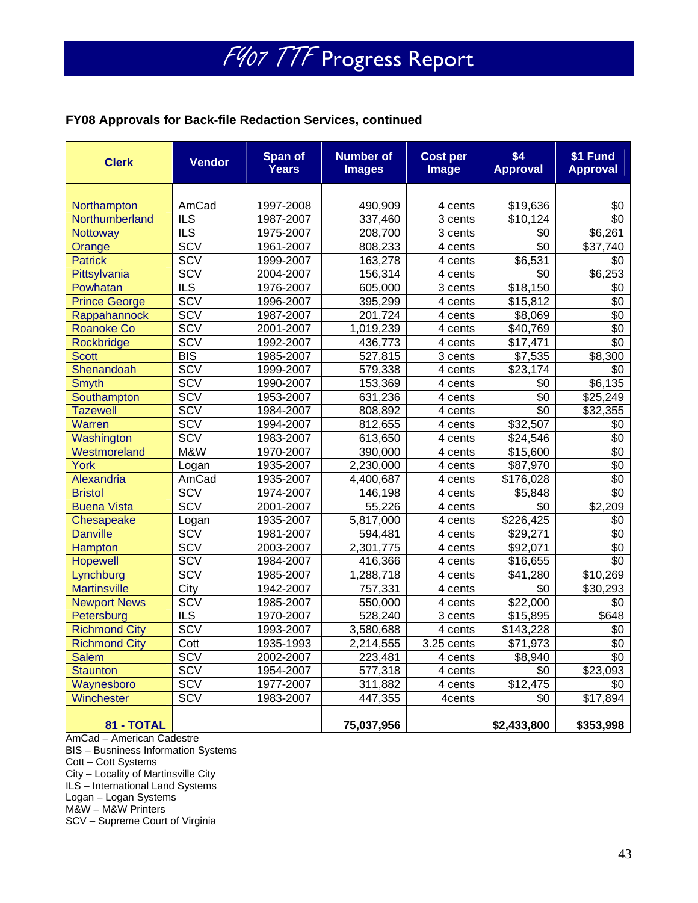# FY07 TTF Progress Report

**FY08 Approvals for Back-file Redaction Services, continued**

| Clerk | Vendor | Span of Years | Number of Images | Cost per Image | $4 Approval | $1 Fund Approval |
|---|---|---|---|---|---|---|
| Northampton | AmCad | 1997-2008 | 490,909 | 4 cents | $19,636 | $0 |
| Northumberland | ILS | 1987-2007 | 337,460 | 3 cents | $10,124 | $0 |
| Nottoway | ILS | 1975-2007 | 208,700 | 3 cents | $0 | $6,261 |
| Orange | SCV | 1961-2007 | 808,233 | 4 cents | $0 | $37,740 |
| Patrick | SCV | 1999-2007 | 163,278 | 4 cents | $6,531 | $0 |
| Pittsylvania | SCV | 2004-2007 | 156,314 | 4 cents | $0 | $6,253 |
| Powhatan | ILS | 1976-2007 | 605,000 | 3 cents | $18,150 | $0 |
| Prince George | SCV | 1996-2007 | 395,299 | 4 cents | $15,812 | $0 |
| Rappahannock | SCV | 1987-2007 | 201,724 | 4 cents | $8,069 | $0 |
| Roanoke Co | SCV | 2001-2007 | 1,019,239 | 4 cents | $40,769 | $0 |
| Rockbridge | SCV | 1992-2007 | 436,773 | 4 cents | $17,471 | $0 |
| Scott | BIS | 1985-2007 | 527,815 | 3 cents | $7,535 | $8,300 |
| Shenandoah | SCV | 1999-2007 | 579,338 | 4 cents | $23,174 | $0 |
| Smyth | SCV | 1990-2007 | 153,369 | 4 cents | $0 | $6,135 |
| Southampton | SCV | 1953-2007 | 631,236 | 4 cents | $0 | $25,249 |
| Tazewell | SCV | 1984-2007 | 808,892 | 4 cents | $0 | $32,355 |
| Warren | SCV | 1994-2007 | 812,655 | 4 cents | $32,507 | $0 |
| Washington | SCV | 1983-2007 | 613,650 | 4 cents | $24,546 | $0 |
| Westmoreland | M&W | 1970-2007 | 390,000 | 4 cents | $15,600 | $0 |
| York | Logan | 1935-2007 | 2,230,000 | 4 cents | $87,970 | $0 |
| Alexandria | AmCad | 1935-2007 | 4,400,687 | 4 cents | $176,028 | $0 |
| Bristol | SCV | 1974-2007 | 146,198 | 4 cents | $5,848 | $0 |
| Buena Vista | SCV | 2001-2007 | 55,226 | 4 cents | $0 | $2,209 |
| Chesapeake | Logan | 1935-2007 | 5,817,000 | 4 cents | $226,425 | $0 |
| Danville | SCV | 1981-2007 | 594,481 | 4 cents | $29,271 | $0 |
| Hampton | SCV | 2003-2007 | 2,301,775 | 4 cents | $92,071 | $0 |
| Hopewell | SCV | 1984-2007 | 416,366 | 4 cents | $16,655 | $0 |
| Lynchburg | SCV | 1985-2007 | 1,288,718 | 4 cents | $41,280 | $10,269 |
| Martinsville | City | 1942-2007 | 757,331 | 4 cents | $0 | $30,293 |
| Newport News | SCV | 1985-2007 | 550,000 | 4 cents | $22,000 | $0 |
| Petersburg | ILS | 1970-2007 | 528,240 | 3 cents | $15,895 | $648 |
| Richmond City | SCV | 1993-2007 | 3,580,688 | 4 cents | $143,228 | $0 |
| Richmond City | Cott | 1935-1993 | 2,214,555 | 3.25 cents | $71,973 | $0 |
| Salem | SCV | 2002-2007 | 223,481 | 4 cents | $8,940 | $0 |
| Staunton | SCV | 1954-2007 | 577,318 | 4 cents | $0 | $23,093 |
| Waynesboro | SCV | 1977-2007 | 311,882 | 4 cents | $12,475 | $0 |
| Winchester | SCV | 1983-2007 | 447,355 | 4cents | $0 | $17,894 |
| **81 - TOTAL** | | | **75,037,956** | | **$2,433,800** | **$353,998** |

AmCad – American Cadestre
BIS – Busniness Information Systems
Cott – Cott Systems
City – Locality of Martinsville City
ILS – International Land Systems
Logan – Logan Systems
M&W – M&W Printers
SCV – Supreme Court of Virginia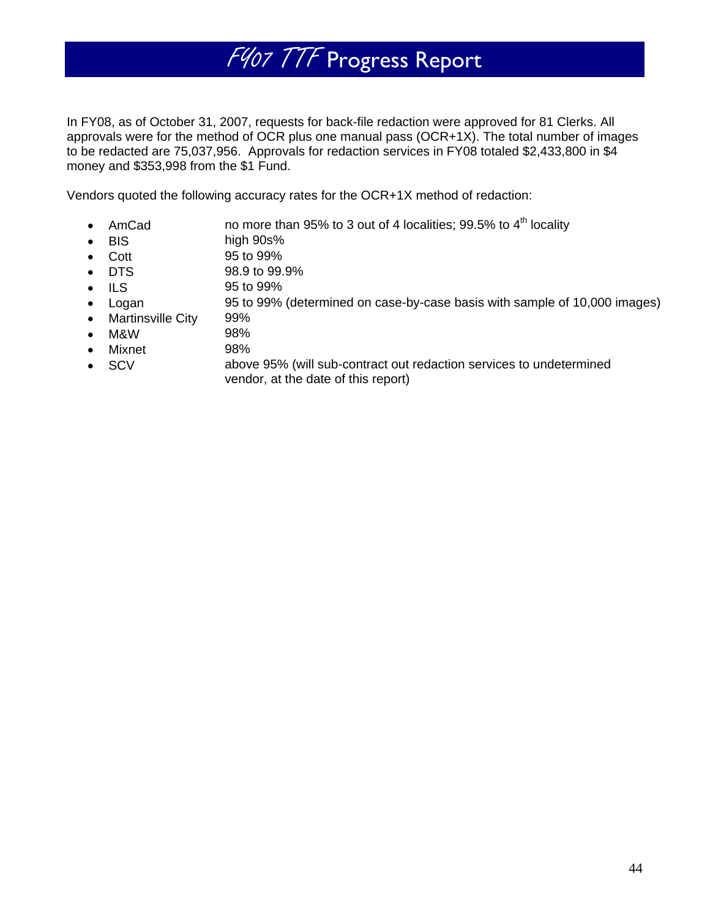# FY07 TTF Progress Report

In FY08, as of October 31, 2007, requests for back-file redaction were approved for 81 Clerks. All approvals were for the method of OCR plus one manual pass (OCR+1X). The total number of images to be redacted are 75,037,956. Approvals for redaction services in FY08 totaled $2,433,800 in $4 money and $353,998 from the $1 Fund.

Vendors quoted the following accuracy rates for the OCR+1X method of redaction:

- AmCad — no more than 95% to 3 out of 4 localities; 99.5% to 4th locality
- BIS — high 90s%
- Cott — 95 to 99%
- DTS — 98.9 to 99.9%
- ILS — 95 to 99%
- Logan — 95 to 99% (determined on case-by-case basis with sample of 10,000 images)
- Martinsville City — 99%
- M&W — 98%
- Mixnet — 98%
- SCV — above 95% (will sub-contract out redaction services to undetermined vendor, at the date of this report)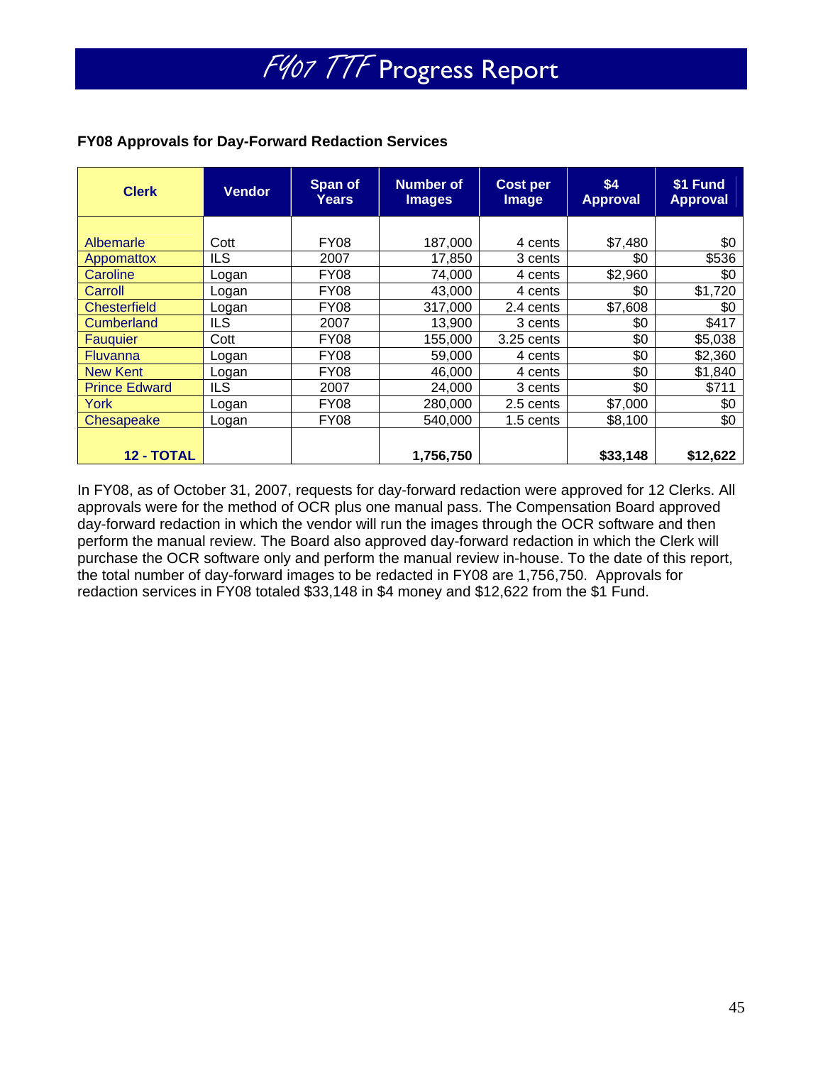# FY07 TTF Progress Report

**FY08 Approvals for Day-Forward Redaction Services**

| Clerk | Vendor | Span of Years | Number of Images | Cost per Image | $4 Approval | $1 Fund Approval |
|---|---|---|---|---|---|---|
| Albemarle | Cott | FY08 | 187,000 | 4 cents | $7,480 | $0 |
| Appomattox | ILS | 2007 | 17,850 | 3 cents | $0 | $536 |
| Caroline | Logan | FY08 | 74,000 | 4 cents | $2,960 | $0 |
| Carroll | Logan | FY08 | 43,000 | 4 cents | $0 | $1,720 |
| Chesterfield | Logan | FY08 | 317,000 | 2.4 cents | $7,608 | $0 |
| Cumberland | ILS | 2007 | 13,900 | 3 cents | $0 | $417 |
| Fauquier | Cott | FY08 | 155,000 | 3.25 cents | $0 | $5,038 |
| Fluvanna | Logan | FY08 | 59,000 | 4 cents | $0 | $2,360 |
| New Kent | Logan | FY08 | 46,000 | 4 cents | $0 | $1,840 |
| Prince Edward | ILS | 2007 | 24,000 | 3 cents | $0 | $711 |
| York | Logan | FY08 | 280,000 | 2.5 cents | $7,000 | $0 |
| Chesapeake | Logan | FY08 | 540,000 | 1.5 cents | $8,100 | $0 |
| **12 - TOTAL** | | | **1,756,750** | | **$33,148** | **$12,622** |

In FY08, as of October 31, 2007, requests for day-forward redaction were approved for 12 Clerks. All approvals were for the method of OCR plus one manual pass. The Compensation Board approved day-forward redaction in which the vendor will run the images through the OCR software and then perform the manual review. The Board also approved day-forward redaction in which the Clerk will purchase the OCR software only and perform the manual review in-house. To the date of this report, the total number of day-forward images to be redacted in FY08 are 1,756,750. Approvals for redaction services in FY08 totaled $33,148 in $4 money and $12,622 from the $1 Fund.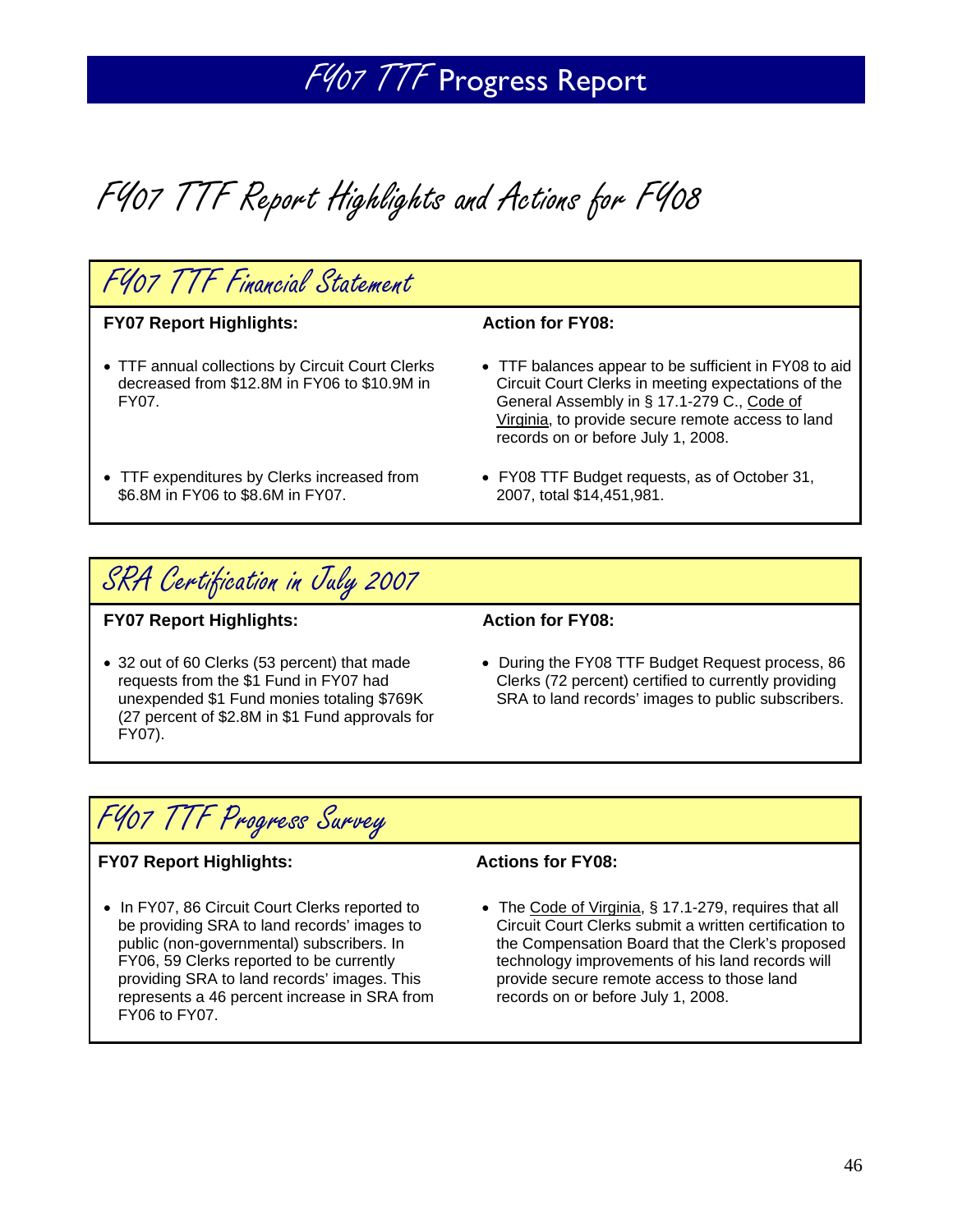# FY07 TTF Progress Report

## FY07 TTF Report Highlights and Actions for FY08

### FY07 TTF Financial Statement

| FY07 Report Highlights: | Action for FY08: |
|---|---|
| • TTF annual collections by Circuit Court Clerks decreased from $12.8M in FY06 to $10.9M in FY07. | • TTF balances appear to be sufficient in FY08 to aid Circuit Court Clerks in meeting expectations of the General Assembly in § 17.1-279 C., Code of Virginia, to provide secure remote access to land records on or before July 1, 2008. |
| • TTF expenditures by Clerks increased from $6.8M in FY06 to $8.6M in FY07. | • FY08 TTF Budget requests, as of October 31, 2007, total $14,451,981. |

### SRA Certification in July 2007

| FY07 Report Highlights: | Action for FY08: |
|---|---|
| • 32 out of 60 Clerks (53 percent) that made requests from the $1 Fund in FY07 had unexpended $1 Fund monies totaling $769K (27 percent of $2.8M in $1 Fund approvals for FY07). | • During the FY08 TTF Budget Request process, 86 Clerks (72 percent) certified to currently providing SRA to land records' images to public subscribers. |

### FY07 TTF Progress Survey

| FY07 Report Highlights: | Actions for FY08: |
|---|---|
| • In FY07, 86 Circuit Court Clerks reported to be providing SRA to land records' images to public (non-governmental) subscribers. In FY06, 59 Clerks reported to be currently providing SRA to land records' images. This represents a 46 percent increase in SRA from FY06 to FY07. | • The Code of Virginia, § 17.1-279, requires that all Circuit Court Clerks submit a written certification to the Compensation Board that the Clerk's proposed technology improvements of his land records will provide secure remote access to those land records on or before July 1, 2008. |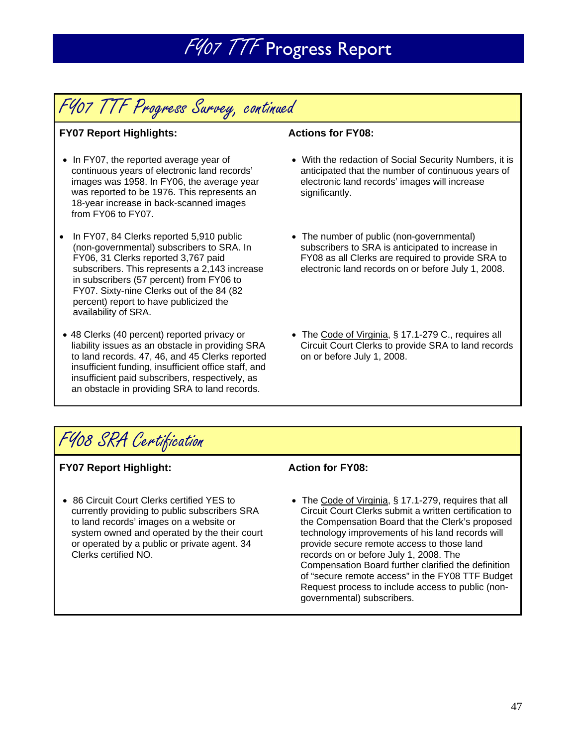# FY07 TTF Progress Report

## FY07 TTF Progress Survey, continued

**FY07 Report Highlights:**

- In FY07, the reported average year of continuous years of electronic land records' images was 1958. In FY06, the average year was reported to be 1976. This represents an 18-year increase in back-scanned images from FY06 to FY07.
- In FY07, 84 Clerks reported 5,910 public (non-governmental) subscribers to SRA. In FY06, 31 Clerks reported 3,767 paid subscribers. This represents a 2,143 increase in subscribers (57 percent) from FY06 to FY07. Sixty-nine Clerks out of the 84 (82 percent) report to have publicized the availability of SRA.
- 48 Clerks (40 percent) reported privacy or liability issues as an obstacle in providing SRA to land records. 47, 46, and 45 Clerks reported insufficient funding, insufficient office staff, and insufficient paid subscribers, respectively, as an obstacle in providing SRA to land records.

**Actions for FY08:**

- With the redaction of Social Security Numbers, it is anticipated that the number of continuous years of electronic land records' images will increase significantly.
- The number of public (non-governmental) subscribers to SRA is anticipated to increase in FY08 as all Clerks are required to provide SRA to electronic land records on or before July 1, 2008.
- The Code of Virginia, § 17.1-279 C., requires all Circuit Court Clerks to provide SRA to land records on or before July 1, 2008.

## FY08 SRA Certification

**FY07 Report Highlight:**

- 86 Circuit Court Clerks certified YES to currently providing to public subscribers SRA to land records' images on a website or system owned and operated by the their court or operated by a public or private agent. 34 Clerks certified NO.

**Action for FY08:**

- The Code of Virginia, § 17.1-279, requires that all Circuit Court Clerks submit a written certification to the Compensation Board that the Clerk's proposed technology improvements of his land records will provide secure remote access to those land records on or before July 1, 2008. The Compensation Board further clarified the definition of "secure remote access" in the FY08 TTF Budget Request process to include access to public (non-governmental) subscribers.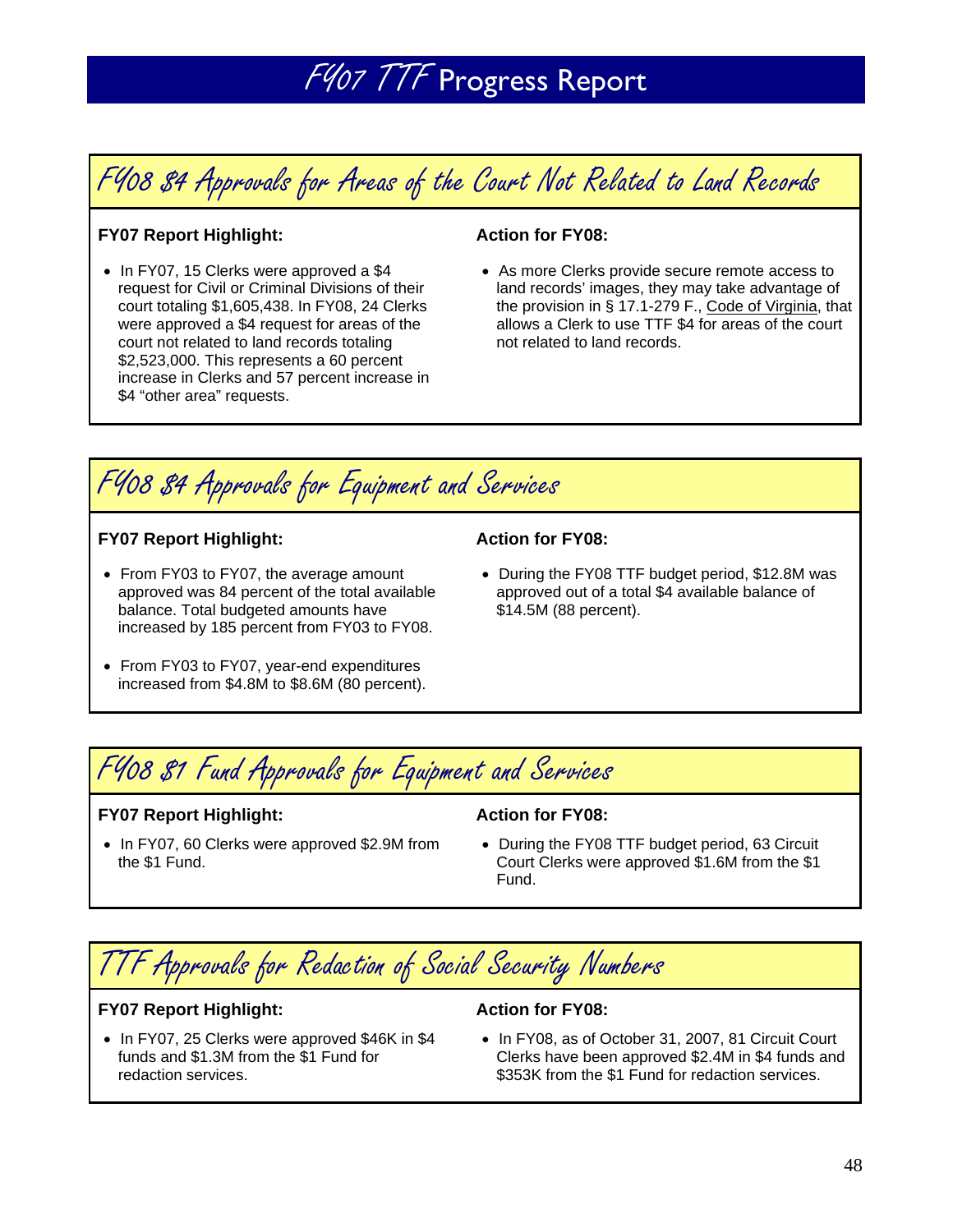# FY07 TTF Progress Report

## FY08 $4 Approvals for Areas of the Court Not Related to Land Records

**FY07 Report Highlight:**

- In FY07, 15 Clerks were approved a $4 request for Civil or Criminal Divisions of their court totaling $1,605,438. In FY08, 24 Clerks were approved a $4 request for areas of the court not related to land records totaling $2,523,000. This represents a 60 percent increase in Clerks and 57 percent increase in $4 "other area" requests.

**Action for FY08:**

- As more Clerks provide secure remote access to land records' images, they may take advantage of the provision in § 17.1-279 F., Code of Virginia, that allows a Clerk to use TTF $4 for areas of the court not related to land records.

## FY08 $4 Approvals for Equipment and Services

**FY07 Report Highlight:**

- From FY03 to FY07, the average amount approved was 84 percent of the total available balance. Total budgeted amounts have increased by 185 percent from FY03 to FY08.
- From FY03 to FY07, year-end expenditures increased from $4.8M to $8.6M (80 percent).

**Action for FY08:**

- During the FY08 TTF budget period, $12.8M was approved out of a total $4 available balance of $14.5M (88 percent).

## FY08 $1 Fund Approvals for Equipment and Services

**FY07 Report Highlight:**

- In FY07, 60 Clerks were approved $2.9M from the $1 Fund.

**Action for FY08:**

- During the FY08 TTF budget period, 63 Circuit Court Clerks were approved $1.6M from the $1 Fund.

## TTF Approvals for Redaction of Social Security Numbers

**FY07 Report Highlight:**

- In FY07, 25 Clerks were approved $46K in $4 funds and $1.3M from the $1 Fund for redaction services.

**Action for FY08:**

- In FY08, as of October 31, 2007, 81 Circuit Court Clerks have been approved $2.4M in $4 funds and $353K from the $1 Fund for redaction services.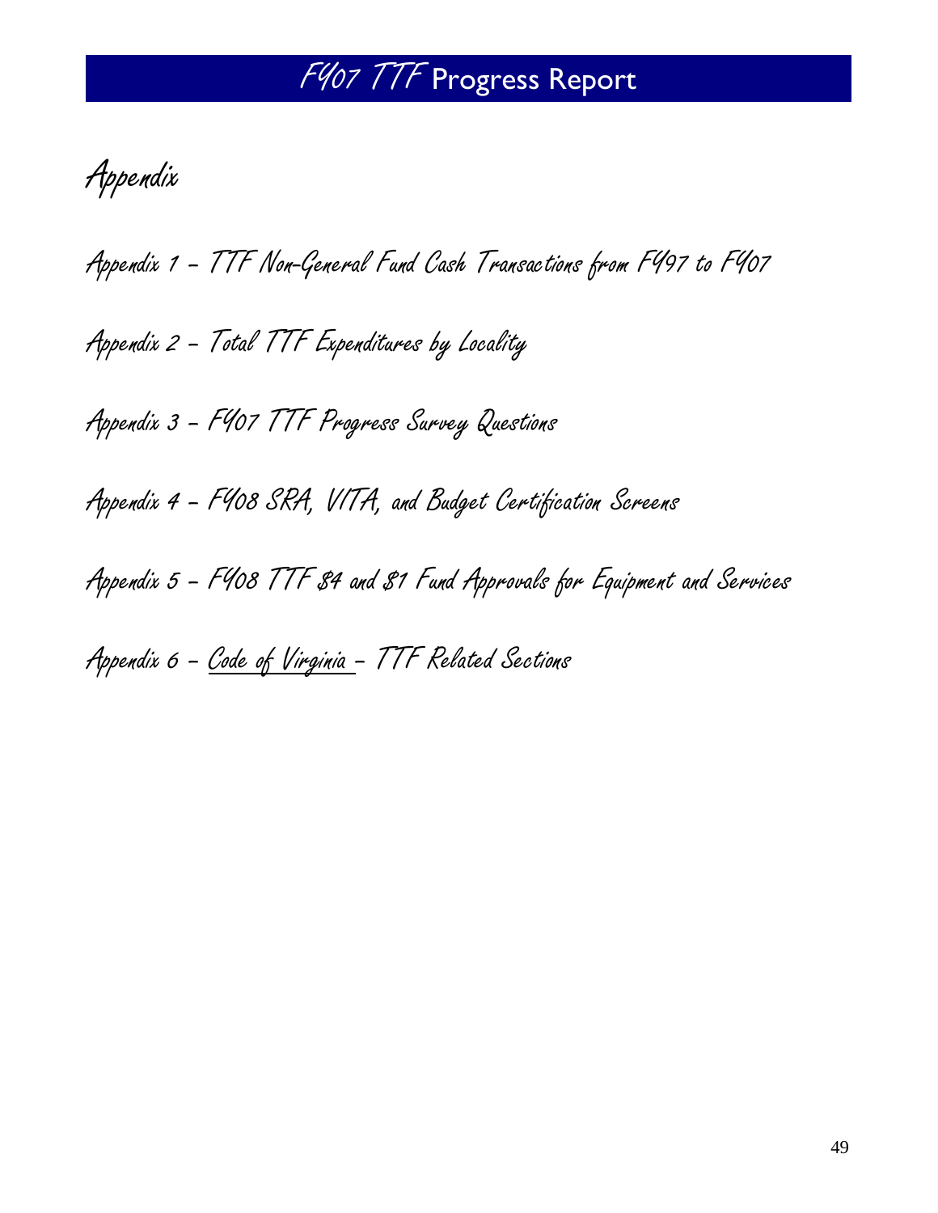# Appendix

Appendix 1 – TTF Non-General Fund Cash Transactions from FY97 to FY07

Appendix 2 – Total TTF Expenditures by Locality

Appendix 3 – FY07 TTF Progress Survey Questions

Appendix 4 – FY08 SRA, VITA, and Budget Certification Screens

Appendix 5 – FY08 TTF $4 and $1 Fund Approvals for Equipment and Services

Appendix 6 – Code of Virginia – TTF Related Sections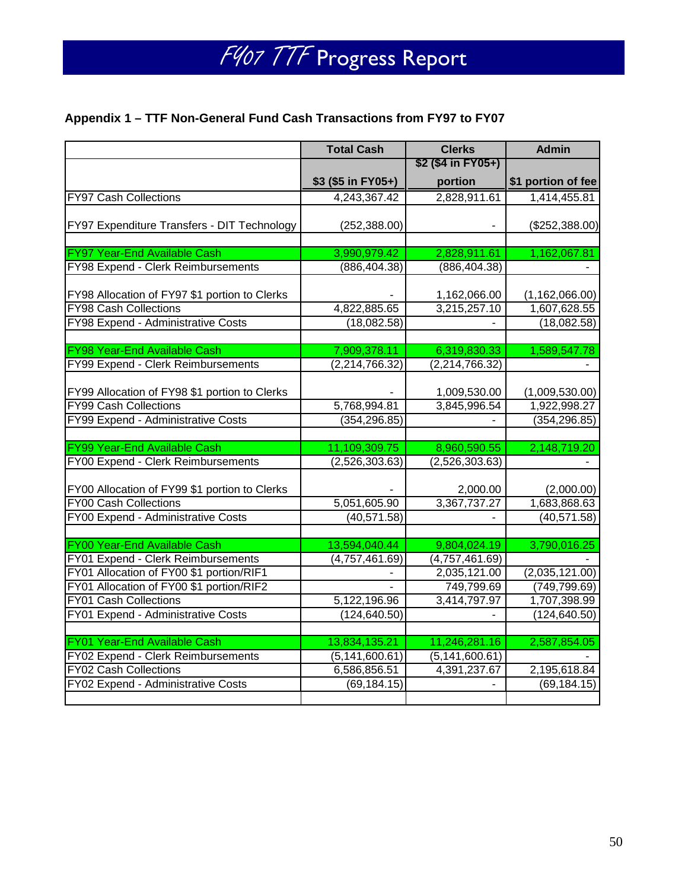## Appendix 1 – TTF Non-General Fund Cash Transactions from FY97 to FY07

| | Total Cash | Clerks | Admin |
|---|---|---|---|
| | $3 ($5 in FY05+) | $2 ($4 in FY05+) portion | $1 portion of fee |
| FY97 Cash Collections | 4,243,367.42 | 2,828,911.61 | 1,414,455.81 |
| FY97 Expenditure Transfers - DIT Technology | (252,388.00) | - | ($252,388.00) |
| | | | |
| FY97 Year-End Available Cash | 3,990,979.42 | 2,828,911.61 | 1,162,067.81 |
| FY98 Expend - Clerk Reimbursements | (886,404.38) | (886,404.38) | - |
| FY98 Allocation of FY97 $1 portion to Clerks | - | 1,162,066.00 | (1,162,066.00) |
| FY98 Cash Collections | 4,822,885.65 | 3,215,257.10 | 1,607,628.55 |
| FY98 Expend - Administrative Costs | (18,082.58) | - | (18,082.58) |
| | | | |
| FY98 Year-End Available Cash | 7,909,378.11 | 6,319,830.33 | 1,589,547.78 |
| FY99 Expend - Clerk Reimbursements | (2,214,766.32) | (2,214,766.32) | - |
| FY99 Allocation of FY98 $1 portion to Clerks | - | 1,009,530.00 | (1,009,530.00) |
| FY99 Cash Collections | 5,768,994.81 | 3,845,996.54 | 1,922,998.27 |
| FY99 Expend - Administrative Costs | (354,296.85) | - | (354,296.85) |
| | | | |
| FY99 Year-End Available Cash | 11,109,309.75 | 8,960,590.55 | 2,148,719.20 |
| FY00 Expend - Clerk Reimbursements | (2,526,303.63) | (2,526,303.63) | - |
| FY00 Allocation of FY99 $1 portion to Clerks | - | 2,000.00 | (2,000.00) |
| FY00 Cash Collections | 5,051,605.90 | 3,367,737.27 | 1,683,868.63 |
| FY00 Expend - Administrative Costs | (40,571.58) | - | (40,571.58) |
| | | | |
| FY00 Year-End Available Cash | 13,594,040.44 | 9,804,024.19 | 3,790,016.25 |
| FY01 Expend - Clerk Reimbursements | (4,757,461.69) | (4,757,461.69) | - |
| FY01 Allocation of FY00 $1 portion/RIF1 | - | 2,035,121.00 | (2,035,121.00) |
| FY01 Allocation of FY00 $1 portion/RIF2 | - | 749,799.69 | (749,799.69) |
| FY01 Cash Collections | 5,122,196.96 | 3,414,797.97 | 1,707,398.99 |
| FY01 Expend - Administrative Costs | (124,640.50) | - | (124,640.50) |
| | | | |
| FY01 Year-End Available Cash | 13,834,135.21 | 11,246,281.16 | 2,587,854.05 |
| FY02 Expend - Clerk Reimbursements | (5,141,600.61) | (5,141,600.61) | - |
| FY02 Cash Collections | 6,586,856.51 | 4,391,237.67 | 2,195,618.84 |
| FY02 Expend - Administrative Costs | (69,184.15) | - | (69,184.15) |
| | | | |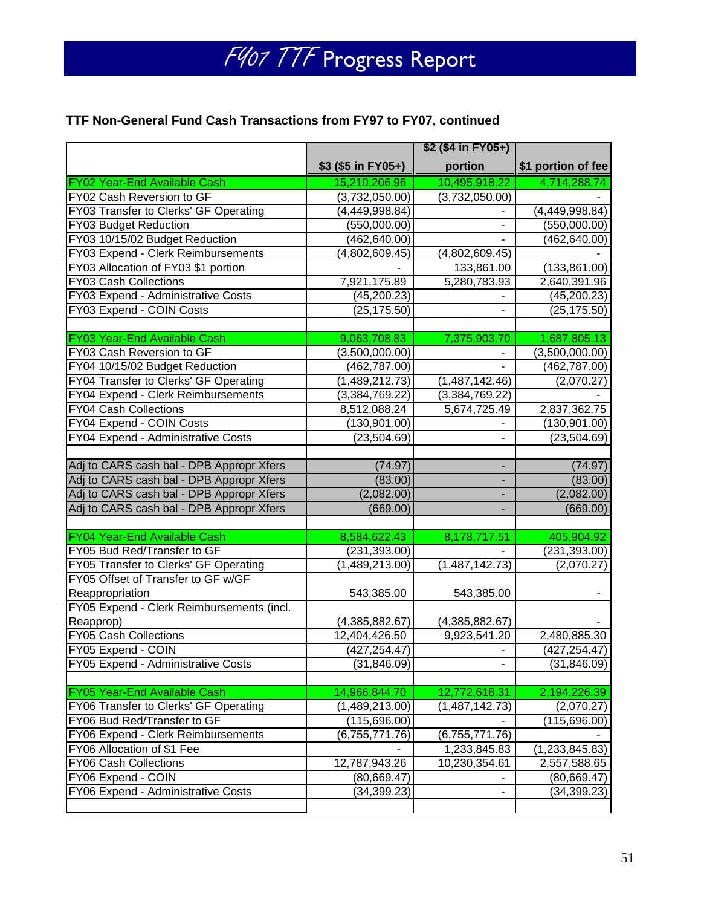# FY07 TTF Progress Report

**TTF Non-General Fund Cash Transactions from FY97 to FY07, continued**

| | $3 ($5 in FY05+) | $2 ($4 in FY05+) portion | $1 portion of fee |
|---|---|---|---|
| FY02 Year-End Available Cash | 15,210,206.96 | 10,495,918.22 | 4,714,288.74 |
| FY02 Cash Reversion to GF | (3,732,050.00) | (3,732,050.00) | - |
| FY03 Transfer to Clerks' GF Operating | (4,449,998.84) | - | (4,449,998.84) |
| FY03 Budget Reduction | (550,000.00) | - | (550,000.00) |
| FY03 10/15/02 Budget Reduction | (462,640.00) | - | (462,640.00) |
| FY03 Expend - Clerk Reimbursements | (4,802,609.45) | (4,802,609.45) | - |
| FY03 Allocation of FY03 $1 portion | - | 133,861.00 | (133,861.00) |
| FY03 Cash Collections | 7,921,175.89 | 5,280,783.93 | 2,640,391.96 |
| FY03 Expend - Administrative Costs | (45,200.23) | - | (45,200.23) |
| FY03 Expend - COIN Costs | (25,175.50) | - | (25,175.50) |
| | | | |
| FY03 Year-End Available Cash | 9,063,708.83 | 7,375,903.70 | 1,687,805.13 |
| FY03 Cash Reversion to GF | (3,500,000.00) | - | (3,500,000.00) |
| FY04 10/15/02 Budget Reduction | (462,787.00) | - | (462,787.00) |
| FY04 Transfer to Clerks' GF Operating | (1,489,212.73) | (1,487,142.46) | (2,070.27) |
| FY04 Expend - Clerk Reimbursements | (3,384,769.22) | (3,384,769.22) | - |
| FY04 Cash Collections | 8,512,088.24 | 5,674,725.49 | 2,837,362.75 |
| FY04 Expend - COIN Costs | (130,901.00) | - | (130,901.00) |
| FY04 Expend - Administrative Costs | (23,504.69) | - | (23,504.69) |
| | | | |
| Adj to CARS cash bal - DPB Appropr Xfers | (74.97) | - | (74.97) |
| Adj to CARS cash bal - DPB Appropr Xfers | (83.00) | - | (83.00) |
| Adj to CARS cash bal - DPB Appropr Xfers | (2,082.00) | - | (2,082.00) |
| Adj to CARS cash bal - DPB Appropr Xfers | (669.00) | - | (669.00) |
| | | | |
| FY04 Year-End Available Cash | 8,584,622.43 | 8,178,717.51 | 405,904.92 |
| FY05 Bud Red/Transfer to GF | (231,393.00) | - | (231,393.00) |
| FY05 Transfer to Clerks' GF Operating | (1,489,213.00) | (1,487,142.73) | (2,070.27) |
| FY05 Offset of Transfer to GF w/GF Reappropriation | 543,385.00 | 543,385.00 | - |
| FY05 Expend - Clerk Reimbursements (incl. Reapprop) | (4,385,882.67) | (4,385,882.67) | - |
| FY05 Cash Collections | 12,404,426.50 | 9,923,541.20 | 2,480,885.30 |
| FY05 Expend - COIN | (427,254.47) | - | (427,254.47) |
| FY05 Expend - Administrative Costs | (31,846.09) | - | (31,846.09) |
| | | | |
| FY05 Year-End Available Cash | 14,966,844.70 | 12,772,618.31 | 2,194,226.39 |
| FY06 Transfer to Clerks' GF Operating | (1,489,213.00) | (1,487,142.73) | (2,070.27) |
| FY06 Bud Red/Transfer to GF | (115,696.00) | - | (115,696.00) |
| FY06 Expend - Clerk Reimbursements | (6,755,771.76) | (6,755,771.76) | - |
| FY06 Allocation of $1 Fee | - | 1,233,845.83 | (1,233,845.83) |
| FY06 Cash Collections | 12,787,943.26 | 10,230,354.61 | 2,557,588.65 |
| FY06 Expend - COIN | (80,669.47) | - | (80,669.47) |
| FY06 Expend - Administrative Costs | (34,399.23) | - | (34,399.23) |
| | | | |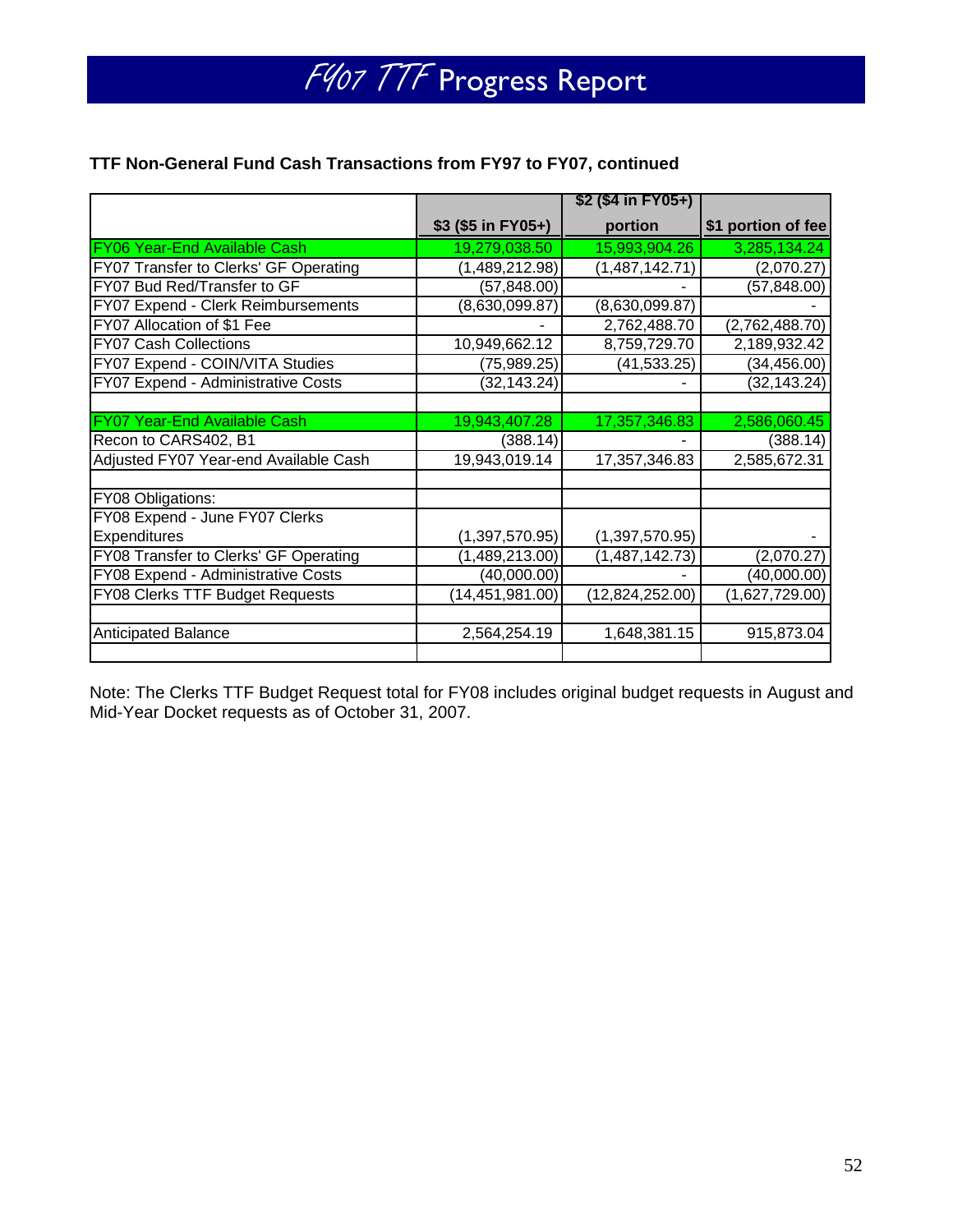# FY07 TTF Progress Report

**TTF Non-General Fund Cash Transactions from FY97 to FY07, continued**

| | $3 ($5 in FY05+) | $2 ($4 in FY05+) portion | $1 portion of fee |
|---|---|---|---|
| FY06 Year-End Available Cash | 19,279,038.50 | 15,993,904.26 | 3,285,134.24 |
| FY07 Transfer to Clerks' GF Operating | (1,489,212.98) | (1,487,142.71) | (2,070.27) |
| FY07 Bud Red/Transfer to GF | (57,848.00) | - | (57,848.00) |
| FY07 Expend - Clerk Reimbursements | (8,630,099.87) | (8,630,099.87) | - |
| FY07 Allocation of $1 Fee | - | 2,762,488.70 | (2,762,488.70) |
| FY07 Cash Collections | 10,949,662.12 | 8,759,729.70 | 2,189,932.42 |
| FY07 Expend - COIN/VITA Studies | (75,989.25) | (41,533.25) | (34,456.00) |
| FY07 Expend - Administrative Costs | (32,143.24) | - | (32,143.24) |
| | | | |
| FY07 Year-End Available Cash | 19,943,407.28 | 17,357,346.83 | 2,586,060.45 |
| Recon to CARS402, B1 | (388.14) | - | (388.14) |
| Adjusted FY07 Year-end Available Cash | 19,943,019.14 | 17,357,346.83 | 2,585,672.31 |
| | | | |
| FY08 Obligations: | | | |
| FY08 Expend - June FY07 Clerks Expenditures | (1,397,570.95) | (1,397,570.95) | - |
| FY08 Transfer to Clerks' GF Operating | (1,489,213.00) | (1,487,142.73) | (2,070.27) |
| FY08 Expend - Administrative Costs | (40,000.00) | - | (40,000.00) |
| FY08 Clerks TTF Budget Requests | (14,451,981.00) | (12,824,252.00) | (1,627,729.00) |
| | | | |
| Anticipated Balance | 2,564,254.19 | 1,648,381.15 | 915,873.04 |
| | | | |

Note: The Clerks TTF Budget Request total for FY08 includes original budget requests in August and Mid-Year Docket requests as of October 31, 2007.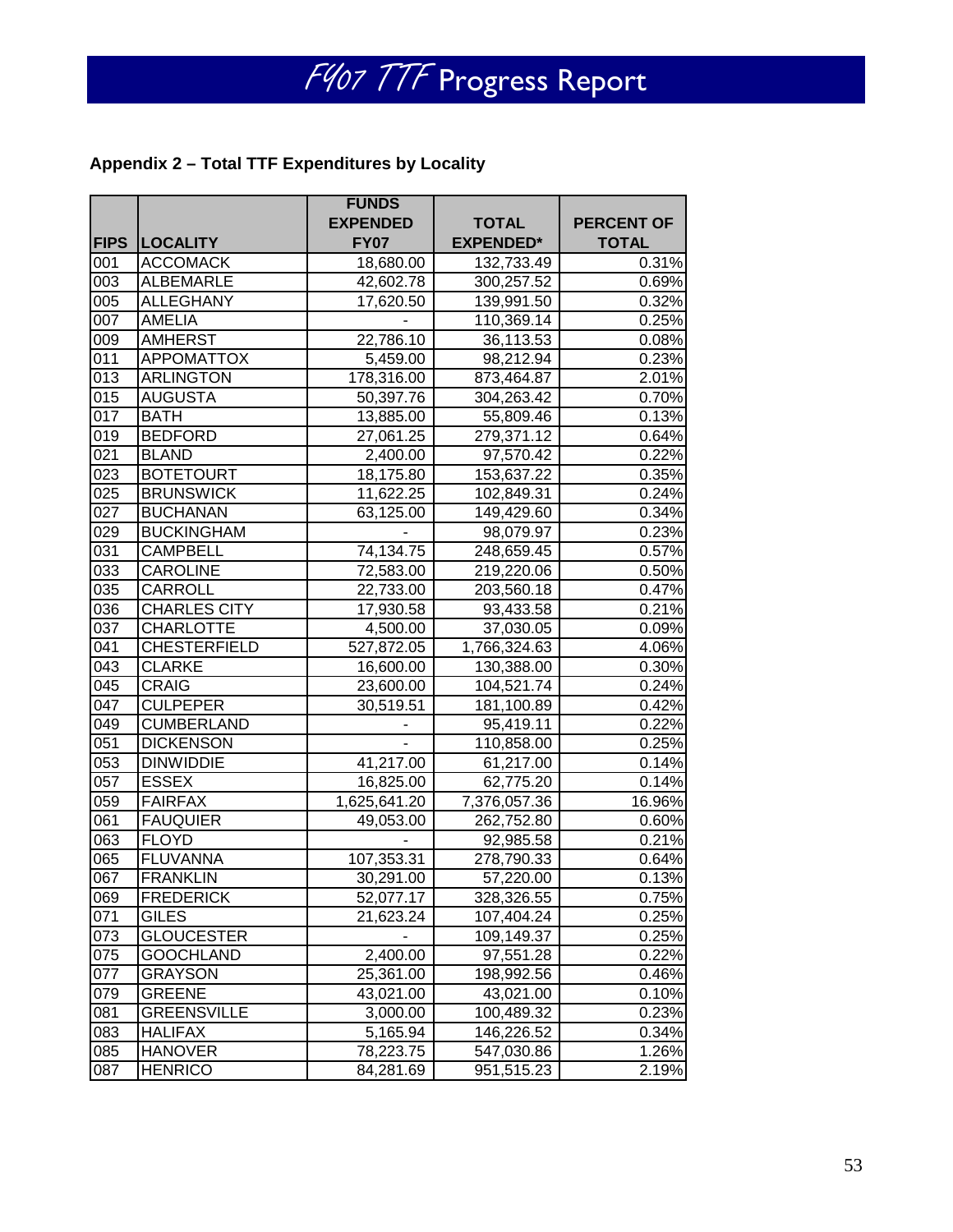# FY07 TTF Progress Report

### Appendix 2 – Total TTF Expenditures by Locality

| FIPS | LOCALITY | FUNDS EXPENDED FY07 | TOTAL EXPENDED* | PERCENT OF TOTAL |
|---|---|---|---|---|
| 001 | ACCOMACK | 18,680.00 | 132,733.49 | 0.31% |
| 003 | ALBEMARLE | 42,602.78 | 300,257.52 | 0.69% |
| 005 | ALLEGHANY | 17,620.50 | 139,991.50 | 0.32% |
| 007 | AMELIA | - | 110,369.14 | 0.25% |
| 009 | AMHERST | 22,786.10 | 36,113.53 | 0.08% |
| 011 | APPOMATTOX | 5,459.00 | 98,212.94 | 0.23% |
| 013 | ARLINGTON | 178,316.00 | 873,464.87 | 2.01% |
| 015 | AUGUSTA | 50,397.76 | 304,263.42 | 0.70% |
| 017 | BATH | 13,885.00 | 55,809.46 | 0.13% |
| 019 | BEDFORD | 27,061.25 | 279,371.12 | 0.64% |
| 021 | BLAND | 2,400.00 | 97,570.42 | 0.22% |
| 023 | BOTETOURT | 18,175.80 | 153,637.22 | 0.35% |
| 025 | BRUNSWICK | 11,622.25 | 102,849.31 | 0.24% |
| 027 | BUCHANAN | 63,125.00 | 149,429.60 | 0.34% |
| 029 | BUCKINGHAM | - | 98,079.97 | 0.23% |
| 031 | CAMPBELL | 74,134.75 | 248,659.45 | 0.57% |
| 033 | CAROLINE | 72,583.00 | 219,220.06 | 0.50% |
| 035 | CARROLL | 22,733.00 | 203,560.18 | 0.47% |
| 036 | CHARLES CITY | 17,930.58 | 93,433.58 | 0.21% |
| 037 | CHARLOTTE | 4,500.00 | 37,030.05 | 0.09% |
| 041 | CHESTERFIELD | 527,872.05 | 1,766,324.63 | 4.06% |
| 043 | CLARKE | 16,600.00 | 130,388.00 | 0.30% |
| 045 | CRAIG | 23,600.00 | 104,521.74 | 0.24% |
| 047 | CULPEPER | 30,519.51 | 181,100.89 | 0.42% |
| 049 | CUMBERLAND | - | 95,419.11 | 0.22% |
| 051 | DICKENSON | - | 110,858.00 | 0.25% |
| 053 | DINWIDDIE | 41,217.00 | 61,217.00 | 0.14% |
| 057 | ESSEX | 16,825.00 | 62,775.20 | 0.14% |
| 059 | FAIRFAX | 1,625,641.20 | 7,376,057.36 | 16.96% |
| 061 | FAUQUIER | 49,053.00 | 262,752.80 | 0.60% |
| 063 | FLOYD | - | 92,985.58 | 0.21% |
| 065 | FLUVANNA | 107,353.31 | 278,790.33 | 0.64% |
| 067 | FRANKLIN | 30,291.00 | 57,220.00 | 0.13% |
| 069 | FREDERICK | 52,077.17 | 328,326.55 | 0.75% |
| 071 | GILES | 21,623.24 | 107,404.24 | 0.25% |
| 073 | GLOUCESTER | - | 109,149.37 | 0.25% |
| 075 | GOOCHLAND | 2,400.00 | 97,551.28 | 0.22% |
| 077 | GRAYSON | 25,361.00 | 198,992.56 | 0.46% |
| 079 | GREENE | 43,021.00 | 43,021.00 | 0.10% |
| 081 | GREENSVILLE | 3,000.00 | 100,489.32 | 0.23% |
| 083 | HALIFAX | 5,165.94 | 146,226.52 | 0.34% |
| 085 | HANOVER | 78,223.75 | 547,030.86 | 1.26% |
| 087 | HENRICO | 84,281.69 | 951,515.23 | 2.19% |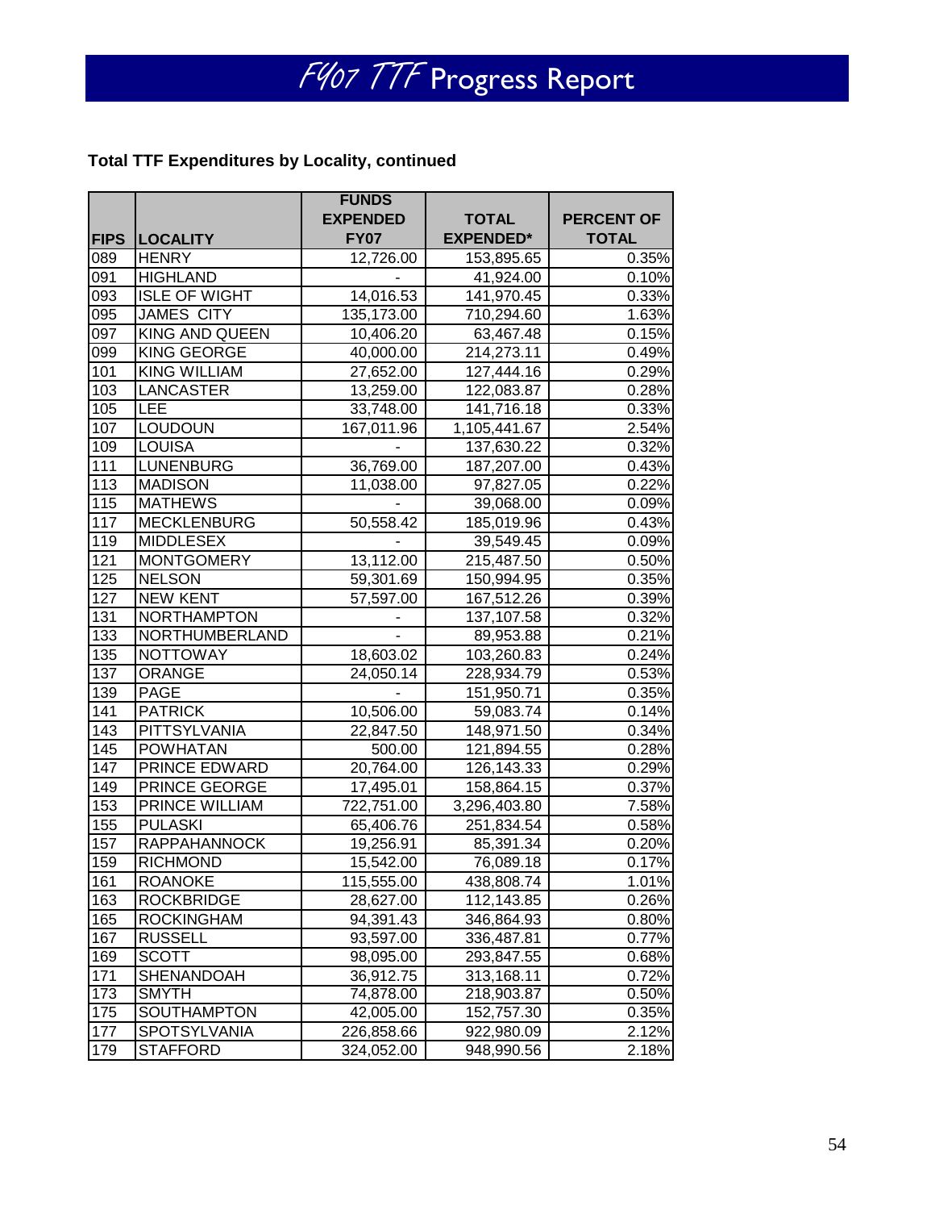# FY07 TTF Progress Report

**Total TTF Expenditures by Locality, continued**

| FIPS | LOCALITY | FUNDS EXPENDED FY07 | TOTAL EXPENDED* | PERCENT OF TOTAL |
|---|---|---|---|---|
| 089 | HENRY | 12,726.00 | 153,895.65 | 0.35% |
| 091 | HIGHLAND | - | 41,924.00 | 0.10% |
| 093 | ISLE OF WIGHT | 14,016.53 | 141,970.45 | 0.33% |
| 095 | JAMES CITY | 135,173.00 | 710,294.60 | 1.63% |
| 097 | KING AND QUEEN | 10,406.20 | 63,467.48 | 0.15% |
| 099 | KING GEORGE | 40,000.00 | 214,273.11 | 0.49% |
| 101 | KING WILLIAM | 27,652.00 | 127,444.16 | 0.29% |
| 103 | LANCASTER | 13,259.00 | 122,083.87 | 0.28% |
| 105 | LEE | 33,748.00 | 141,716.18 | 0.33% |
| 107 | LOUDOUN | 167,011.96 | 1,105,441.67 | 2.54% |
| 109 | LOUISA | - | 137,630.22 | 0.32% |
| 111 | LUNENBURG | 36,769.00 | 187,207.00 | 0.43% |
| 113 | MADISON | 11,038.00 | 97,827.05 | 0.22% |
| 115 | MATHEWS | - | 39,068.00 | 0.09% |
| 117 | MECKLENBURG | 50,558.42 | 185,019.96 | 0.43% |
| 119 | MIDDLESEX | - | 39,549.45 | 0.09% |
| 121 | MONTGOMERY | 13,112.00 | 215,487.50 | 0.50% |
| 125 | NELSON | 59,301.69 | 150,994.95 | 0.35% |
| 127 | NEW KENT | 57,597.00 | 167,512.26 | 0.39% |
| 131 | NORTHAMPTON | - | 137,107.58 | 0.32% |
| 133 | NORTHUMBERLAND | - | 89,953.88 | 0.21% |
| 135 | NOTTOWAY | 18,603.02 | 103,260.83 | 0.24% |
| 137 | ORANGE | 24,050.14 | 228,934.79 | 0.53% |
| 139 | PAGE | - | 151,950.71 | 0.35% |
| 141 | PATRICK | 10,506.00 | 59,083.74 | 0.14% |
| 143 | PITTSYLVANIA | 22,847.50 | 148,971.50 | 0.34% |
| 145 | POWHATAN | 500.00 | 121,894.55 | 0.28% |
| 147 | PRINCE EDWARD | 20,764.00 | 126,143.33 | 0.29% |
| 149 | PRINCE GEORGE | 17,495.01 | 158,864.15 | 0.37% |
| 153 | PRINCE WILLIAM | 722,751.00 | 3,296,403.80 | 7.58% |
| 155 | PULASKI | 65,406.76 | 251,834.54 | 0.58% |
| 157 | RAPPAHANNOCK | 19,256.91 | 85,391.34 | 0.20% |
| 159 | RICHMOND | 15,542.00 | 76,089.18 | 0.17% |
| 161 | ROANOKE | 115,555.00 | 438,808.74 | 1.01% |
| 163 | ROCKBRIDGE | 28,627.00 | 112,143.85 | 0.26% |
| 165 | ROCKINGHAM | 94,391.43 | 346,864.93 | 0.80% |
| 167 | RUSSELL | 93,597.00 | 336,487.81 | 0.77% |
| 169 | SCOTT | 98,095.00 | 293,847.55 | 0.68% |
| 171 | SHENANDOAH | 36,912.75 | 313,168.11 | 0.72% |
| 173 | SMYTH | 74,878.00 | 218,903.87 | 0.50% |
| 175 | SOUTHAMPTON | 42,005.00 | 152,757.30 | 0.35% |
| 177 | SPOTSYLVANIA | 226,858.66 | 922,980.09 | 2.12% |
| 179 | STAFFORD | 324,052.00 | 948,990.56 | 2.18% |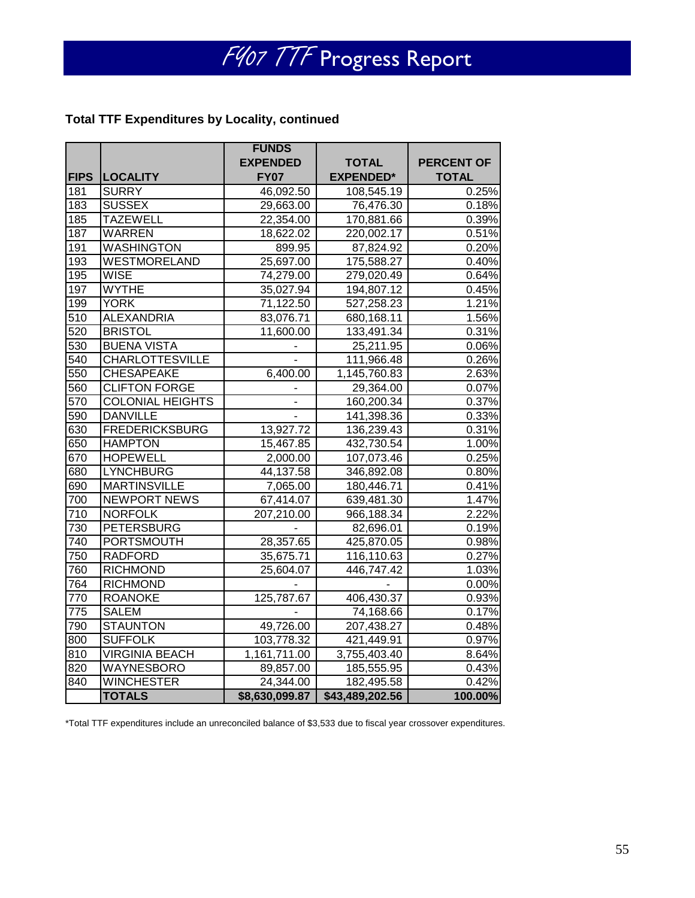# FY07 TTF Progress Report

**Total TTF Expenditures by Locality, continued**

| FIPS | LOCALITY | FUNDS EXPENDED FY07 | TOTAL EXPENDED* | PERCENT OF TOTAL |
|---|---|---|---|---|
| 181 | SURRY | 46,092.50 | 108,545.19 | 0.25% |
| 183 | SUSSEX | 29,663.00 | 76,476.30 | 0.18% |
| 185 | TAZEWELL | 22,354.00 | 170,881.66 | 0.39% |
| 187 | WARREN | 18,622.02 | 220,002.17 | 0.51% |
| 191 | WASHINGTON | 899.95 | 87,824.92 | 0.20% |
| 193 | WESTMORELAND | 25,697.00 | 175,588.27 | 0.40% |
| 195 | WISE | 74,279.00 | 279,020.49 | 0.64% |
| 197 | WYTHE | 35,027.94 | 194,807.12 | 0.45% |
| 199 | YORK | 71,122.50 | 527,258.23 | 1.21% |
| 510 | ALEXANDRIA | 83,076.71 | 680,168.11 | 1.56% |
| 520 | BRISTOL | 11,600.00 | 133,491.34 | 0.31% |
| 530 | BUENA VISTA | - | 25,211.95 | 0.06% |
| 540 | CHARLOTTESVILLE | - | 111,966.48 | 0.26% |
| 550 | CHESAPEAKE | 6,400.00 | 1,145,760.83 | 2.63% |
| 560 | CLIFTON FORGE | - | 29,364.00 | 0.07% |
| 570 | COLONIAL HEIGHTS | - | 160,200.34 | 0.37% |
| 590 | DANVILLE | - | 141,398.36 | 0.33% |
| 630 | FREDERICKSBURG | 13,927.72 | 136,239.43 | 0.31% |
| 650 | HAMPTON | 15,467.85 | 432,730.54 | 1.00% |
| 670 | HOPEWELL | 2,000.00 | 107,073.46 | 0.25% |
| 680 | LYNCHBURG | 44,137.58 | 346,892.08 | 0.80% |
| 690 | MARTINSVILLE | 7,065.00 | 180,446.71 | 0.41% |
| 700 | NEWPORT NEWS | 67,414.07 | 639,481.30 | 1.47% |
| 710 | NORFOLK | 207,210.00 | 966,188.34 | 2.22% |
| 730 | PETERSBURG | - | 82,696.01 | 0.19% |
| 740 | PORTSMOUTH | 28,357.65 | 425,870.05 | 0.98% |
| 750 | RADFORD | 35,675.71 | 116,110.63 | 0.27% |
| 760 | RICHMOND | 25,604.07 | 446,747.42 | 1.03% |
| 764 | RICHMOND | - | - | 0.00% |
| 770 | ROANOKE | 125,787.67 | 406,430.37 | 0.93% |
| 775 | SALEM | - | 74,168.66 | 0.17% |
| 790 | STAUNTON | 49,726.00 | 207,438.27 | 0.48% |
| 800 | SUFFOLK | 103,778.32 | 421,449.91 | 0.97% |
| 810 | VIRGINIA BEACH | 1,161,711.00 | 3,755,403.40 | 8.64% |
| 820 | WAYNESBORO | 89,857.00 | 185,555.95 | 0.43% |
| 840 | WINCHESTER | 24,344.00 | 182,495.58 | 0.42% |
| | **TOTALS** | **$8,630,099.87** | **$43,489,202.56** | **100.00%** |

*Total TTF expenditures include an unreconciled balance of $3,533 due to fiscal year crossover expenditures.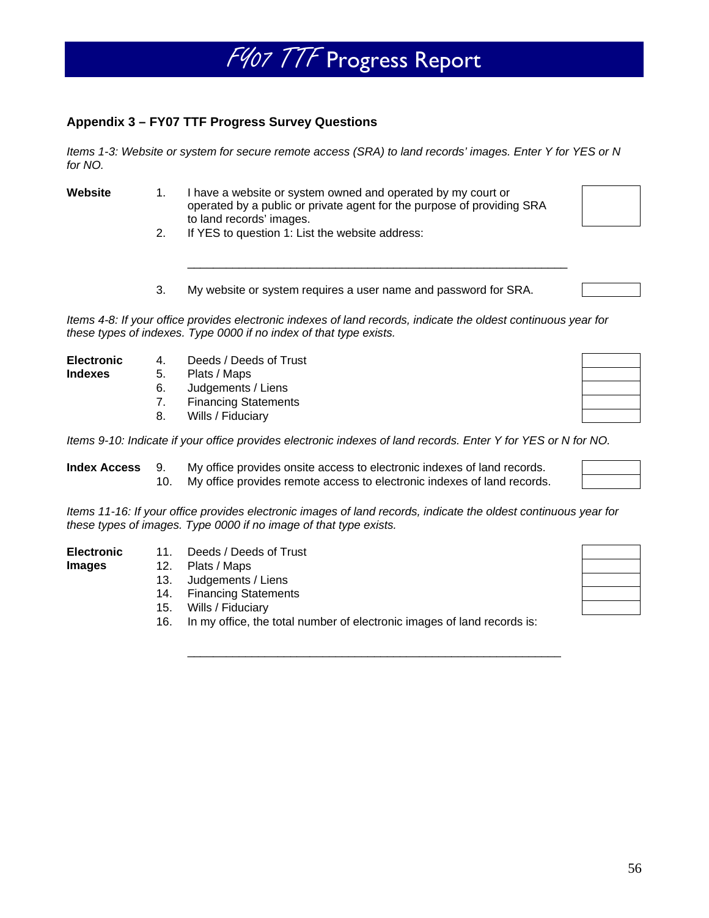## Appendix 3 – FY07 TTF Progress Survey Questions

*Items 1-3: Website or system for secure remote access (SRA) to land records' images. Enter Y for YES or N for NO.*

**Website**

1. I have a website or system owned and operated by my court or operated by a public or private agent for the purpose of providing SRA to land records' images.
2. If YES to question 1: List the website address:

   ______________________________________________________________

3. My website or system requires a user name and password for SRA.

*Items 4-8: If your office provides electronic indexes of land records, indicate the oldest continuous year for these types of indexes. Type 0000 if no index of that type exists.*

**Electronic Indexes**

4. Deeds / Deeds of Trust
5. Plats / Maps
6. Judgements / Liens
7. Financing Statements
8. Wills / Fiduciary

*Items 9-10: Indicate if your office provides electronic indexes of land records. Enter Y for YES or N for NO.*

**Index Access**

9. My office provides onsite access to electronic indexes of land records.
10. My office provides remote access to electronic indexes of land records.

*Items 11-16: If your office provides electronic images of land records, indicate the oldest continuous year for these types of images. Type 0000 if no image of that type exists.*

**Electronic Images**

11. Deeds / Deeds of Trust
12. Plats / Maps
13. Judgements / Liens
14. Financing Statements
15. Wills / Fiduciary
16. In my office, the total number of electronic images of land records is:

    ______________________________________________________________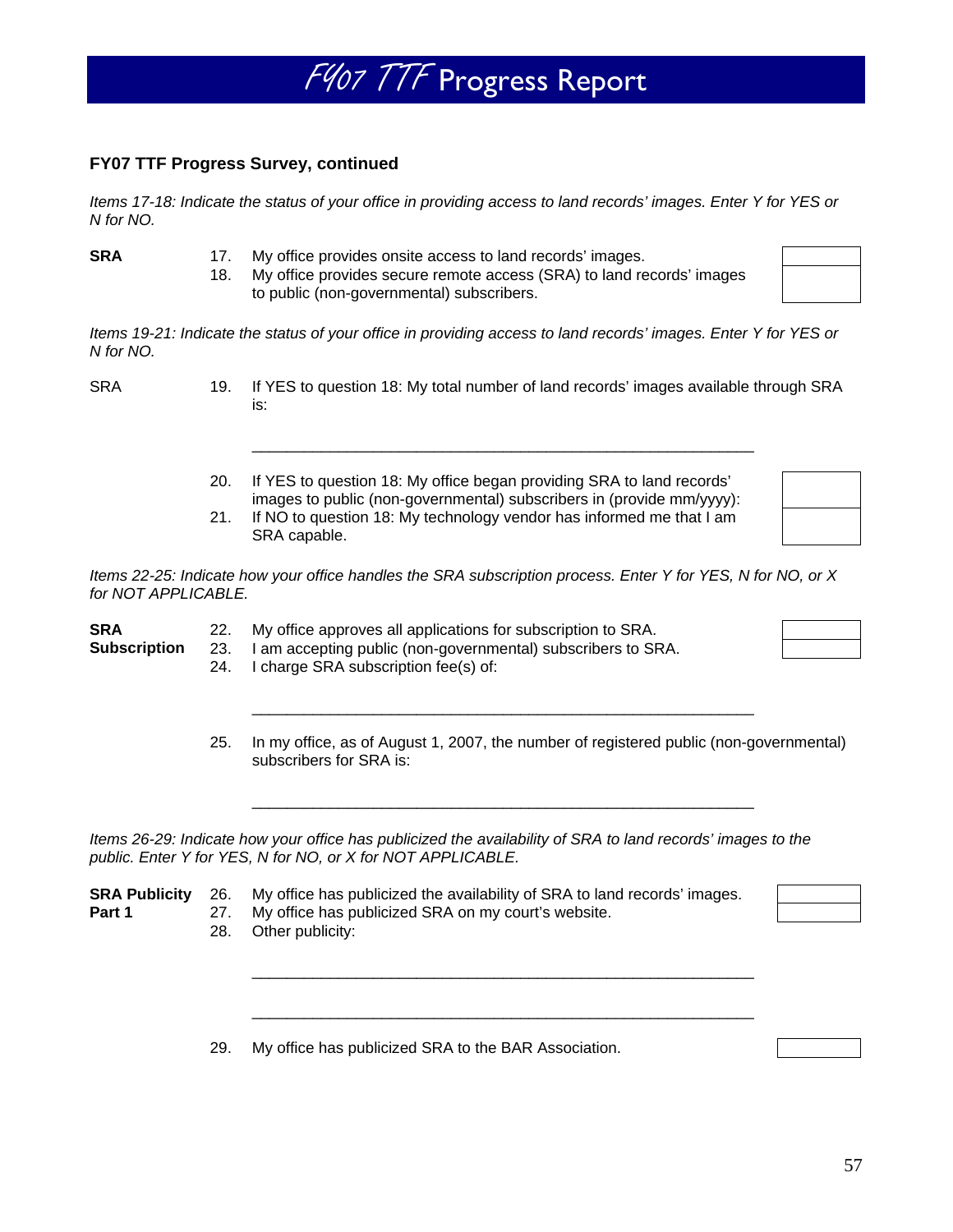# *FY07 TTF* Progress Report

**FY07 TTF Progress Survey, continued**

*Items 17-18: Indicate the status of your office in providing access to land records' images. Enter Y for YES or N for NO.*

**SRA**

17. My office provides onsite access to land records' images.
18. My office provides secure remote access (SRA) to land records' images to public (non-governmental) subscribers.

*Items 19-21: Indicate the status of your office in providing access to land records' images. Enter Y for YES or N for NO.*

SRA

19. If YES to question 18: My total number of land records' images available through SRA is:

    ____________________________________________________________

20. If YES to question 18: My office began providing SRA to land records' images to public (non-governmental) subscribers in (provide mm/yyyy):
21. If NO to question 18: My technology vendor has informed me that I am SRA capable.

*Items 22-25: Indicate how your office handles the SRA subscription process. Enter Y for YES, N for NO, or X for NOT APPLICABLE.*

**SRA Subscription**

22. My office approves all applications for subscription to SRA.
23. I am accepting public (non-governmental) subscribers to SRA.
24. I charge SRA subscription fee(s) of:

    ____________________________________________________________

25. In my office, as of August 1, 2007, the number of registered public (non-governmental) subscribers for SRA is:

    ____________________________________________________________

*Items 26-29: Indicate how your office has publicized the availability of SRA to land records' images to the public. Enter Y for YES, N for NO, or X for NOT APPLICABLE.*

**SRA Publicity Part 1**

26. My office has publicized the availability of SRA to land records' images.
27. My office has publicized SRA on my court's website.
28. Other publicity:

    ____________________________________________________________

    ____________________________________________________________

29. My office has publicized SRA to the BAR Association.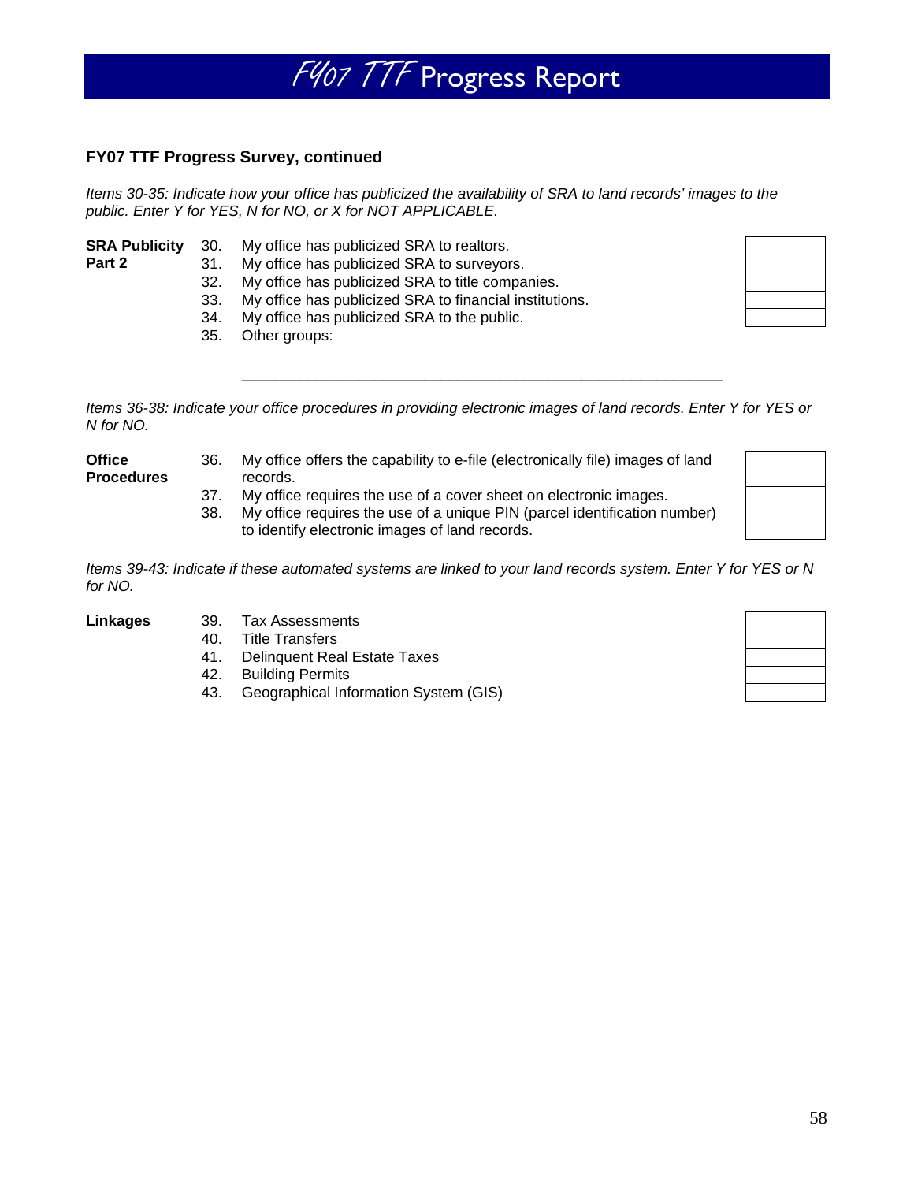### FY07 TTF Progress Survey, continued

*Items 30-35: Indicate how your office has publicized the availability of SRA to land records' images to the public. Enter Y for YES, N for NO, or X for NOT APPLICABLE.*

**SRA Publicity Part 2**

| # | Item | Response |
|---|---|---|
| 30. | My office has publicized SRA to realtors. | |
| 31. | My office has publicized SRA to surveyors. | |
| 32. | My office has publicized SRA to title companies. | |
| 33. | My office has publicized SRA to financial institutions. | |
| 34. | My office has publicized SRA to the public. | |
| 35. | Other groups: | |

____________________________________________________________

*Items 36-38: Indicate your office procedures in providing electronic images of land records. Enter Y for YES or N for NO.*

**Office Procedures**

| # | Item | Response |
|---|---|---|
| 36. | My office offers the capability to e-file (electronically file) images of land records. | |
| 37. | My office requires the use of a cover sheet on electronic images. | |
| 38. | My office requires the use of a unique PIN (parcel identification number) to identify electronic images of land records. | |

*Items 39-43: Indicate if these automated systems are linked to your land records system. Enter Y for YES or N for NO.*

**Linkages**

| # | Item | Response |
|---|---|---|
| 39. | Tax Assessments | |
| 40. | Title Transfers | |
| 41. | Delinquent Real Estate Taxes | |
| 42. | Building Permits | |
| 43. | Geographical Information System (GIS) | |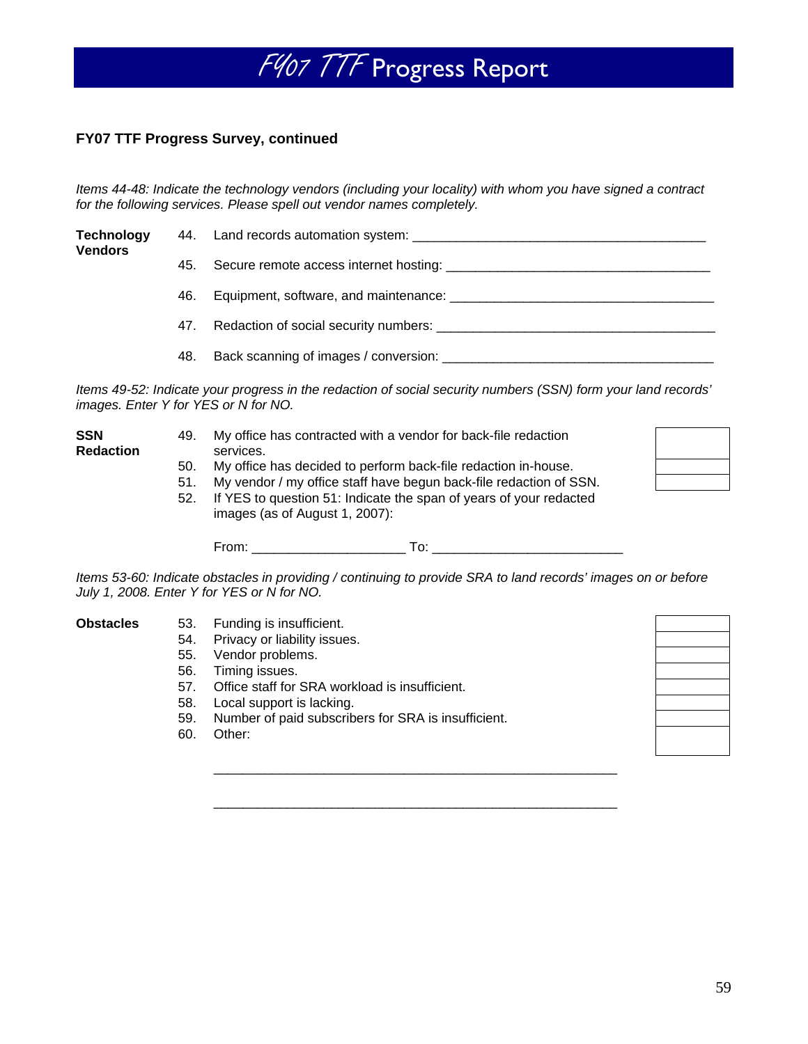# FY07 TTF Progress Report

**FY07 TTF Progress Survey, continued**

*Items 44-48: Indicate the technology vendors (including your locality) with whom you have signed a contract for the following services. Please spell out vendor names completely.*

**Technology Vendors**

44. Land records automation system: ________________________________________
45. Secure remote access internet hosting: ____________________________________
46. Equipment, software, and maintenance: ____________________________________
47. Redaction of social security numbers: ______________________________________
48. Back scanning of images / conversion: _____________________________________

*Items 49-52: Indicate your progress in the redaction of social security numbers (SSN) form your land records' images. Enter Y for YES or N for NO.*

**SSN Redaction**

| | | |
|---|---|---|
| 49. | My office has contracted with a vendor for back-file redaction services. | |
| 50. | My office has decided to perform back-file redaction in-house. | |
| 51. | My vendor / my office staff have begun back-file redaction of SSN. | |

52. If YES to question 51: Indicate the span of years of your redacted images (as of August 1, 2007):

From: ____________________ To: ________________________

*Items 53-60: Indicate obstacles in providing / continuing to provide SRA to land records' images on or before July 1, 2008. Enter Y for YES or N for NO.*

**Obstacles**

| | | |
|---|---|---|
| 53. | Funding is insufficient. | |
| 54. | Privacy or liability issues. | |
| 55. | Vendor problems. | |
| 56. | Timing issues. | |
| 57. | Office staff for SRA workload is insufficient. | |
| 58. | Local support is lacking. | |
| 59. | Number of paid subscribers for SRA is insufficient. | |
| 60. | Other: | |

_____________________________________________________

_____________________________________________________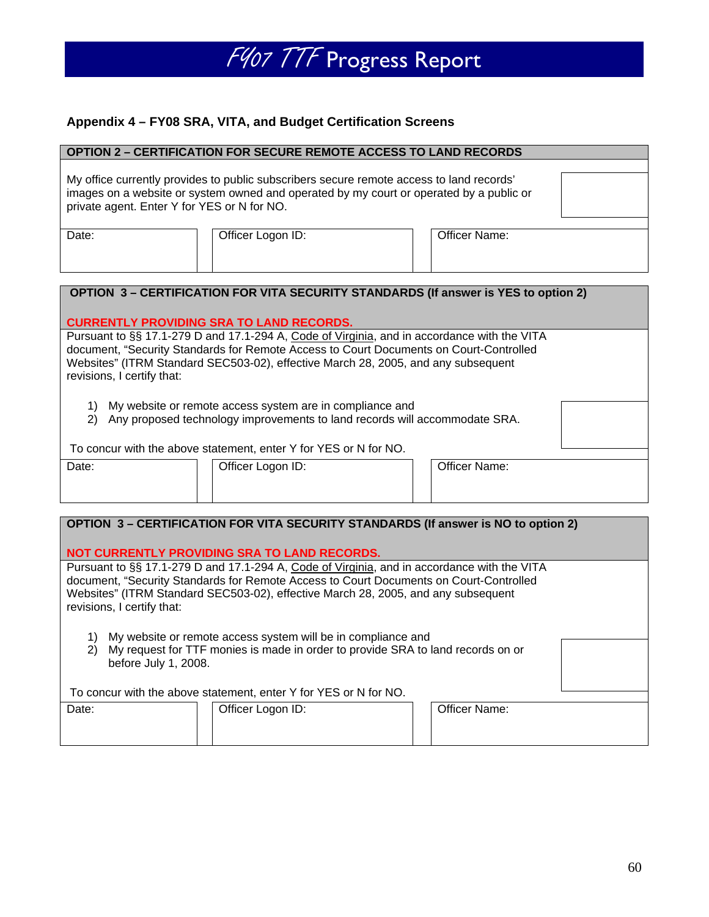## Appendix 4 – FY08 SRA, VITA, and Budget Certification Screens

| OPTION 2 – CERTIFICATION FOR SECURE REMOTE ACCESS TO LAND RECORDS | | |
|---|---|---|
| My office currently provides to public subscribers secure remote access to land records' images on a website or system owned and operated by my court or operated by a public or private agent. Enter Y for YES or N for NO. | | |
| Date: | Officer Logon ID: | Officer Name: |

| OPTION 3 – CERTIFICATION FOR VITA SECURITY STANDARDS (If answer is YES to option 2) **CURRENTLY PROVIDING SRA TO LAND RECORDS.** | | |
|---|---|---|
| Pursuant to §§ 17.1-279 D and 17.1-294 A, Code of Virginia, and in accordance with the VITA document, "Security Standards for Remote Access to Court Documents on Court-Controlled Websites" (ITRM Standard SEC503-02), effective March 28, 2005, and any subsequent revisions, I certify that: 1) My website or remote access system are in compliance and 2) Any proposed technology improvements to land records will accommodate SRA. To concur with the above statement, enter Y for YES or N for NO. | | |
| Date: | Officer Logon ID: | Officer Name: |

| OPTION 3 – CERTIFICATION FOR VITA SECURITY STANDARDS (If answer is NO to option 2) **NOT CURRENTLY PROVIDING SRA TO LAND RECORDS.** | | |
|---|---|---|
| Pursuant to §§ 17.1-279 D and 17.1-294 A, Code of Virginia, and in accordance with the VITA document, "Security Standards for Remote Access to Court Documents on Court-Controlled Websites" (ITRM Standard SEC503-02), effective March 28, 2005, and any subsequent revisions, I certify that: 1) My website or remote access system will be in compliance and 2) My request for TTF monies is made in order to provide SRA to land records on or before July 1, 2008. To concur with the above statement, enter Y for YES or N for NO. | | |
| Date: | Officer Logon ID: | Officer Name: |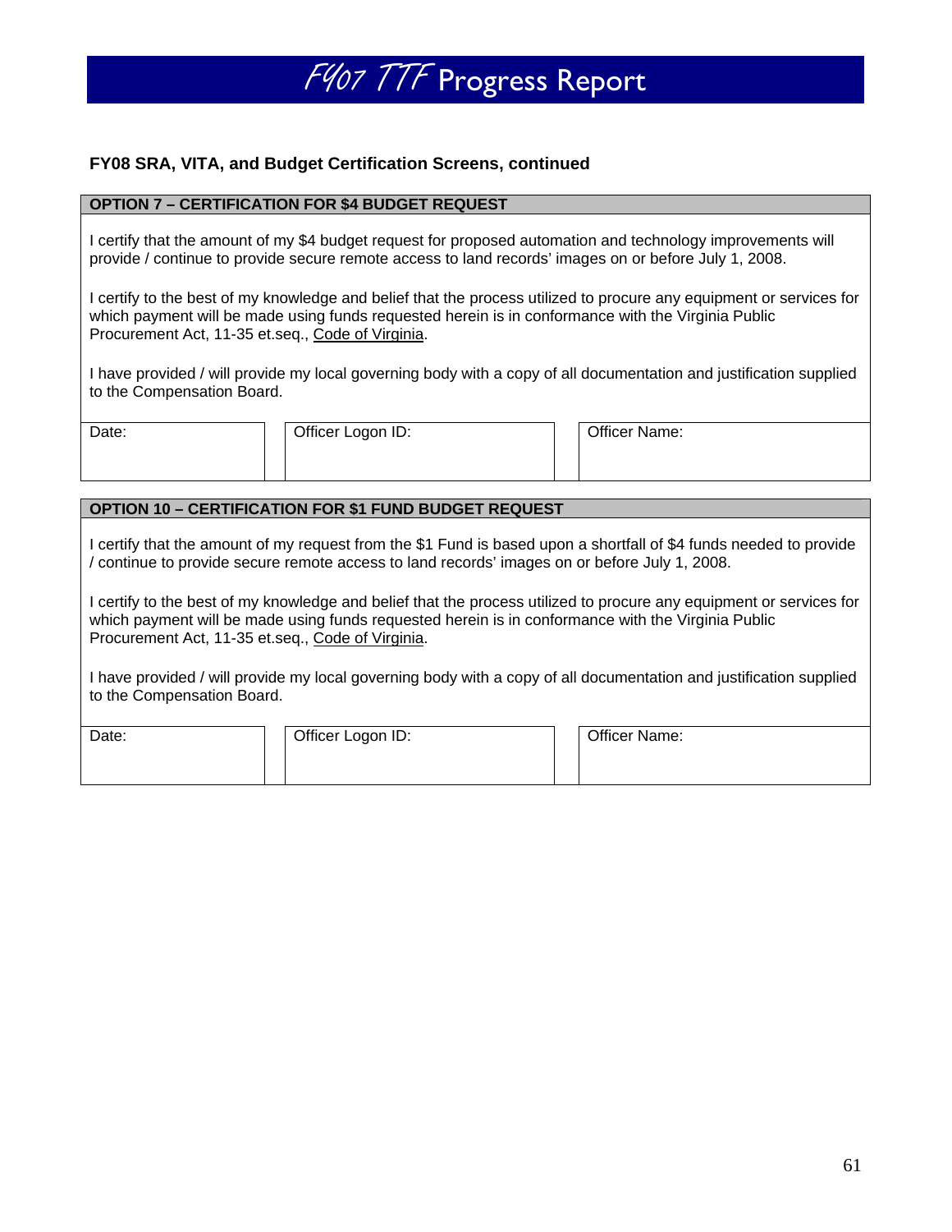**FY08 SRA, VITA, and Budget Certification Screens, continued**

| OPTION 7 – CERTIFICATION FOR $4 BUDGET REQUEST | | |
| --- | --- | --- |
| I certify that the amount of my $4 budget request for proposed automation and technology improvements will provide / continue to provide secure remote access to land records' images on or before July 1, 2008.<br><br>I certify to the best of my knowledge and belief that the process utilized to procure any equipment or services for which payment will be made using funds requested herein is in conformance with the Virginia Public Procurement Act, 11-35 et.seq., Code of Virginia.<br><br>I have provided / will provide my local governing body with a copy of all documentation and justification supplied to the Compensation Board. | | |
| Date: | Officer Logon ID: | Officer Name: |

| OPTION 10 – CERTIFICATION FOR $1 FUND BUDGET REQUEST | | |
| --- | --- | --- |
| I certify that the amount of my request from the $1 Fund is based upon a shortfall of $4 funds needed to provide / continue to provide secure remote access to land records' images on or before July 1, 2008.<br><br>I certify to the best of my knowledge and belief that the process utilized to procure any equipment or services for which payment will be made using funds requested herein is in conformance with the Virginia Public Procurement Act, 11-35 et.seq., Code of Virginia.<br><br>I have provided / will provide my local governing body with a copy of all documentation and justification supplied to the Compensation Board. | | |
| Date: | Officer Logon ID: | Officer Name: |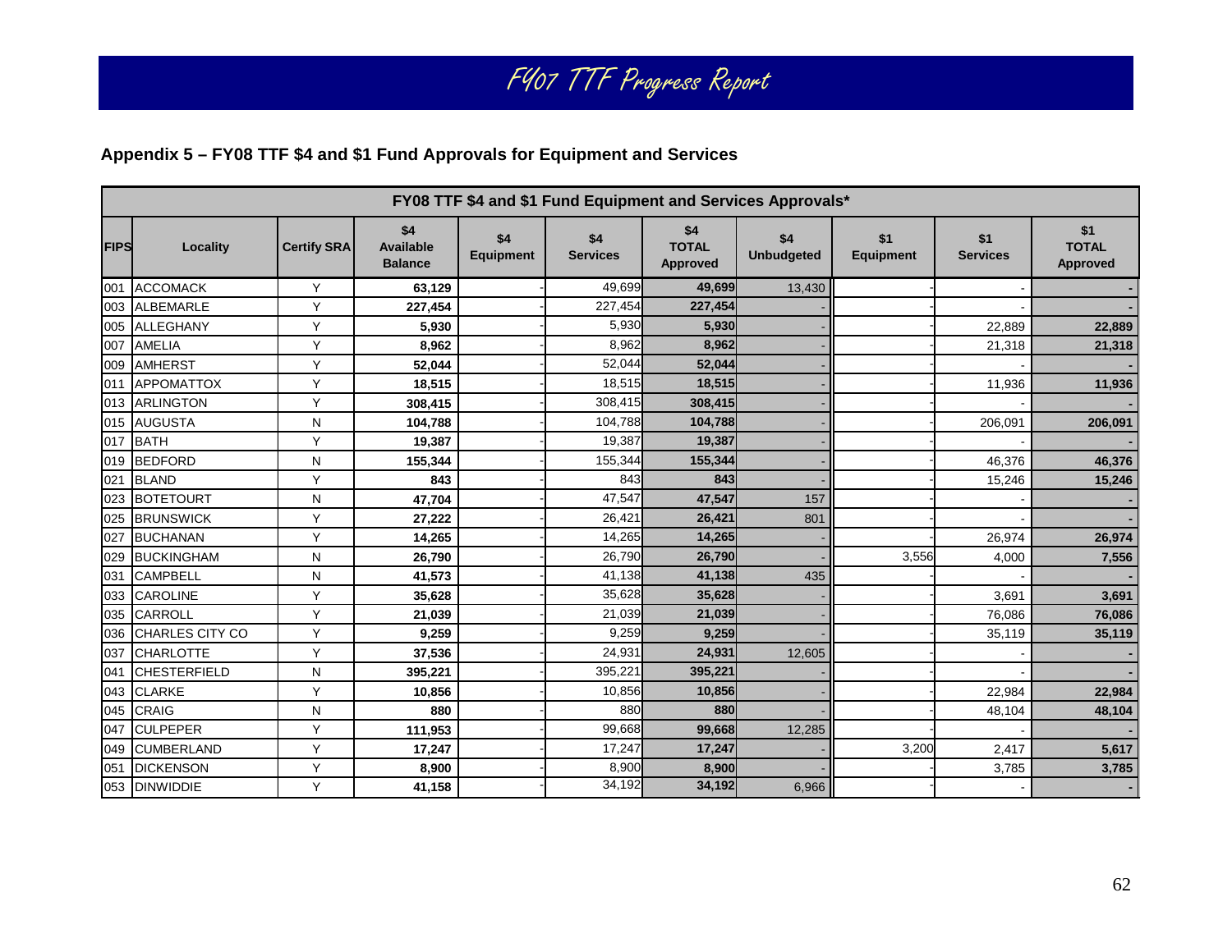## Appendix 5 – FY08 TTF $4 and $1 Fund Approvals for Equipment and Services

| FY08 TTF $4 and $1 Fund Equipment and Services Approvals* | | | | | | | | | | | |
|---|---|---|---|---|---|---|---|---|---|---|---|
| FIPS | Locality | Certify SRA | $4 Available Balance | $4 Equipment | $4 Services | $4 TOTAL Approved | $4 Unbudgeted | $1 Equipment | $1 Services | $1 TOTAL Approved |
| 001 | ACCOMACK | Y | 63,129 | - | 49,699 | 49,699 | 13,430 | - | - | - |
| 003 | ALBEMARLE | Y | 227,454 | - | 227,454 | 227,454 | - | - | - | - |
| 005 | ALLEGHANY | Y | 5,930 | - | 5,930 | 5,930 | - | - | 22,889 | 22,889 |
| 007 | AMELIA | Y | 8,962 | - | 8,962 | 8,962 | - | - | 21,318 | 21,318 |
| 009 | AMHERST | Y | 52,044 | - | 52,044 | 52,044 | - | - | - | - |
| 011 | APPOMATTOX | Y | 18,515 | - | 18,515 | 18,515 | - | - | 11,936 | 11,936 |
| 013 | ARLINGTON | Y | 308,415 | - | 308,415 | 308,415 | - | - | - | - |
| 015 | AUGUSTA | N | 104,788 | - | 104,788 | 104,788 | - | - | 206,091 | 206,091 |
| 017 | BATH | Y | 19,387 | - | 19,387 | 19,387 | - | - | - | - |
| 019 | BEDFORD | N | 155,344 | - | 155,344 | 155,344 | - | - | 46,376 | 46,376 |
| 021 | BLAND | Y | 843 | - | 843 | 843 | - | - | 15,246 | 15,246 |
| 023 | BOTETOURT | N | 47,704 | - | 47,547 | 47,547 | 157 | - | - | - |
| 025 | BRUNSWICK | Y | 27,222 | - | 26,421 | 26,421 | 801 | - | - | - |
| 027 | BUCHANAN | Y | 14,265 | - | 14,265 | 14,265 | - | - | 26,974 | 26,974 |
| 029 | BUCKINGHAM | N | 26,790 | - | 26,790 | 26,790 | - | 3,556 | 4,000 | 7,556 |
| 031 | CAMPBELL | N | 41,573 | - | 41,138 | 41,138 | 435 | - | - | - |
| 033 | CAROLINE | Y | 35,628 | - | 35,628 | 35,628 | - | - | 3,691 | 3,691 |
| 035 | CARROLL | Y | 21,039 | - | 21,039 | 21,039 | - | - | 76,086 | 76,086 |
| 036 | CHARLES CITY CO | Y | 9,259 | - | 9,259 | 9,259 | - | - | 35,119 | 35,119 |
| 037 | CHARLOTTE | Y | 37,536 | - | 24,931 | 24,931 | 12,605 | - | - | - |
| 041 | CHESTERFIELD | N | 395,221 | - | 395,221 | 395,221 | - | - | - | - |
| 043 | CLARKE | Y | 10,856 | - | 10,856 | 10,856 | - | - | 22,984 | 22,984 |
| 045 | CRAIG | N | 880 | - | 880 | 880 | - | - | 48,104 | 48,104 |
| 047 | CULPEPER | Y | 111,953 | - | 99,668 | 99,668 | 12,285 | - | - | - |
| 049 | CUMBERLAND | Y | 17,247 | - | 17,247 | 17,247 | - | 3,200 | 2,417 | 5,617 |
| 051 | DICKENSON | Y | 8,900 | - | 8,900 | 8,900 | - | - | 3,785 | 3,785 |
| 053 | DINWIDDIE | Y | 41,158 | - | 34,192 | 34,192 | 6,966 | - | - | - |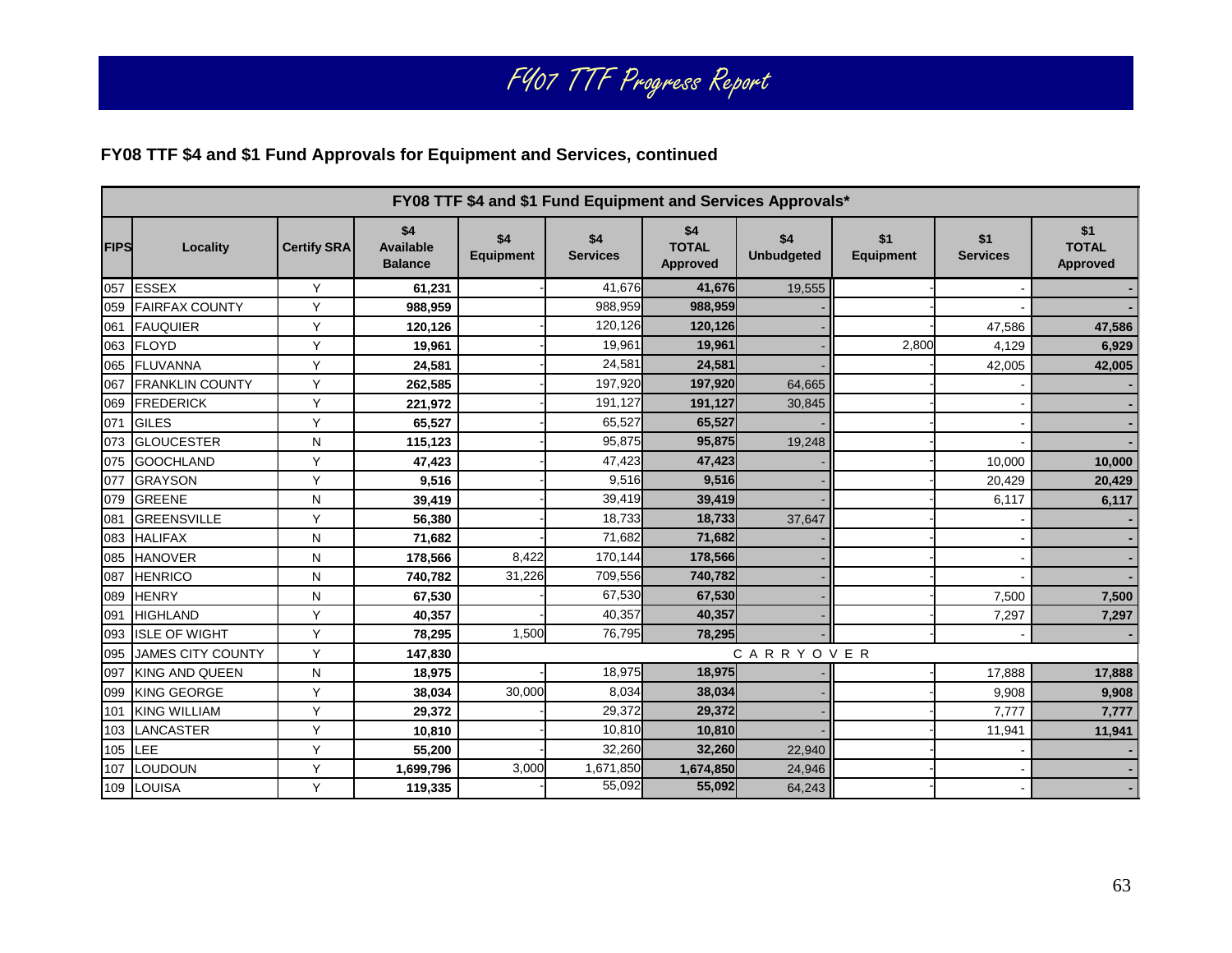# FY07 TTF Progress Report

## FY08 TTF $4 and $1 Fund Approvals for Equipment and Services, continued

| FY08 TTF $4 and $1 Fund Equipment and Services Approvals* | | | | | | | | | | |
|---|---|---|---|---|---|---|---|---|---|---|
| **FIPS** | **Locality** | **Certify SRA** | **$4 Available Balance** | **$4 Equipment** | **$4 Services** | **$4 TOTAL Approved** | **$4 Unbudgeted** | **$1 Equipment** | **$1 Services** | **$1 TOTAL Approved** |
| 057 | ESSEX | Y | **61,231** | - | 41,676 | **41,676** | 19,555 | - | - | **-** |
| 059 | FAIRFAX COUNTY | Y | **988,959** | | 988,959 | **988,959** | - | - | - | **-** |
| 061 | FAUQUIER | Y | **120,126** | - | 120,126 | **120,126** | - | - | 47,586 | **47,586** |
| 063 | FLOYD | Y | **19,961** | - | 19,961 | **19,961** | - | 2,800 | 4,129 | **6,929** |
| 065 | FLUVANNA | Y | **24,581** | - | 24,581 | **24,581** | - | - | 42,005 | **42,005** |
| 067 | FRANKLIN COUNTY | Y | **262,585** | - | 197,920 | **197,920** | 64,665 | - | - | **-** |
| 069 | FREDERICK | Y | **221,972** | - | 191,127 | **191,127** | 30,845 | - | - | **-** |
| 071 | GILES | Y | **65,527** | - | 65,527 | **65,527** | - | - | - | **-** |
| 073 | GLOUCESTER | N | **115,123** | - | 95,875 | **95,875** | 19,248 | - | - | **-** |
| 075 | GOOCHLAND | Y | **47,423** | - | 47,423 | **47,423** | - | - | 10,000 | **10,000** |
| 077 | GRAYSON | Y | **9,516** | - | 9,516 | **9,516** | - | - | 20,429 | **20,429** |
| 079 | GREENE | N | **39,419** | - | 39,419 | **39,419** | - | - | 6,117 | **6,117** |
| 081 | GREENSVILLE | Y | **56,380** | - | 18,733 | **18,733** | 37,647 | - | - | **-** |
| 083 | HALIFAX | N | **71,682** | - | 71,682 | **71,682** | - | - | - | **-** |
| 085 | HANOVER | N | **178,566** | 8,422 | 170,144 | **178,566** | - | - | - | **-** |
| 087 | HENRICO | N | **740,782** | 31,226 | 709,556 | **740,782** | - | - | - | **-** |
| 089 | HENRY | N | **67,530** | - | 67,530 | **67,530** | - | - | 7,500 | **7,500** |
| 091 | HIGHLAND | Y | **40,357** | - | 40,357 | **40,357** | - | - | 7,297 | **7,297** |
| 093 | ISLE OF WIGHT | Y | **78,295** | 1,500 | 76,795 | **78,295** | - | - | - | **-** |
| 095 | JAMES CITY COUNTY | Y | **147,830** | CARRYOVER | | | | | | |
| 097 | KING AND QUEEN | N | **18,975** | - | 18,975 | **18,975** | - | - | 17,888 | **17,888** |
| 099 | KING GEORGE | Y | **38,034** | 30,000 | 8,034 | **38,034** | - | - | 9,908 | **9,908** |
| 101 | KING WILLIAM | Y | **29,372** | - | 29,372 | **29,372** | - | - | 7,777 | **7,777** |
| 103 | LANCASTER | Y | **10,810** | - | 10,810 | **10,810** | - | - | 11,941 | **11,941** |
| 105 | LEE | Y | **55,200** | - | 32,260 | **32,260** | 22,940 | - | - | **-** |
| 107 | LOUDOUN | Y | **1,699,796** | 3,000 | 1,671,850 | **1,674,850** | 24,946 | - | - | **-** |
| 109 | LOUISA | Y | **119,335** | - | 55,092 | **55,092** | 64,243 | - | - | **-** |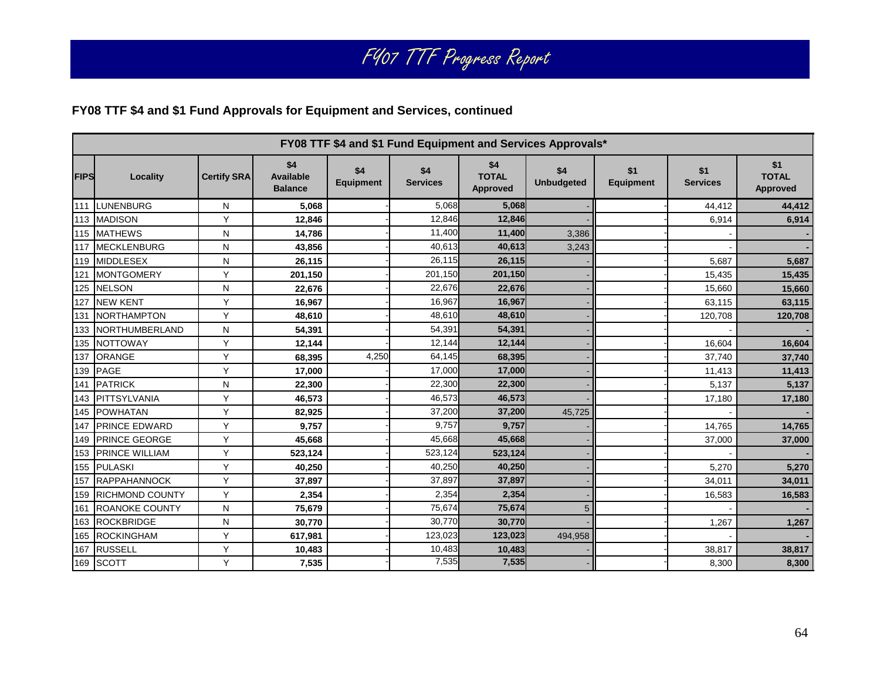# FY07 TTF Progress Report

## FY08 TTF $4 and $1 Fund Approvals for Equipment and Services, continued

| FY08 TTF $4 and $1 Fund Equipment and Services Approvals* | | | | | | | | | | |
|---|---|---|---|---|---|---|---|---|---|---|
| **FIPS** | **Locality** | **Certify SRA** | **$4 Available Balance** | **$4 Equipment** | **$4 Services** | **$4 TOTAL Approved** | **$4 Unbudgeted** | **$1 Equipment** | **$1 Services** | **$1 TOTAL Approved** |
| 111 | LUNENBURG | N | **5,068** | - | 5,068 | **5,068** | - | - | 44,412 | **44,412** |
| 113 | MADISON | Y | **12,846** | - | 12,846 | **12,846** | - | - | 6,914 | **6,914** |
| 115 | MATHEWS | N | **14,786** | - | 11,400 | **11,400** | 3,386 | - | - | **-** |
| 117 | MECKLENBURG | N | **43,856** | - | 40,613 | **40,613** | 3,243 | - | - | **-** |
| 119 | MIDDLESEX | N | **26,115** | - | 26,115 | **26,115** | - | - | 5,687 | **5,687** |
| 121 | MONTGOMERY | Y | **201,150** | - | 201,150 | **201,150** | - | - | 15,435 | **15,435** |
| 125 | NELSON | N | **22,676** | - | 22,676 | **22,676** | - | - | 15,660 | **15,660** |
| 127 | NEW KENT | Y | **16,967** | - | 16,967 | **16,967** | - | - | 63,115 | **63,115** |
| 131 | NORTHAMPTON | Y | **48,610** | - | 48,610 | **48,610** | - | - | 120,708 | **120,708** |
| 133 | NORTHUMBERLAND | N | **54,391** | - | 54,391 | **54,391** | - | - | - | **-** |
| 135 | NOTTOWAY | Y | **12,144** | - | 12,144 | **12,144** | - | - | 16,604 | **16,604** |
| 137 | ORANGE | Y | **68,395** | 4,250 | 64,145 | **68,395** | - | - | 37,740 | **37,740** |
| 139 | PAGE | Y | **17,000** | - | 17,000 | **17,000** | - | - | 11,413 | **11,413** |
| 141 | PATRICK | N | **22,300** | - | 22,300 | **22,300** | - | - | 5,137 | **5,137** |
| 143 | PITTSYLVANIA | Y | **46,573** | - | 46,573 | **46,573** | - | - | 17,180 | **17,180** |
| 145 | POWHATAN | Y | **82,925** | - | 37,200 | **37,200** | 45,725 | - | - | **-** |
| 147 | PRINCE EDWARD | Y | **9,757** | - | 9,757 | **9,757** | - | - | 14,765 | **14,765** |
| 149 | PRINCE GEORGE | Y | **45,668** | - | 45,668 | **45,668** | - | - | 37,000 | **37,000** |
| 153 | PRINCE WILLIAM | Y | **523,124** | - | 523,124 | **523,124** | - | - | - | **-** |
| 155 | PULASKI | Y | **40,250** | - | 40,250 | **40,250** | - | - | 5,270 | **5,270** |
| 157 | RAPPAHANNOCK | Y | **37,897** | - | 37,897 | **37,897** | - | - | 34,011 | **34,011** |
| 159 | RICHMOND COUNTY | Y | **2,354** | - | 2,354 | **2,354** | - | - | 16,583 | **16,583** |
| 161 | ROANOKE COUNTY | N | **75,679** | - | 75,674 | **75,674** | 5 | - | - | **-** |
| 163 | ROCKBRIDGE | N | **30,770** | - | 30,770 | **30,770** | - | - | 1,267 | **1,267** |
| 165 | ROCKINGHAM | Y | **617,981** | - | 123,023 | **123,023** | 494,958 | - | - | **-** |
| 167 | RUSSELL | Y | **10,483** | - | 10,483 | **10,483** | - | - | 38,817 | **38,817** |
| 169 | SCOTT | Y | **7,535** | - | 7,535 | **7,535** | - | - | 8,300 | **8,300** |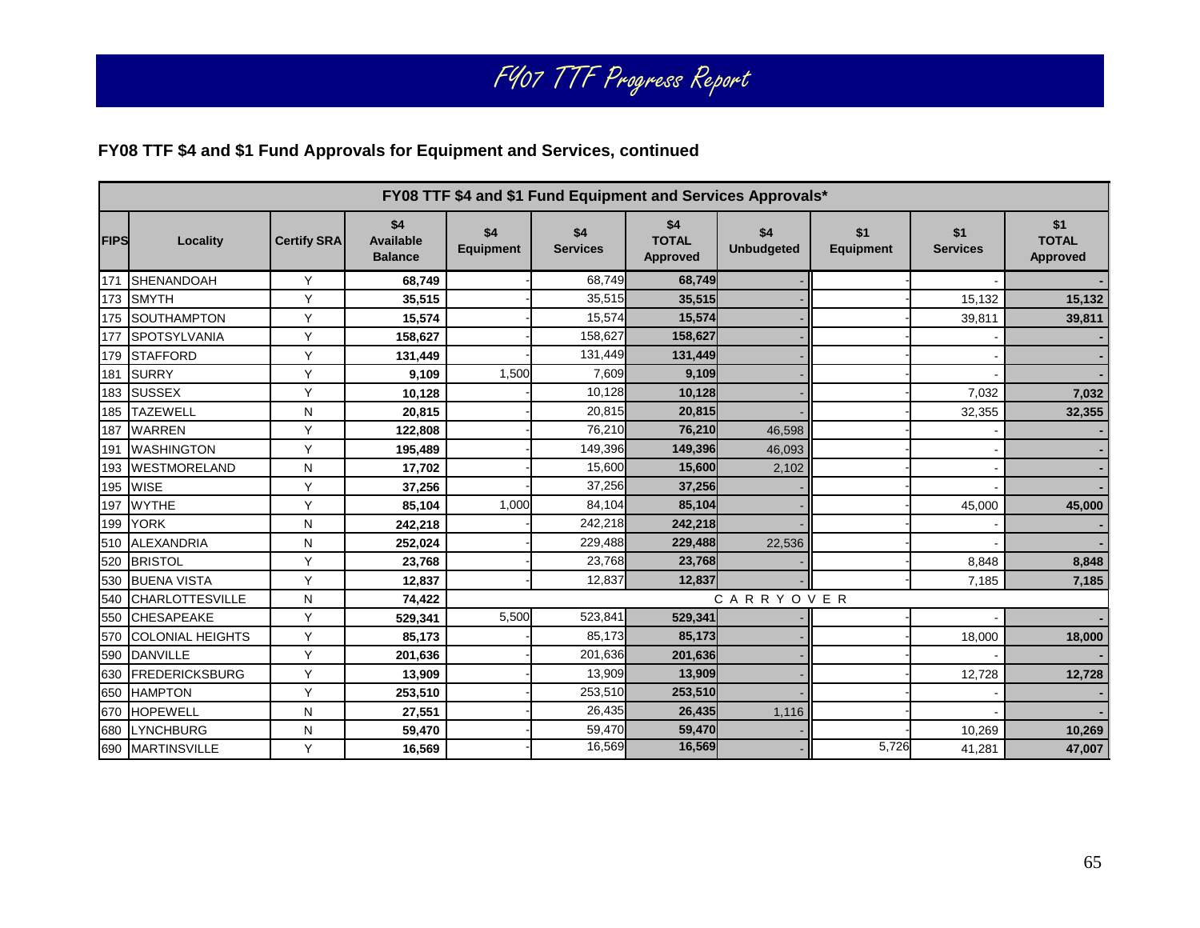# FY07 TTF Progress Report

**FY08 TTF $4 and $1 Fund Approvals for Equipment and Services, continued**

| FY08 TTF $4 and $1 Fund Equipment and Services Approvals* | | | | | | | | | | |
|---|---|---|---|---|---|---|---|---|---|---|
| FIPS | Locality | Certify SRA | $4 Available Balance | $4 Equipment | $4 Services | $4 TOTAL Approved | $4 Unbudgeted | $1 Equipment | $1 Services | $1 TOTAL Approved |
| 171 | SHENANDOAH | Y | **68,749** | - | 68,749 | **68,749** | - | - | - | **-** |
| 173 | SMYTH | Y | **35,515** | - | 35,515 | **35,515** | - | - | 15,132 | **15,132** |
| 175 | SOUTHAMPTON | Y | **15,574** | - | 15,574 | **15,574** | - | - | 39,811 | **39,811** |
| 177 | SPOTSYLVANIA | Y | **158,627** | - | 158,627 | **158,627** | - | - | - | **-** |
| 179 | STAFFORD | Y | **131,449** | - | 131,449 | **131,449** | - | - | - | **-** |
| 181 | SURRY | Y | **9,109** | 1,500 | 7,609 | **9,109** | - | - | - | **-** |
| 183 | SUSSEX | Y | **10,128** | - | 10,128 | **10,128** | - | - | 7,032 | **7,032** |
| 185 | TAZEWELL | N | **20,815** | - | 20,815 | **20,815** | - | - | 32,355 | **32,355** |
| 187 | WARREN | Y | **122,808** | - | 76,210 | **76,210** | 46,598 | - | - | **-** |
| 191 | WASHINGTON | Y | **195,489** | - | 149,396 | **149,396** | 46,093 | - | - | **-** |
| 193 | WESTMORELAND | N | **17,702** | - | 15,600 | **15,600** | 2,102 | - | - | **-** |
| 195 | WISE | Y | **37,256** | - | 37,256 | **37,256** | - | - | - | **-** |
| 197 | WYTHE | Y | **85,104** | 1,000 | 84,104 | **85,104** | - | - | 45,000 | **45,000** |
| 199 | YORK | N | **242,218** | - | 242,218 | **242,218** | - | - | - | **-** |
| 510 | ALEXANDRIA | N | **252,024** | - | 229,488 | **229,488** | 22,536 | - | - | **-** |
| 520 | BRISTOL | Y | **23,768** | - | 23,768 | **23,768** | - | - | 8,848 | **8,848** |
| 530 | BUENA VISTA | Y | **12,837** | - | 12,837 | **12,837** | - | - | 7,185 | **7,185** |
| 540 | CHARLOTTESVILLE | N | **74,422** | | | | CARRYOVER | | | |
| 550 | CHESAPEAKE | Y | **529,341** | 5,500 | 523,841 | **529,341** | - | - | - | **-** |
| 570 | COLONIAL HEIGHTS | Y | **85,173** | - | 85,173 | **85,173** | - | - | 18,000 | **18,000** |
| 590 | DANVILLE | Y | **201,636** | - | 201,636 | **201,636** | - | - | - | **-** |
| 630 | FREDERICKSBURG | Y | **13,909** | - | 13,909 | **13,909** | - | - | 12,728 | **12,728** |
| 650 | HAMPTON | Y | **253,510** | - | 253,510 | **253,510** | - | - | - | **-** |
| 670 | HOPEWELL | N | **27,551** | - | 26,435 | **26,435** | 1,116 | - | - | **-** |
| 680 | LYNCHBURG | N | **59,470** | - | 59,470 | **59,470** | - | - | 10,269 | **10,269** |
| 690 | MARTINSVILLE | Y | **16,569** | - | 16,569 | **16,569** | - | 5,726 | 41,281 | **47,007** |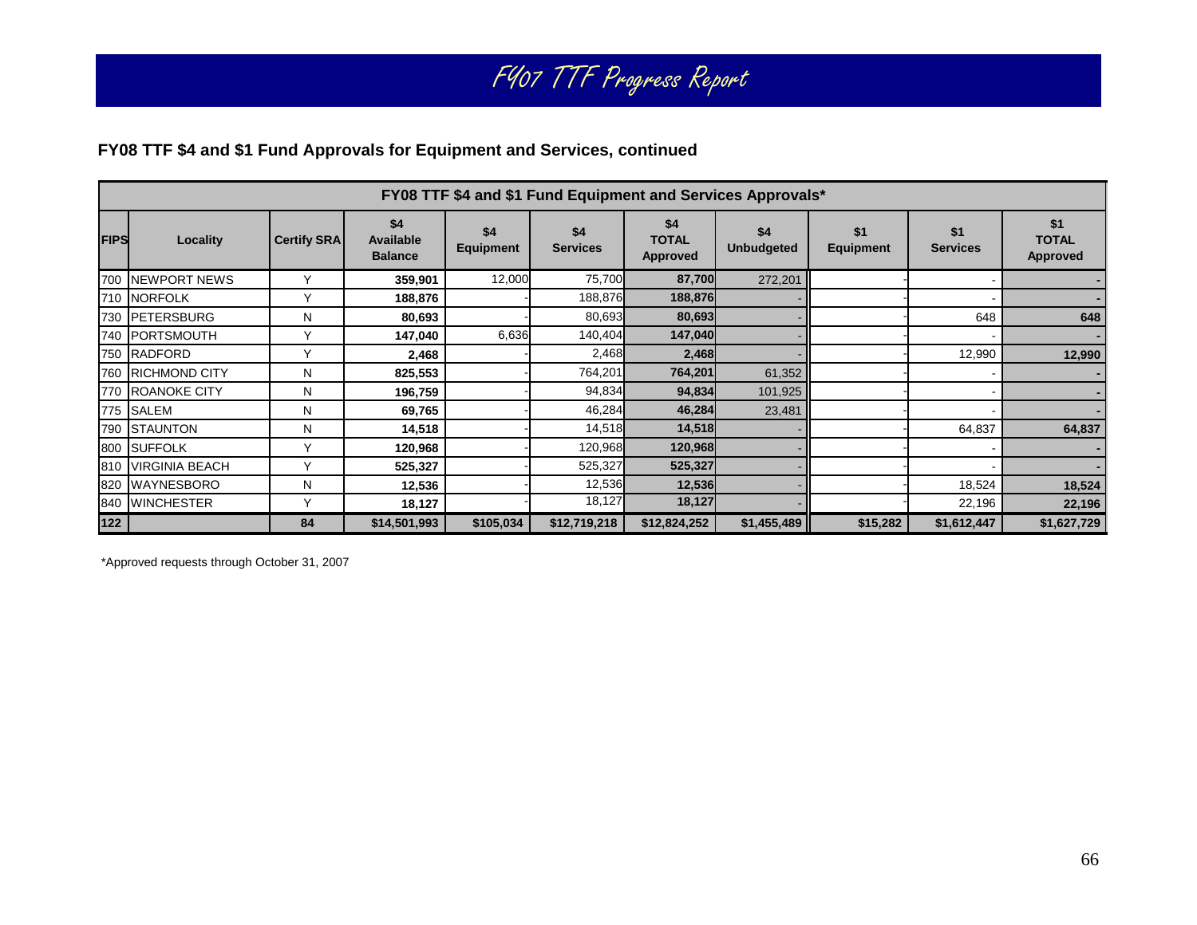# FY07 TTF Progress Report

**FY08 TTF $4 and $1 Fund Approvals for Equipment and Services, continued**

| FY08 TTF $4 and $1 Fund Equipment and Services Approvals* | | | | | | | | | | |
|---|---|---|---|---|---|---|---|---|---|---|
| FIPS | Locality | Certify SRA | $4 Available Balance | $4 Equipment | $4 Services | $4 TOTAL Approved | $4 Unbudgeted | $1 Equipment | $1 Services | $1 TOTAL Approved |
| 700 | NEWPORT NEWS | Y | 359,901 | 12,000 | 75,700 | 87,700 | 272,201 | - | - | - |
| 710 | NORFOLK | Y | 188,876 | - | 188,876 | 188,876 | - | - | - | - |
| 730 | PETERSBURG | N | 80,693 | - | 80,693 | 80,693 | - | - | 648 | 648 |
| 740 | PORTSMOUTH | Y | 147,040 | 6,636 | 140,404 | 147,040 | - | - | - | - |
| 750 | RADFORD | Y | 2,468 | - | 2,468 | 2,468 | - | - | 12,990 | 12,990 |
| 760 | RICHMOND CITY | N | 825,553 | - | 764,201 | 764,201 | 61,352 | - | - | - |
| 770 | ROANOKE CITY | N | 196,759 | - | 94,834 | 94,834 | 101,925 | - | - | - |
| 775 | SALEM | N | 69,765 | - | 46,284 | 46,284 | 23,481 | - | - | - |
| 790 | STAUNTON | N | 14,518 | - | 14,518 | 14,518 | - | - | 64,837 | 64,837 |
| 800 | SUFFOLK | Y | 120,968 | - | 120,968 | 120,968 | - | - | - | - |
| 810 | VIRGINIA BEACH | Y | 525,327 | - | 525,327 | 525,327 | - | - | - | - |
| 820 | WAYNESBORO | N | 12,536 | - | 12,536 | 12,536 | - | - | 18,524 | 18,524 |
| 840 | WINCHESTER | Y | 18,127 | - | 18,127 | 18,127 | - | - | 22,196 | 22,196 |
| 122 | | 84 | $14,501,993 | $105,034 | $12,719,218 | $12,824,252 | $1,455,489 | $15,282 | $1,612,447 | $1,627,729 |

*Approved requests through October 31, 2007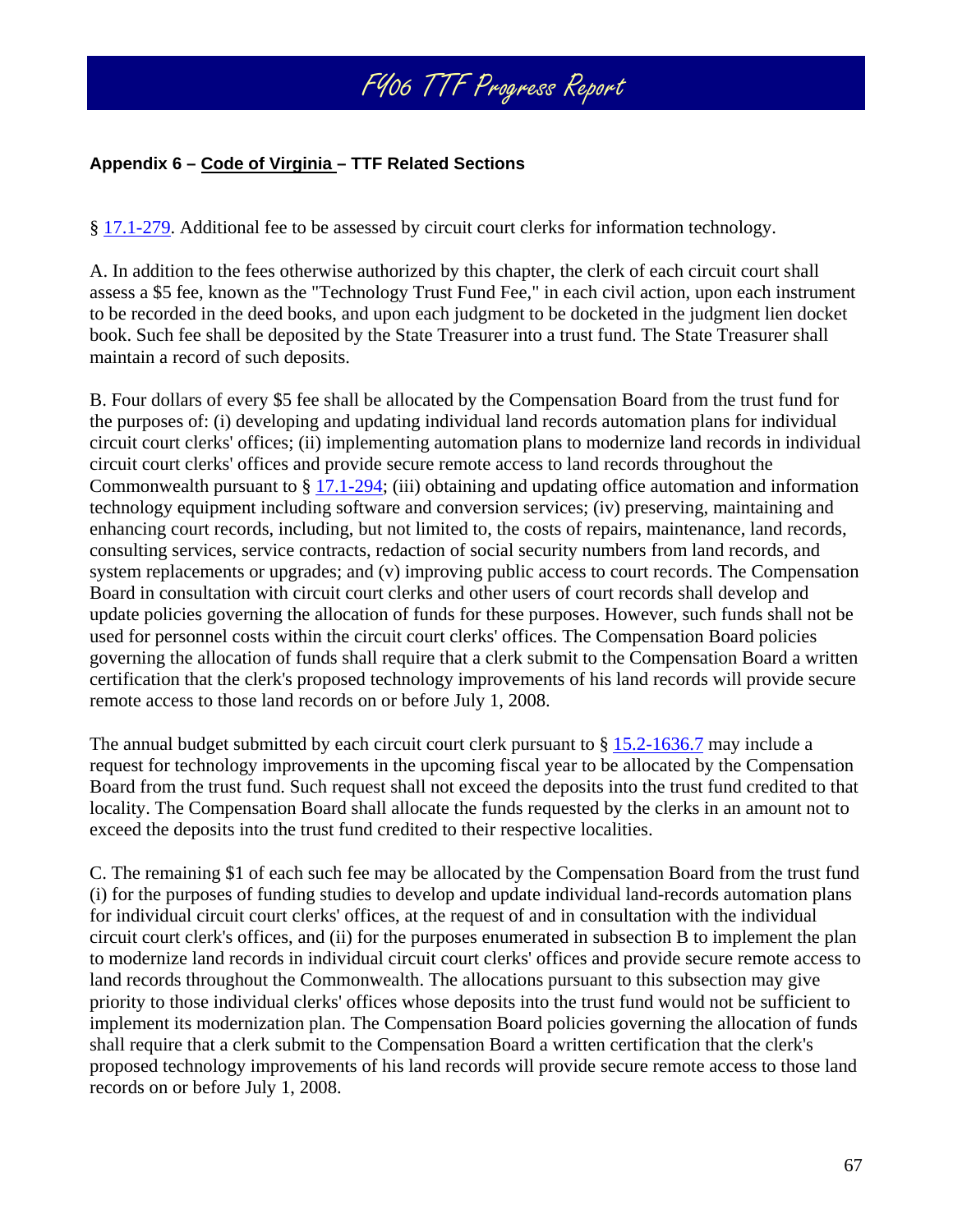**Appendix 6 – Code of Virginia – TTF Related Sections**

§ 17.1-279. Additional fee to be assessed by circuit court clerks for information technology.

A. In addition to the fees otherwise authorized by this chapter, the clerk of each circuit court shall assess a $5 fee, known as the "Technology Trust Fund Fee," in each civil action, upon each instrument to be recorded in the deed books, and upon each judgment to be docketed in the judgment lien docket book. Such fee shall be deposited by the State Treasurer into a trust fund. The State Treasurer shall maintain a record of such deposits.

B. Four dollars of every $5 fee shall be allocated by the Compensation Board from the trust fund for the purposes of: (i) developing and updating individual land records automation plans for individual circuit court clerks' offices; (ii) implementing automation plans to modernize land records in individual circuit court clerks' offices and provide secure remote access to land records throughout the Commonwealth pursuant to § 17.1-294; (iii) obtaining and updating office automation and information technology equipment including software and conversion services; (iv) preserving, maintaining and enhancing court records, including, but not limited to, the costs of repairs, maintenance, land records, consulting services, service contracts, redaction of social security numbers from land records, and system replacements or upgrades; and (v) improving public access to court records. The Compensation Board in consultation with circuit court clerks and other users of court records shall develop and update policies governing the allocation of funds for these purposes. However, such funds shall not be used for personnel costs within the circuit court clerks' offices. The Compensation Board policies governing the allocation of funds shall require that a clerk submit to the Compensation Board a written certification that the clerk's proposed technology improvements of his land records will provide secure remote access to those land records on or before July 1, 2008.

The annual budget submitted by each circuit court clerk pursuant to § 15.2-1636.7 may include a request for technology improvements in the upcoming fiscal year to be allocated by the Compensation Board from the trust fund. Such request shall not exceed the deposits into the trust fund credited to that locality. The Compensation Board shall allocate the funds requested by the clerks in an amount not to exceed the deposits into the trust fund credited to their respective localities.

C. The remaining $1 of each such fee may be allocated by the Compensation Board from the trust fund (i) for the purposes of funding studies to develop and update individual land-records automation plans for individual circuit court clerks' offices, at the request of and in consultation with the individual circuit court clerk's offices, and (ii) for the purposes enumerated in subsection B to implement the plan to modernize land records in individual circuit court clerks' offices and provide secure remote access to land records throughout the Commonwealth. The allocations pursuant to this subsection may give priority to those individual clerks' offices whose deposits into the trust fund would not be sufficient to implement its modernization plan. The Compensation Board policies governing the allocation of funds shall require that a clerk submit to the Compensation Board a written certification that the clerk's proposed technology improvements of his land records will provide secure remote access to those land records on or before July 1, 2008.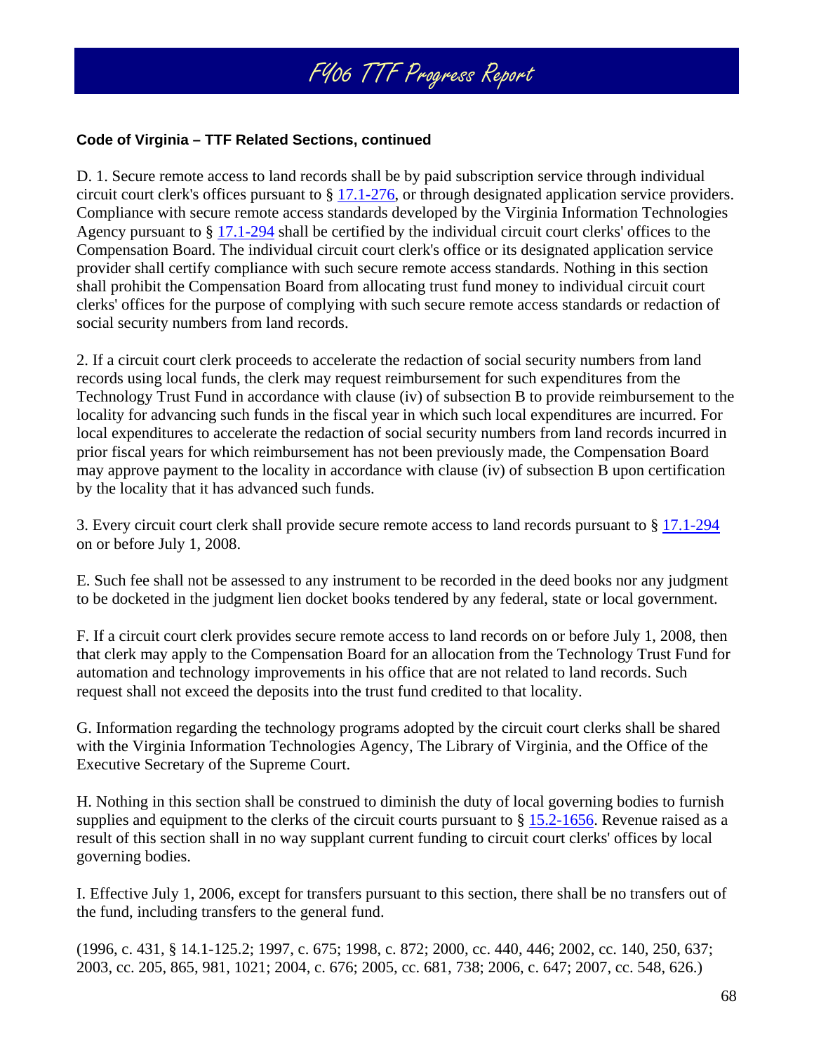**Code of Virginia – TTF Related Sections, continued**

D. 1. Secure remote access to land records shall be by paid subscription service through individual circuit court clerk's offices pursuant to § 17.1-276, or through designated application service providers. Compliance with secure remote access standards developed by the Virginia Information Technologies Agency pursuant to § 17.1-294 shall be certified by the individual circuit court clerks' offices to the Compensation Board. The individual circuit court clerk's office or its designated application service provider shall certify compliance with such secure remote access standards. Nothing in this section shall prohibit the Compensation Board from allocating trust fund money to individual circuit court clerks' offices for the purpose of complying with such secure remote access standards or redaction of social security numbers from land records.

2. If a circuit court clerk proceeds to accelerate the redaction of social security numbers from land records using local funds, the clerk may request reimbursement for such expenditures from the Technology Trust Fund in accordance with clause (iv) of subsection B to provide reimbursement to the locality for advancing such funds in the fiscal year in which such local expenditures are incurred. For local expenditures to accelerate the redaction of social security numbers from land records incurred in prior fiscal years for which reimbursement has not been previously made, the Compensation Board may approve payment to the locality in accordance with clause (iv) of subsection B upon certification by the locality that it has advanced such funds.

3. Every circuit court clerk shall provide secure remote access to land records pursuant to § 17.1-294 on or before July 1, 2008.

E. Such fee shall not be assessed to any instrument to be recorded in the deed books nor any judgment to be docketed in the judgment lien docket books tendered by any federal, state or local government.

F. If a circuit court clerk provides secure remote access to land records on or before July 1, 2008, then that clerk may apply to the Compensation Board for an allocation from the Technology Trust Fund for automation and technology improvements in his office that are not related to land records. Such request shall not exceed the deposits into the trust fund credited to that locality.

G. Information regarding the technology programs adopted by the circuit court clerks shall be shared with the Virginia Information Technologies Agency, The Library of Virginia, and the Office of the Executive Secretary of the Supreme Court.

H. Nothing in this section shall be construed to diminish the duty of local governing bodies to furnish supplies and equipment to the clerks of the circuit courts pursuant to § 15.2-1656. Revenue raised as a result of this section shall in no way supplant current funding to circuit court clerks' offices by local governing bodies.

I. Effective July 1, 2006, except for transfers pursuant to this section, there shall be no transfers out of the fund, including transfers to the general fund.

(1996, c. 431, § 14.1-125.2; 1997, c. 675; 1998, c. 872; 2000, cc. 440, 446; 2002, cc. 140, 250, 637; 2003, cc. 205, 865, 981, 1021; 2004, c. 676; 2005, cc. 681, 738; 2006, c. 647; 2007, cc. 548, 626.)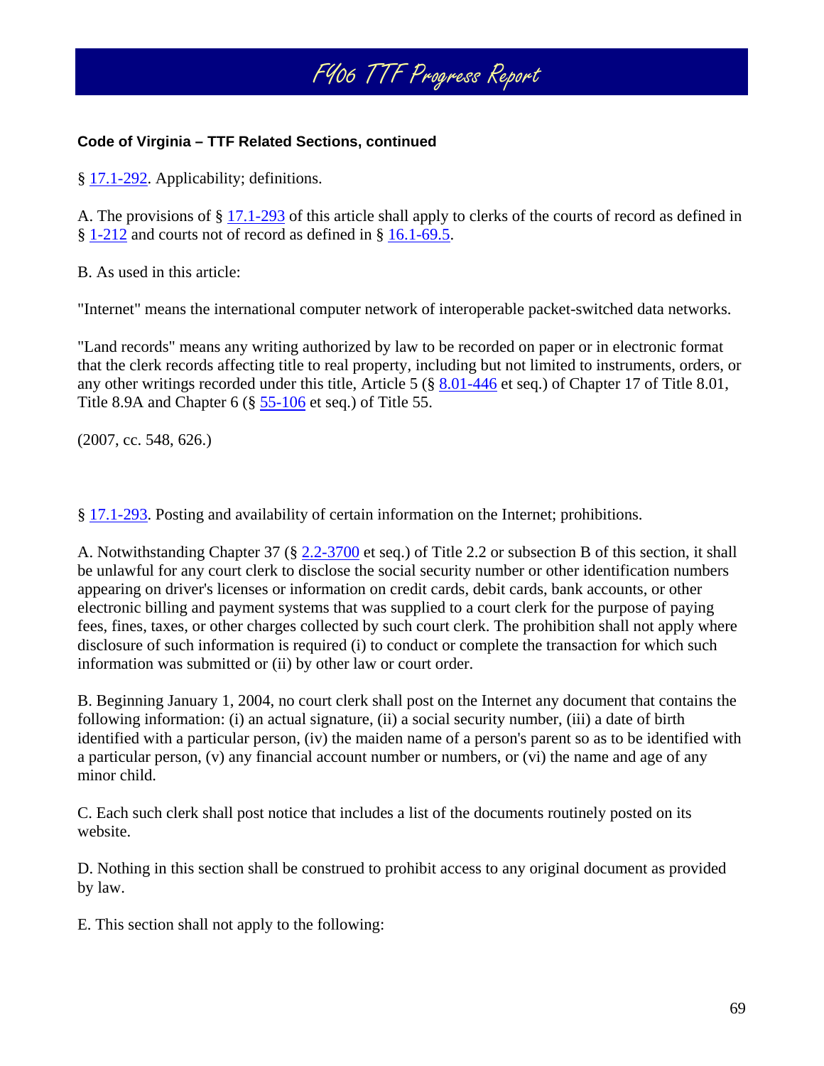**Code of Virginia – TTF Related Sections, continued**

§ 17.1-292. Applicability; definitions.

A. The provisions of § 17.1-293 of this article shall apply to clerks of the courts of record as defined in § 1-212 and courts not of record as defined in § 16.1-69.5.

B. As used in this article:

"Internet" means the international computer network of interoperable packet-switched data networks.

"Land records" means any writing authorized by law to be recorded on paper or in electronic format that the clerk records affecting title to real property, including but not limited to instruments, orders, or any other writings recorded under this title, Article 5 (§ 8.01-446 et seq.) of Chapter 17 of Title 8.01, Title 8.9A and Chapter 6 (§ 55-106 et seq.) of Title 55.

(2007, cc. 548, 626.)

§ 17.1-293. Posting and availability of certain information on the Internet; prohibitions.

A. Notwithstanding Chapter 37 (§ 2.2-3700 et seq.) of Title 2.2 or subsection B of this section, it shall be unlawful for any court clerk to disclose the social security number or other identification numbers appearing on driver's licenses or information on credit cards, debit cards, bank accounts, or other electronic billing and payment systems that was supplied to a court clerk for the purpose of paying fees, fines, taxes, or other charges collected by such court clerk. The prohibition shall not apply where disclosure of such information is required (i) to conduct or complete the transaction for which such information was submitted or (ii) by other law or court order.

B. Beginning January 1, 2004, no court clerk shall post on the Internet any document that contains the following information: (i) an actual signature, (ii) a social security number, (iii) a date of birth identified with a particular person, (iv) the maiden name of a person's parent so as to be identified with a particular person, (v) any financial account number or numbers, or (vi) the name and age of any minor child.

C. Each such clerk shall post notice that includes a list of the documents routinely posted on its website.

D. Nothing in this section shall be construed to prohibit access to any original document as provided by law.

E. This section shall not apply to the following: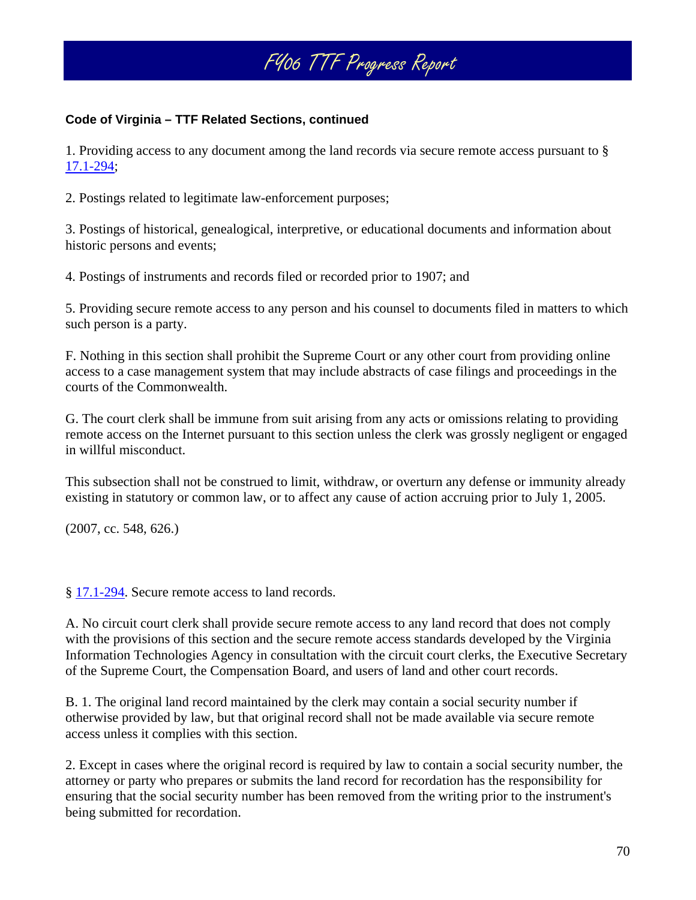**Code of Virginia – TTF Related Sections, continued**

1. Providing access to any document among the land records via secure remote access pursuant to § 17.1-294;

2. Postings related to legitimate law-enforcement purposes;

3. Postings of historical, genealogical, interpretive, or educational documents and information about historic persons and events;

4. Postings of instruments and records filed or recorded prior to 1907; and

5. Providing secure remote access to any person and his counsel to documents filed in matters to which such person is a party.

F. Nothing in this section shall prohibit the Supreme Court or any other court from providing online access to a case management system that may include abstracts of case filings and proceedings in the courts of the Commonwealth.

G. The court clerk shall be immune from suit arising from any acts or omissions relating to providing remote access on the Internet pursuant to this section unless the clerk was grossly negligent or engaged in willful misconduct.

This subsection shall not be construed to limit, withdraw, or overturn any defense or immunity already existing in statutory or common law, or to affect any cause of action accruing prior to July 1, 2005.

(2007, cc. 548, 626.)

§ 17.1-294. Secure remote access to land records.

A. No circuit court clerk shall provide secure remote access to any land record that does not comply with the provisions of this section and the secure remote access standards developed by the Virginia Information Technologies Agency in consultation with the circuit court clerks, the Executive Secretary of the Supreme Court, the Compensation Board, and users of land and other court records.

B. 1. The original land record maintained by the clerk may contain a social security number if otherwise provided by law, but that original record shall not be made available via secure remote access unless it complies with this section.

2. Except in cases where the original record is required by law to contain a social security number, the attorney or party who prepares or submits the land record for recordation has the responsibility for ensuring that the social security number has been removed from the writing prior to the instrument's being submitted for recordation.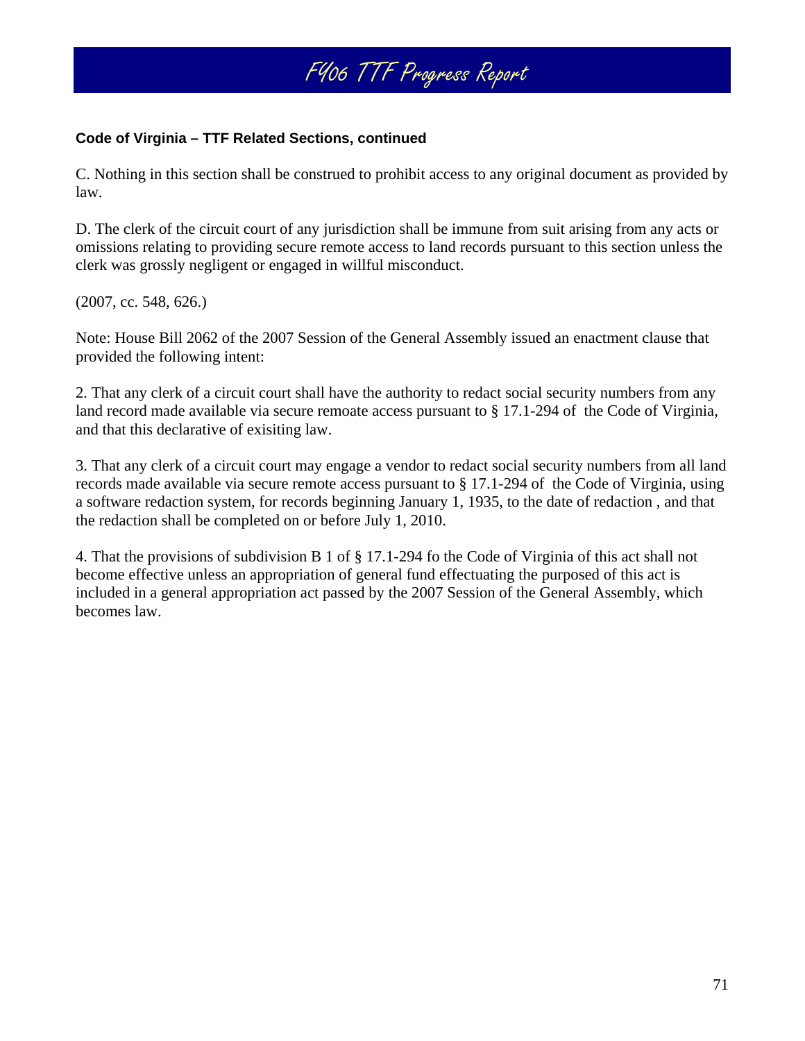**Code of Virginia – TTF Related Sections, continued**

C. Nothing in this section shall be construed to prohibit access to any original document as provided by law.

D. The clerk of the circuit court of any jurisdiction shall be immune from suit arising from any acts or omissions relating to providing secure remote access to land records pursuant to this section unless the clerk was grossly negligent or engaged in willful misconduct.

(2007, cc. 548, 626.)

Note: House Bill 2062 of the 2007 Session of the General Assembly issued an enactment clause that provided the following intent:

2. That any clerk of a circuit court shall have the authority to redact social security numbers from any land record made available via secure remoate access pursuant to § 17.1-294 of the Code of Virginia, and that this declarative of exisiting law.

3. That any clerk of a circuit court may engage a vendor to redact social security numbers from all land records made available via secure remote access pursuant to § 17.1-294 of the Code of Virginia, using a software redaction system, for records beginning January 1, 1935, to the date of redaction , and that the redaction shall be completed on or before July 1, 2010.

4. That the provisions of subdivision B 1 of § 17.1-294 fo the Code of Virginia of this act shall not become effective unless an appropriation of general fund effectuating the purposed of this act is included in a general appropriation act passed by the 2007 Session of the General Assembly, which becomes law.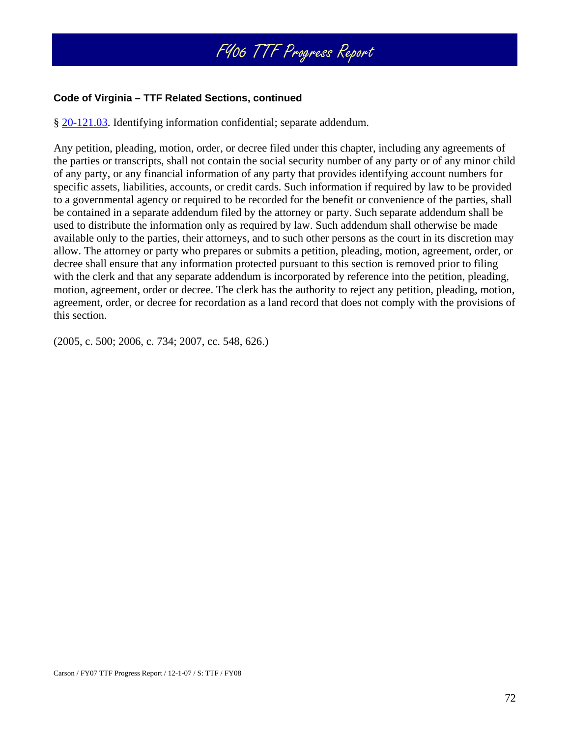**Code of Virginia – TTF Related Sections, continued**

§ 20-121.03. Identifying information confidential; separate addendum.

Any petition, pleading, motion, order, or decree filed under this chapter, including any agreements of the parties or transcripts, shall not contain the social security number of any party or of any minor child of any party, or any financial information of any party that provides identifying account numbers for specific assets, liabilities, accounts, or credit cards. Such information if required by law to be provided to a governmental agency or required to be recorded for the benefit or convenience of the parties, shall be contained in a separate addendum filed by the attorney or party. Such separate addendum shall be used to distribute the information only as required by law. Such addendum shall otherwise be made available only to the parties, their attorneys, and to such other persons as the court in its discretion may allow. The attorney or party who prepares or submits a petition, pleading, motion, agreement, order, or decree shall ensure that any information protected pursuant to this section is removed prior to filing with the clerk and that any separate addendum is incorporated by reference into the petition, pleading, motion, agreement, order or decree. The clerk has the authority to reject any petition, pleading, motion, agreement, order, or decree for recordation as a land record that does not comply with the provisions of this section.

(2005, c. 500; 2006, c. 734; 2007, cc. 548, 626.)